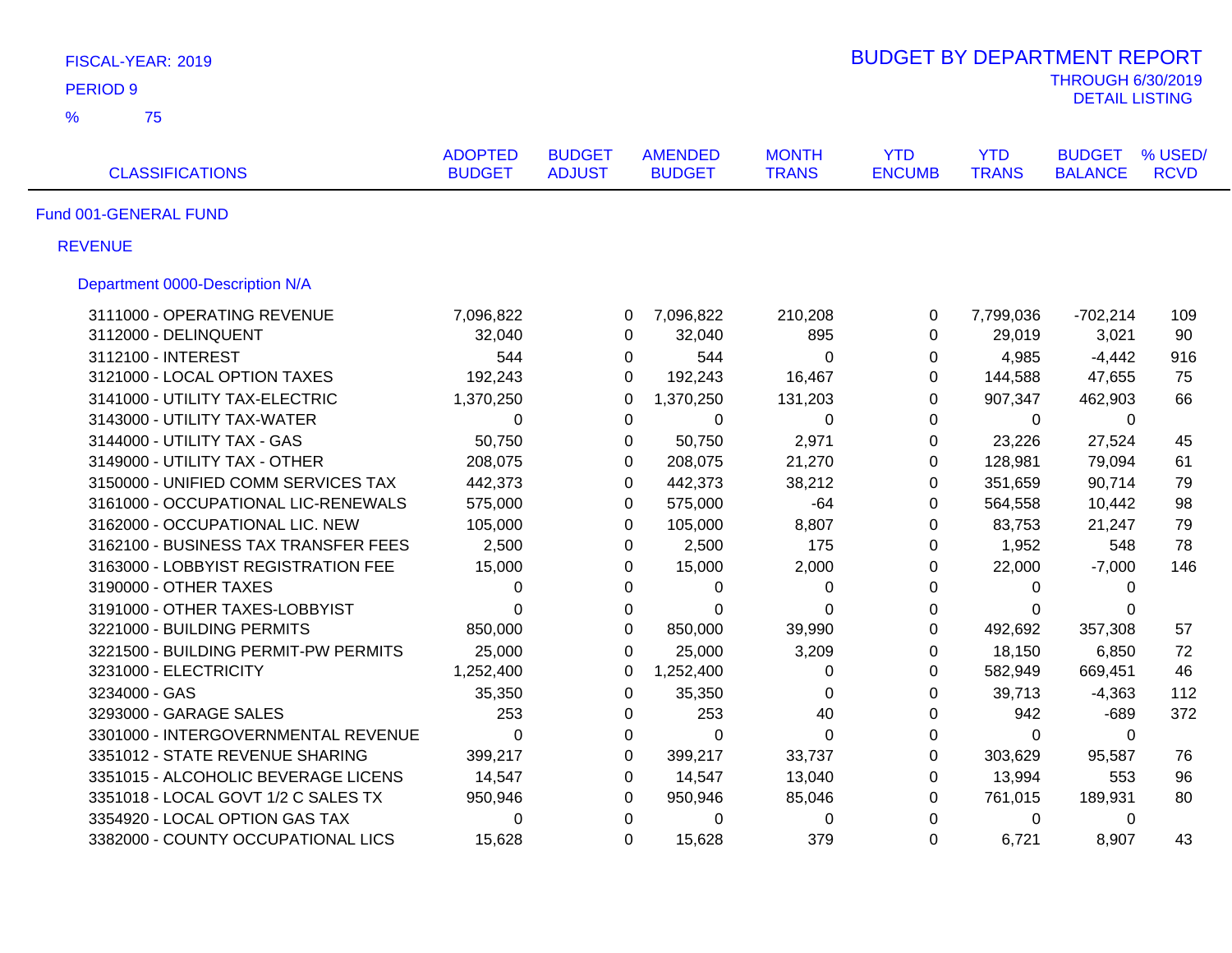FISCAL-YEAR: 2019

PERIOD 9

% 75

# BUDGET BY DEPARTMENT REPORT

THROUGH 6/30/2019

DETAIL LISTING

| CLASSIFICATIONS | ADOPTED BUDGET | BUDGET ADJUST | AMENDED BUDGET | MONTH TRANS | YTD ENCUMB | YTD TRANS | BUDGET BALANCE | % USED/ RCVD |
|---|---|---|---|---|---|---|---|---|

## Fund 001-GENERAL FUND

### REVENUE

#### Department 0000-Description N/A

| CLASSIFICATIONS | ADOPTED BUDGET | BUDGET ADJUST | AMENDED BUDGET | MONTH TRANS | YTD ENCUMB | YTD TRANS | BUDGET BALANCE | % USED/ RCVD |
|---|---|---|---|---|---|---|---|---|
| 3111000 - OPERATING REVENUE | 7,096,822 | 0 | 7,096,822 | 210,208 | 0 | 7,799,036 | -702,214 | 109 |
| 3112000 - DELINQUENT | 32,040 | 0 | 32,040 | 895 | 0 | 29,019 | 3,021 | 90 |
| 3112100 - INTEREST | 544 | 0 | 544 | 0 | 0 | 4,985 | -4,442 | 916 |
| 3121000 - LOCAL OPTION TAXES | 192,243 | 0 | 192,243 | 16,467 | 0 | 144,588 | 47,655 | 75 |
| 3141000 - UTILITY TAX-ELECTRIC | 1,370,250 | 0 | 1,370,250 | 131,203 | 0 | 907,347 | 462,903 | 66 |
| 3143000 - UTILITY TAX-WATER | 0 | 0 | 0 | 0 | 0 | 0 | 0 | |
| 3144000 - UTILITY TAX - GAS | 50,750 | 0 | 50,750 | 2,971 | 0 | 23,226 | 27,524 | 45 |
| 3149000 - UTILITY TAX - OTHER | 208,075 | 0 | 208,075 | 21,270 | 0 | 128,981 | 79,094 | 61 |
| 3150000 - UNIFIED COMM SERVICES TAX | 442,373 | 0 | 442,373 | 38,212 | 0 | 351,659 | 90,714 | 79 |
| 3161000 - OCCUPATIONAL LIC-RENEWALS | 575,000 | 0 | 575,000 | -64 | 0 | 564,558 | 10,442 | 98 |
| 3162000 - OCCUPATIONAL LIC. NEW | 105,000 | 0 | 105,000 | 8,807 | 0 | 83,753 | 21,247 | 79 |
| 3162100 - BUSINESS TAX TRANSFER FEES | 2,500 | 0 | 2,500 | 175 | 0 | 1,952 | 548 | 78 |
| 3163000 - LOBBYIST REGISTRATION FEE | 15,000 | 0 | 15,000 | 2,000 | 0 | 22,000 | -7,000 | 146 |
| 3190000 - OTHER TAXES | 0 | 0 | 0 | 0 | 0 | 0 | 0 | |
| 3191000 - OTHER TAXES-LOBBYIST | 0 | 0 | 0 | 0 | 0 | 0 | 0 | |
| 3221000 - BUILDING PERMITS | 850,000 | 0 | 850,000 | 39,990 | 0 | 492,692 | 357,308 | 57 |
| 3221500 - BUILDING PERMIT-PW PERMITS | 25,000 | 0 | 25,000 | 3,209 | 0 | 18,150 | 6,850 | 72 |
| 3231000 - ELECTRICITY | 1,252,400 | 0 | 1,252,400 | 0 | 0 | 582,949 | 669,451 | 46 |
| 3234000 - GAS | 35,350 | 0 | 35,350 | 0 | 0 | 39,713 | -4,363 | 112 |
| 3293000 - GARAGE SALES | 253 | 0 | 253 | 40 | 0 | 942 | -689 | 372 |
| 3301000 - INTERGOVERNMENTAL REVENUE | 0 | 0 | 0 | 0 | 0 | 0 | 0 | |
| 3351012 - STATE REVENUE SHARING | 399,217 | 0 | 399,217 | 33,737 | 0 | 303,629 | 95,587 | 76 |
| 3351015 - ALCOHOLIC BEVERAGE LICENS | 14,547 | 0 | 14,547 | 13,040 | 0 | 13,994 | 553 | 96 |
| 3351018 - LOCAL GOVT 1/2 C SALES TX | 950,946 | 0 | 950,946 | 85,046 | 0 | 761,015 | 189,931 | 80 |
| 3354920 - LOCAL OPTION GAS TAX | 0 | 0 | 0 | 0 | 0 | 0 | 0 | |
| 3382000 - COUNTY OCCUPATIONAL LICS | 15,628 | 0 | 15,628 | 379 | 0 | 6,721 | 8,907 | 43 |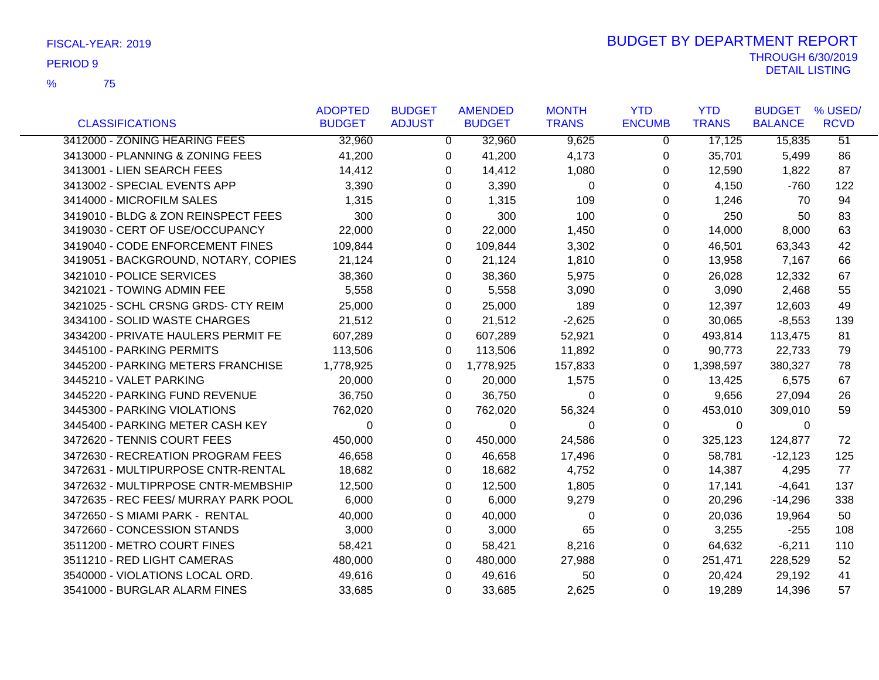FISCAL-YEAR: 2019

PERIOD 9

% 75

# BUDGET BY DEPARTMENT REPORT

THROUGH 6/30/2019

DETAIL LISTING

| CLASSIFICATIONS | ADOPTED BUDGET | BUDGET ADJUST | AMENDED BUDGET | MONTH TRANS | YTD ENCUMB | YTD TRANS | BUDGET BALANCE | % USED/ RCVD |
|---|---|---|---|---|---|---|---|---|
| 3412000 - ZONING HEARING FEES | 32,960 | 0 | 32,960 | 9,625 | 0 | 17,125 | 15,835 | 51 |
| 3413000 - PLANNING & ZONING FEES | 41,200 | 0 | 41,200 | 4,173 | 0 | 35,701 | 5,499 | 86 |
| 3413001 - LIEN SEARCH FEES | 14,412 | 0 | 14,412 | 1,080 | 0 | 12,590 | 1,822 | 87 |
| 3413002 - SPECIAL EVENTS APP | 3,390 | 0 | 3,390 | 0 | 0 | 4,150 | -760 | 122 |
| 3414000 - MICROFILM SALES | 1,315 | 0 | 1,315 | 109 | 0 | 1,246 | 70 | 94 |
| 3419010 - BLDG & ZON REINSPECT FEES | 300 | 0 | 300 | 100 | 0 | 250 | 50 | 83 |
| 3419030 - CERT OF USE/OCCUPANCY | 22,000 | 0 | 22,000 | 1,450 | 0 | 14,000 | 8,000 | 63 |
| 3419040 - CODE ENFORCEMENT FINES | 109,844 | 0 | 109,844 | 3,302 | 0 | 46,501 | 63,343 | 42 |
| 3419051 - BACKGROUND, NOTARY, COPIES | 21,124 | 0 | 21,124 | 1,810 | 0 | 13,958 | 7,167 | 66 |
| 3421010 - POLICE SERVICES | 38,360 | 0 | 38,360 | 5,975 | 0 | 26,028 | 12,332 | 67 |
| 3421021 - TOWING ADMIN FEE | 5,558 | 0 | 5,558 | 3,090 | 0 | 3,090 | 2,468 | 55 |
| 3421025 - SCHL CRSNG GRDS- CTY REIM | 25,000 | 0 | 25,000 | 189 | 0 | 12,397 | 12,603 | 49 |
| 3434100 - SOLID WASTE CHARGES | 21,512 | 0 | 21,512 | -2,625 | 0 | 30,065 | -8,553 | 139 |
| 3434200 - PRIVATE HAULERS PERMIT FE | 607,289 | 0 | 607,289 | 52,921 | 0 | 493,814 | 113,475 | 81 |
| 3445100 - PARKING PERMITS | 113,506 | 0 | 113,506 | 11,892 | 0 | 90,773 | 22,733 | 79 |
| 3445200 - PARKING METERS FRANCHISE | 1,778,925 | 0 | 1,778,925 | 157,833 | 0 | 1,398,597 | 380,327 | 78 |
| 3445210 - VALET PARKING | 20,000 | 0 | 20,000 | 1,575 | 0 | 13,425 | 6,575 | 67 |
| 3445220 - PARKING FUND REVENUE | 36,750 | 0 | 36,750 | 0 | 0 | 9,656 | 27,094 | 26 |
| 3445300 - PARKING VIOLATIONS | 762,020 | 0 | 762,020 | 56,324 | 0 | 453,010 | 309,010 | 59 |
| 3445400 - PARKING METER CASH KEY | 0 | 0 | 0 | 0 | 0 | 0 | 0 | |
| 3472620 - TENNIS COURT FEES | 450,000 | 0 | 450,000 | 24,586 | 0 | 325,123 | 124,877 | 72 |
| 3472630 - RECREATION PROGRAM FEES | 46,658 | 0 | 46,658 | 17,496 | 0 | 58,781 | -12,123 | 125 |
| 3472631 - MULTIPURPOSE CNTR-RENTAL | 18,682 | 0 | 18,682 | 4,752 | 0 | 14,387 | 4,295 | 77 |
| 3472632 - MULTIPRPOSE CNTR-MEMBSHIP | 12,500 | 0 | 12,500 | 1,805 | 0 | 17,141 | -4,641 | 137 |
| 3472635 - REC FEES/ MURRAY PARK POOL | 6,000 | 0 | 6,000 | 9,279 | 0 | 20,296 | -14,296 | 338 |
| 3472650 - S MIAMI PARK - RENTAL | 40,000 | 0 | 40,000 | 0 | 0 | 20,036 | 19,964 | 50 |
| 3472660 - CONCESSION STANDS | 3,000 | 0 | 3,000 | 65 | 0 | 3,255 | -255 | 108 |
| 3511200 - METRO COURT FINES | 58,421 | 0 | 58,421 | 8,216 | 0 | 64,632 | -6,211 | 110 |
| 3511210 - RED LIGHT CAMERAS | 480,000 | 0 | 480,000 | 27,988 | 0 | 251,471 | 228,529 | 52 |
| 3540000 - VIOLATIONS LOCAL ORD. | 49,616 | 0 | 49,616 | 50 | 0 | 20,424 | 29,192 | 41 |
| 3541000 - BURGLAR ALARM FINES | 33,685 | 0 | 33,685 | 2,625 | 0 | 19,289 | 14,396 | 57 |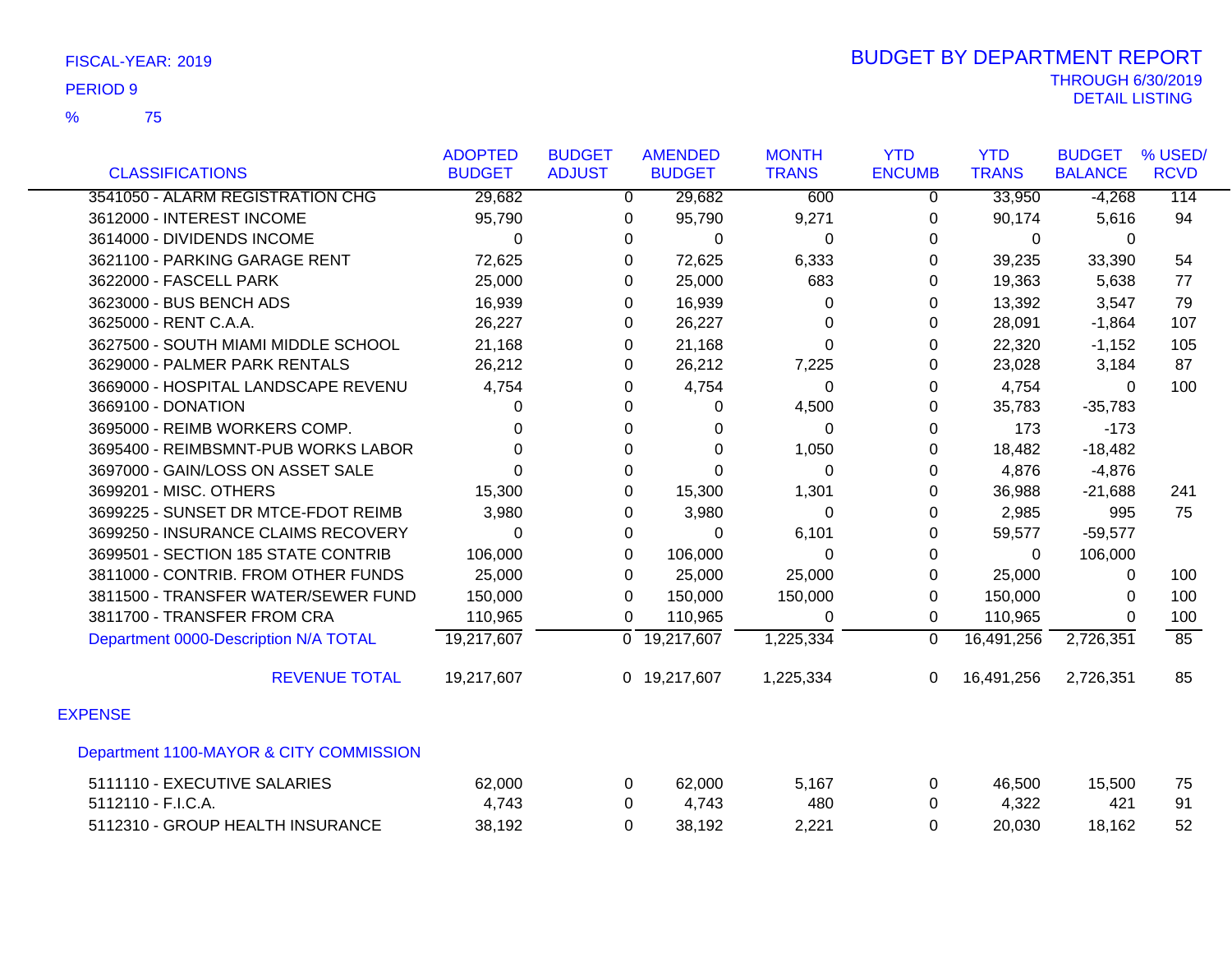FISCAL-YEAR: 2019

PERIOD 9

% 75

# BUDGET BY DEPARTMENT REPORT

THROUGH 6/30/2019
DETAIL LISTING

| CLASSIFICATIONS | ADOPTED BUDGET | BUDGET ADJUST | AMENDED BUDGET | MONTH TRANS | YTD ENCUMB | YTD TRANS | BUDGET BALANCE | % USED/ RCVD |
|---|---|---|---|---|---|---|---|---|
| 3541050 - ALARM REGISTRATION CHG | 29,682 | 0 | 29,682 | 600 | 0 | 33,950 | -4,268 | 114 |
| 3612000 - INTEREST INCOME | 95,790 | 0 | 95,790 | 9,271 | 0 | 90,174 | 5,616 | 94 |
| 3614000 - DIVIDENDS INCOME | 0 | 0 | 0 | 0 | 0 | 0 | 0 | |
| 3621100 - PARKING GARAGE RENT | 72,625 | 0 | 72,625 | 6,333 | 0 | 39,235 | 33,390 | 54 |
| 3622000 - FASCELL PARK | 25,000 | 0 | 25,000 | 683 | 0 | 19,363 | 5,638 | 77 |
| 3623000 - BUS BENCH ADS | 16,939 | 0 | 16,939 | 0 | 0 | 13,392 | 3,547 | 79 |
| 3625000 - RENT C.A.A. | 26,227 | 0 | 26,227 | 0 | 0 | 28,091 | -1,864 | 107 |
| 3627500 - SOUTH MIAMI MIDDLE SCHOOL | 21,168 | 0 | 21,168 | 0 | 0 | 22,320 | -1,152 | 105 |
| 3629000 - PALMER PARK RENTALS | 26,212 | 0 | 26,212 | 7,225 | 0 | 23,028 | 3,184 | 87 |
| 3669000 - HOSPITAL LANDSCAPE REVENU | 4,754 | 0 | 4,754 | 0 | 0 | 4,754 | 0 | 100 |
| 3669100 - DONATION | 0 | 0 | 0 | 4,500 | 0 | 35,783 | -35,783 | |
| 3695000 - REIMB WORKERS COMP. | 0 | 0 | 0 | 0 | 0 | 173 | -173 | |
| 3695400 - REIMBSMNT-PUB WORKS LABOR | 0 | 0 | 0 | 1,050 | 0 | 18,482 | -18,482 | |
| 3697000 - GAIN/LOSS ON ASSET SALE | 0 | 0 | 0 | 0 | 0 | 4,876 | -4,876 | |
| 3699201 - MISC. OTHERS | 15,300 | 0 | 15,300 | 1,301 | 0 | 36,988 | -21,688 | 241 |
| 3699225 - SUNSET DR MTCE-FDOT REIMB | 3,980 | 0 | 3,980 | 0 | 0 | 2,985 | 995 | 75 |
| 3699250 - INSURANCE CLAIMS RECOVERY | 0 | 0 | 0 | 6,101 | 0 | 59,577 | -59,577 | |
| 3699501 - SECTION 185 STATE CONTRIB | 106,000 | 0 | 106,000 | 0 | 0 | 0 | 106,000 | |
| 3811000 - CONTRIB. FROM OTHER FUNDS | 25,000 | 0 | 25,000 | 25,000 | 0 | 25,000 | 0 | 100 |
| 3811500 - TRANSFER WATER/SEWER FUND | 150,000 | 0 | 150,000 | 150,000 | 0 | 150,000 | 0 | 100 |
| 3811700 - TRANSFER FROM CRA | 110,965 | 0 | 110,965 | 0 | 0 | 110,965 | 0 | 100 |
| Department 0000-Description N/A TOTAL | 19,217,607 | 0 | 19,217,607 | 1,225,334 | 0 | 16,491,256 | 2,726,351 | 85 |
| REVENUE TOTAL | 19,217,607 | 0 | 19,217,607 | 1,225,334 | 0 | 16,491,256 | 2,726,351 | 85 |

## EXPENSE

### Department 1100-MAYOR & CITY COMMISSION

| CLASSIFICATIONS | ADOPTED BUDGET | BUDGET ADJUST | AMENDED BUDGET | MONTH TRANS | YTD ENCUMB | YTD TRANS | BUDGET BALANCE | % USED/ RCVD |
|---|---|---|---|---|---|---|---|---|
| 5111110 - EXECUTIVE SALARIES | 62,000 | 0 | 62,000 | 5,167 | 0 | 46,500 | 15,500 | 75 |
| 5112110 - F.I.C.A. | 4,743 | 0 | 4,743 | 480 | 0 | 4,322 | 421 | 91 |
| 5112310 - GROUP HEALTH INSURANCE | 38,192 | 0 | 38,192 | 2,221 | 0 | 20,030 | 18,162 | 52 |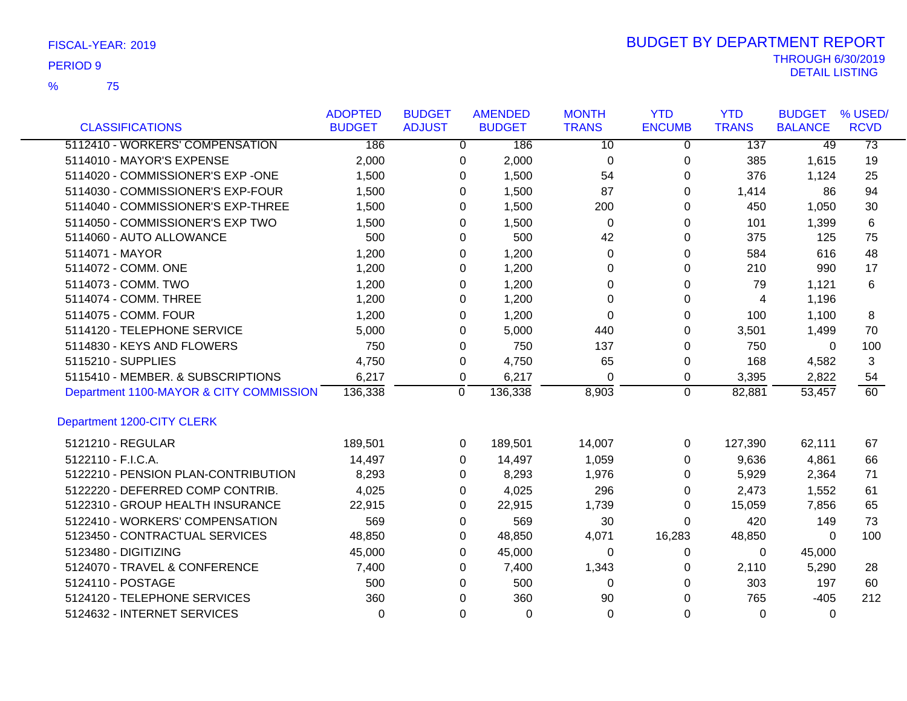FISCAL-YEAR: 2019

PERIOD 9

% 75

# BUDGET BY DEPARTMENT REPORT

THROUGH 6/30/2019

DETAIL LISTING

| CLASSIFICATIONS | ADOPTED BUDGET | BUDGET ADJUST | AMENDED BUDGET | MONTH TRANS | YTD ENCUMB | YTD TRANS | BUDGET BALANCE | % USED/ RCVD |
|---|---|---|---|---|---|---|---|---|
| 5112410 - WORKERS' COMPENSATION | 186 | 0 | 186 | 10 | 0 | 137 | 49 | 73 |
| 5114010 - MAYOR'S EXPENSE | 2,000 | 0 | 2,000 | 0 | 0 | 385 | 1,615 | 19 |
| 5114020 - COMMISSIONER'S EXP -ONE | 1,500 | 0 | 1,500 | 54 | 0 | 376 | 1,124 | 25 |
| 5114030 - COMMISSIONER'S EXP-FOUR | 1,500 | 0 | 1,500 | 87 | 0 | 1,414 | 86 | 94 |
| 5114040 - COMMISSIONER'S EXP-THREE | 1,500 | 0 | 1,500 | 200 | 0 | 450 | 1,050 | 30 |
| 5114050 - COMMISSIONER'S EXP TWO | 1,500 | 0 | 1,500 | 0 | 0 | 101 | 1,399 | 6 |
| 5114060 - AUTO ALLOWANCE | 500 | 0 | 500 | 42 | 0 | 375 | 125 | 75 |
| 5114071 - MAYOR | 1,200 | 0 | 1,200 | 0 | 0 | 584 | 616 | 48 |
| 5114072 - COMM. ONE | 1,200 | 0 | 1,200 | 0 | 0 | 210 | 990 | 17 |
| 5114073 - COMM. TWO | 1,200 | 0 | 1,200 | 0 | 0 | 79 | 1,121 | 6 |
| 5114074 - COMM. THREE | 1,200 | 0 | 1,200 | 0 | 0 | 4 | 1,196 | |
| 5114075 - COMM. FOUR | 1,200 | 0 | 1,200 | 0 | 0 | 100 | 1,100 | 8 |
| 5114120 - TELEPHONE SERVICE | 5,000 | 0 | 5,000 | 440 | 0 | 3,501 | 1,499 | 70 |
| 5114830 - KEYS AND FLOWERS | 750 | 0 | 750 | 137 | 0 | 750 | 0 | 100 |
| 5115210 - SUPPLIES | 4,750 | 0 | 4,750 | 65 | 0 | 168 | 4,582 | 3 |
| 5115410 - MEMBER. & SUBSCRIPTIONS | 6,217 | 0 | 6,217 | 0 | 0 | 3,395 | 2,822 | 54 |
| Department 1100-MAYOR & CITY COMMISSION | 136,338 | 0 | 136,338 | 8,903 | 0 | 82,881 | 53,457 | 60 |
| **Department 1200-CITY CLERK** | | | | | | | | |
| 5121210 - REGULAR | 189,501 | 0 | 189,501 | 14,007 | 0 | 127,390 | 62,111 | 67 |
| 5122110 - F.I.C.A. | 14,497 | 0 | 14,497 | 1,059 | 0 | 9,636 | 4,861 | 66 |
| 5122210 - PENSION PLAN-CONTRIBUTION | 8,293 | 0 | 8,293 | 1,976 | 0 | 5,929 | 2,364 | 71 |
| 5122220 - DEFERRED COMP CONTRIB. | 4,025 | 0 | 4,025 | 296 | 0 | 2,473 | 1,552 | 61 |
| 5122310 - GROUP HEALTH INSURANCE | 22,915 | 0 | 22,915 | 1,739 | 0 | 15,059 | 7,856 | 65 |
| 5122410 - WORKERS' COMPENSATION | 569 | 0 | 569 | 30 | 0 | 420 | 149 | 73 |
| 5123450 - CONTRACTUAL SERVICES | 48,850 | 0 | 48,850 | 4,071 | 16,283 | 48,850 | 0 | 100 |
| 5123480 - DIGITIZING | 45,000 | 0 | 45,000 | 0 | 0 | 0 | 45,000 | |
| 5124070 - TRAVEL & CONFERENCE | 7,400 | 0 | 7,400 | 1,343 | 0 | 2,110 | 5,290 | 28 |
| 5124110 - POSTAGE | 500 | 0 | 500 | 0 | 0 | 303 | 197 | 60 |
| 5124120 - TELEPHONE SERVICES | 360 | 0 | 360 | 90 | 0 | 765 | -405 | 212 |
| 5124632 - INTERNET SERVICES | 0 | 0 | 0 | 0 | 0 | 0 | 0 | |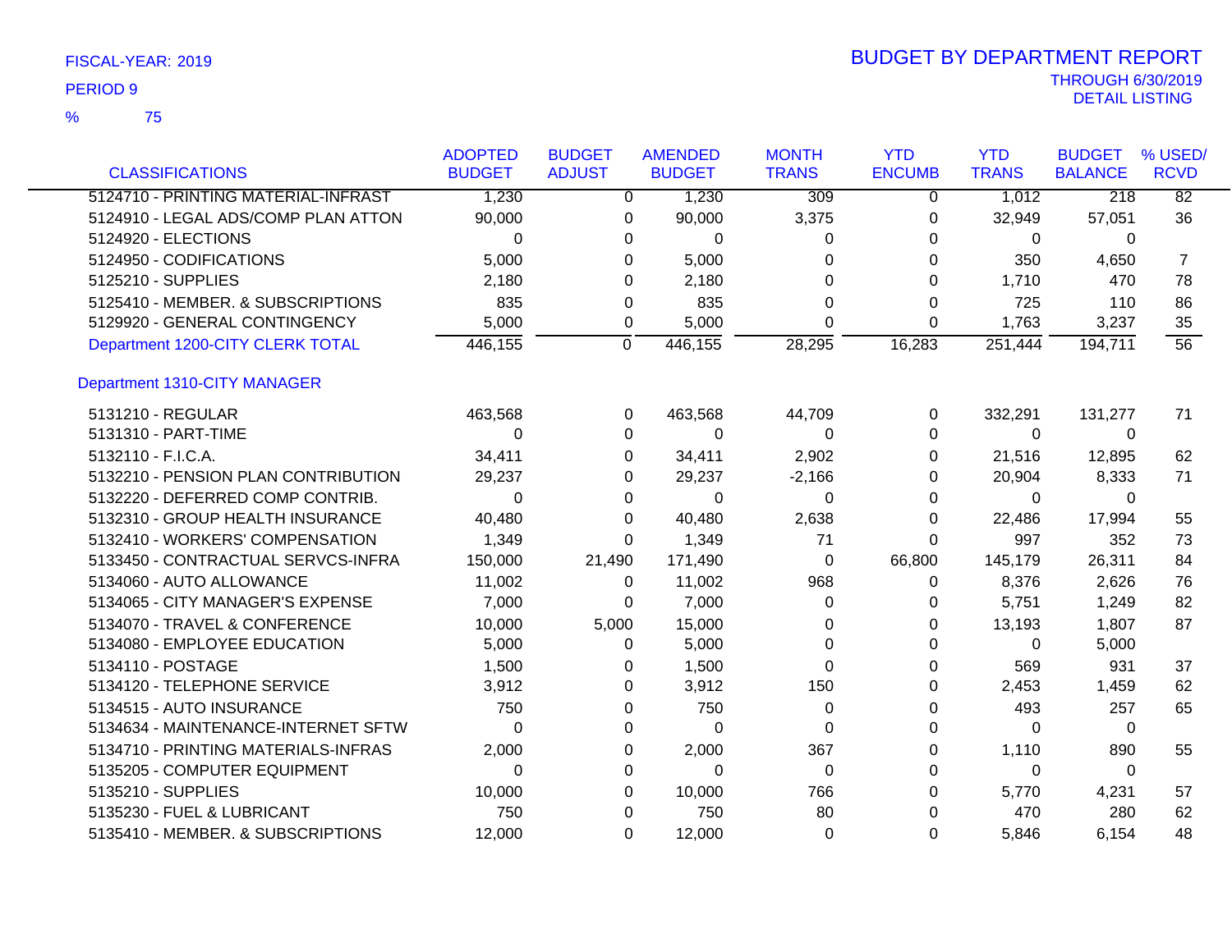FISCAL-YEAR: 2019

PERIOD 9

% 75

# BUDGET BY DEPARTMENT REPORT

THROUGH 6/30/2019

DETAIL LISTING

| CLASSIFICATIONS | ADOPTED BUDGET | BUDGET ADJUST | AMENDED BUDGET | MONTH TRANS | YTD ENCUMB | YTD TRANS | BUDGET BALANCE | % USED/ RCVD |
|---|---|---|---|---|---|---|---|---|
| 5124710 - PRINTING MATERIAL-INFRAST | 1,230 | 0 | 1,230 | 309 | 0 | 1,012 | 218 | 82 |
| 5124910 - LEGAL ADS/COMP PLAN ATTON | 90,000 | 0 | 90,000 | 3,375 | 0 | 32,949 | 57,051 | 36 |
| 5124920 - ELECTIONS | 0 | 0 | 0 | 0 | 0 | 0 | 0 | |
| 5124950 - CODIFICATIONS | 5,000 | 0 | 5,000 | 0 | 0 | 350 | 4,650 | 7 |
| 5125210 - SUPPLIES | 2,180 | 0 | 2,180 | 0 | 0 | 1,710 | 470 | 78 |
| 5125410 - MEMBER. & SUBSCRIPTIONS | 835 | 0 | 835 | 0 | 0 | 725 | 110 | 86 |
| 5129920 - GENERAL CONTINGENCY | 5,000 | 0 | 5,000 | 0 | 0 | 1,763 | 3,237 | 35 |
| Department 1200-CITY CLERK TOTAL | 446,155 | 0 | 446,155 | 28,295 | 16,283 | 251,444 | 194,711 | 56 |
| **Department 1310-CITY MANAGER** | | | | | | | | |
| 5131210 - REGULAR | 463,568 | 0 | 463,568 | 44,709 | 0 | 332,291 | 131,277 | 71 |
| 5131310 - PART-TIME | 0 | 0 | 0 | 0 | 0 | 0 | 0 | |
| 5132110 - F.I.C.A. | 34,411 | 0 | 34,411 | 2,902 | 0 | 21,516 | 12,895 | 62 |
| 5132210 - PENSION PLAN CONTRIBUTION | 29,237 | 0 | 29,237 | -2,166 | 0 | 20,904 | 8,333 | 71 |
| 5132220 - DEFERRED COMP CONTRIB. | 0 | 0 | 0 | 0 | 0 | 0 | 0 | |
| 5132310 - GROUP HEALTH INSURANCE | 40,480 | 0 | 40,480 | 2,638 | 0 | 22,486 | 17,994 | 55 |
| 5132410 - WORKERS' COMPENSATION | 1,349 | 0 | 1,349 | 71 | 0 | 997 | 352 | 73 |
| 5133450 - CONTRACTUAL SERVCS-INFRA | 150,000 | 21,490 | 171,490 | 0 | 66,800 | 145,179 | 26,311 | 84 |
| 5134060 - AUTO ALLOWANCE | 11,002 | 0 | 11,002 | 968 | 0 | 8,376 | 2,626 | 76 |
| 5134065 - CITY MANAGER'S EXPENSE | 7,000 | 0 | 7,000 | 0 | 0 | 5,751 | 1,249 | 82 |
| 5134070 - TRAVEL & CONFERENCE | 10,000 | 5,000 | 15,000 | 0 | 0 | 13,193 | 1,807 | 87 |
| 5134080 - EMPLOYEE EDUCATION | 5,000 | 0 | 5,000 | 0 | 0 | 0 | 5,000 | |
| 5134110 - POSTAGE | 1,500 | 0 | 1,500 | 0 | 0 | 569 | 931 | 37 |
| 5134120 - TELEPHONE SERVICE | 3,912 | 0 | 3,912 | 150 | 0 | 2,453 | 1,459 | 62 |
| 5134515 - AUTO INSURANCE | 750 | 0 | 750 | 0 | 0 | 493 | 257 | 65 |
| 5134634 - MAINTENANCE-INTERNET SFTW | 0 | 0 | 0 | 0 | 0 | 0 | 0 | |
| 5134710 - PRINTING MATERIALS-INFRAS | 2,000 | 0 | 2,000 | 367 | 0 | 1,110 | 890 | 55 |
| 5135205 - COMPUTER EQUIPMENT | 0 | 0 | 0 | 0 | 0 | 0 | 0 | |
| 5135210 - SUPPLIES | 10,000 | 0 | 10,000 | 766 | 0 | 5,770 | 4,231 | 57 |
| 5135230 - FUEL & LUBRICANT | 750 | 0 | 750 | 80 | 0 | 470 | 280 | 62 |
| 5135410 - MEMBER. & SUBSCRIPTIONS | 12,000 | 0 | 12,000 | 0 | 0 | 5,846 | 6,154 | 48 |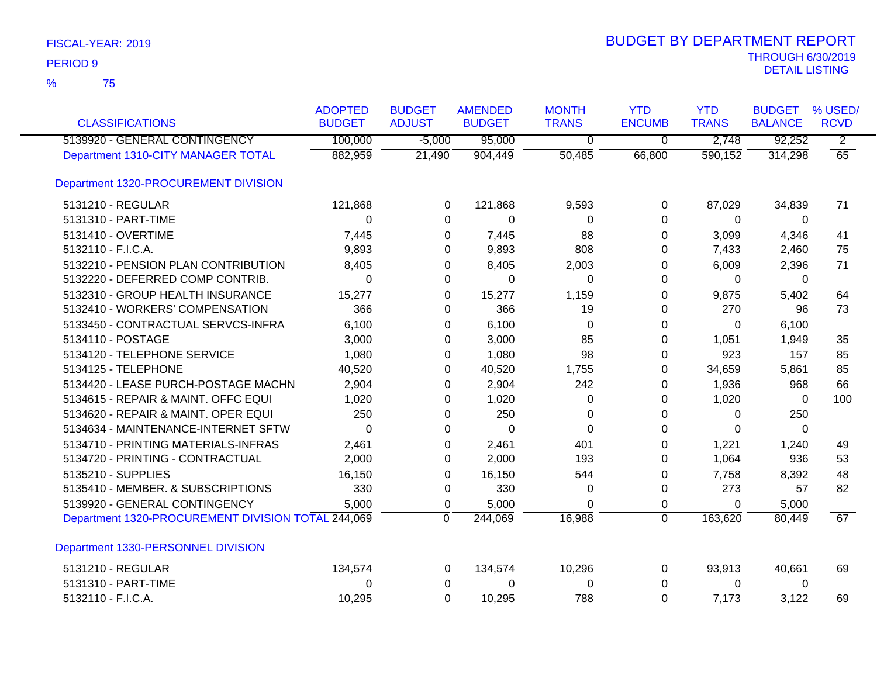FISCAL-YEAR: 2019

PERIOD 9

% 75

# BUDGET BY DEPARTMENT REPORT

THROUGH 6/30/2019

DETAIL LISTING

| CLASSIFICATIONS | ADOPTED BUDGET | BUDGET ADJUST | AMENDED BUDGET | MONTH TRANS | YTD ENCUMB | YTD TRANS | BUDGET BALANCE | % USED/ RCVD |
|---|---|---|---|---|---|---|---|---|
| 5139920 - GENERAL CONTINGENCY | 100,000 | -5,000 | 95,000 | 0 | 0 | 2,748 | 92,252 | 2 |
| Department 1310-CITY MANAGER TOTAL | 882,959 | 21,490 | 904,449 | 50,485 | 66,800 | 590,152 | 314,298 | 65 |
| Department 1320-PROCUREMENT DIVISION | | | | | | | | |
| 5131210 - REGULAR | 121,868 | 0 | 121,868 | 9,593 | 0 | 87,029 | 34,839 | 71 |
| 5131310 - PART-TIME | 0 | 0 | 0 | 0 | 0 | 0 | 0 | |
| 5131410 - OVERTIME | 7,445 | 0 | 7,445 | 88 | 0 | 3,099 | 4,346 | 41 |
| 5132110 - F.I.C.A. | 9,893 | 0 | 9,893 | 808 | 0 | 7,433 | 2,460 | 75 |
| 5132210 - PENSION PLAN CONTRIBUTION | 8,405 | 0 | 8,405 | 2,003 | 0 | 6,009 | 2,396 | 71 |
| 5132220 - DEFERRED COMP CONTRIB. | 0 | 0 | 0 | 0 | 0 | 0 | 0 | |
| 5132310 - GROUP HEALTH INSURANCE | 15,277 | 0 | 15,277 | 1,159 | 0 | 9,875 | 5,402 | 64 |
| 5132410 - WORKERS' COMPENSATION | 366 | 0 | 366 | 19 | 0 | 270 | 96 | 73 |
| 5133450 - CONTRACTUAL SERVCS-INFRA | 6,100 | 0 | 6,100 | 0 | 0 | 0 | 6,100 | |
| 5134110 - POSTAGE | 3,000 | 0 | 3,000 | 85 | 0 | 1,051 | 1,949 | 35 |
| 5134120 - TELEPHONE SERVICE | 1,080 | 0 | 1,080 | 98 | 0 | 923 | 157 | 85 |
| 5134125 - TELEPHONE | 40,520 | 0 | 40,520 | 1,755 | 0 | 34,659 | 5,861 | 85 |
| 5134420 - LEASE PURCH-POSTAGE MACHN | 2,904 | 0 | 2,904 | 242 | 0 | 1,936 | 968 | 66 |
| 5134615 - REPAIR & MAINT. OFFC EQUI | 1,020 | 0 | 1,020 | 0 | 0 | 1,020 | 0 | 100 |
| 5134620 - REPAIR & MAINT. OPER EQUI | 250 | 0 | 250 | 0 | 0 | 0 | 250 | |
| 5134634 - MAINTENANCE-INTERNET SFTW | 0 | 0 | 0 | 0 | 0 | 0 | 0 | |
| 5134710 - PRINTING MATERIALS-INFRAS | 2,461 | 0 | 2,461 | 401 | 0 | 1,221 | 1,240 | 49 |
| 5134720 - PRINTING - CONTRACTUAL | 2,000 | 0 | 2,000 | 193 | 0 | 1,064 | 936 | 53 |
| 5135210 - SUPPLIES | 16,150 | 0 | 16,150 | 544 | 0 | 7,758 | 8,392 | 48 |
| 5135410 - MEMBER. & SUBSCRIPTIONS | 330 | 0 | 330 | 0 | 0 | 273 | 57 | 82 |
| 5139920 - GENERAL CONTINGENCY | 5,000 | 0 | 5,000 | 0 | 0 | 0 | 5,000 | |
| Department 1320-PROCUREMENT DIVISION TOTAL | 244,069 | 0 | 244,069 | 16,988 | 0 | 163,620 | 80,449 | 67 |
| Department 1330-PERSONNEL DIVISION | | | | | | | | |
| 5131210 - REGULAR | 134,574 | 0 | 134,574 | 10,296 | 0 | 93,913 | 40,661 | 69 |
| 5131310 - PART-TIME | 0 | 0 | 0 | 0 | 0 | 0 | 0 | |
| 5132110 - F.I.C.A. | 10,295 | 0 | 10,295 | 788 | 0 | 7,173 | 3,122 | 69 |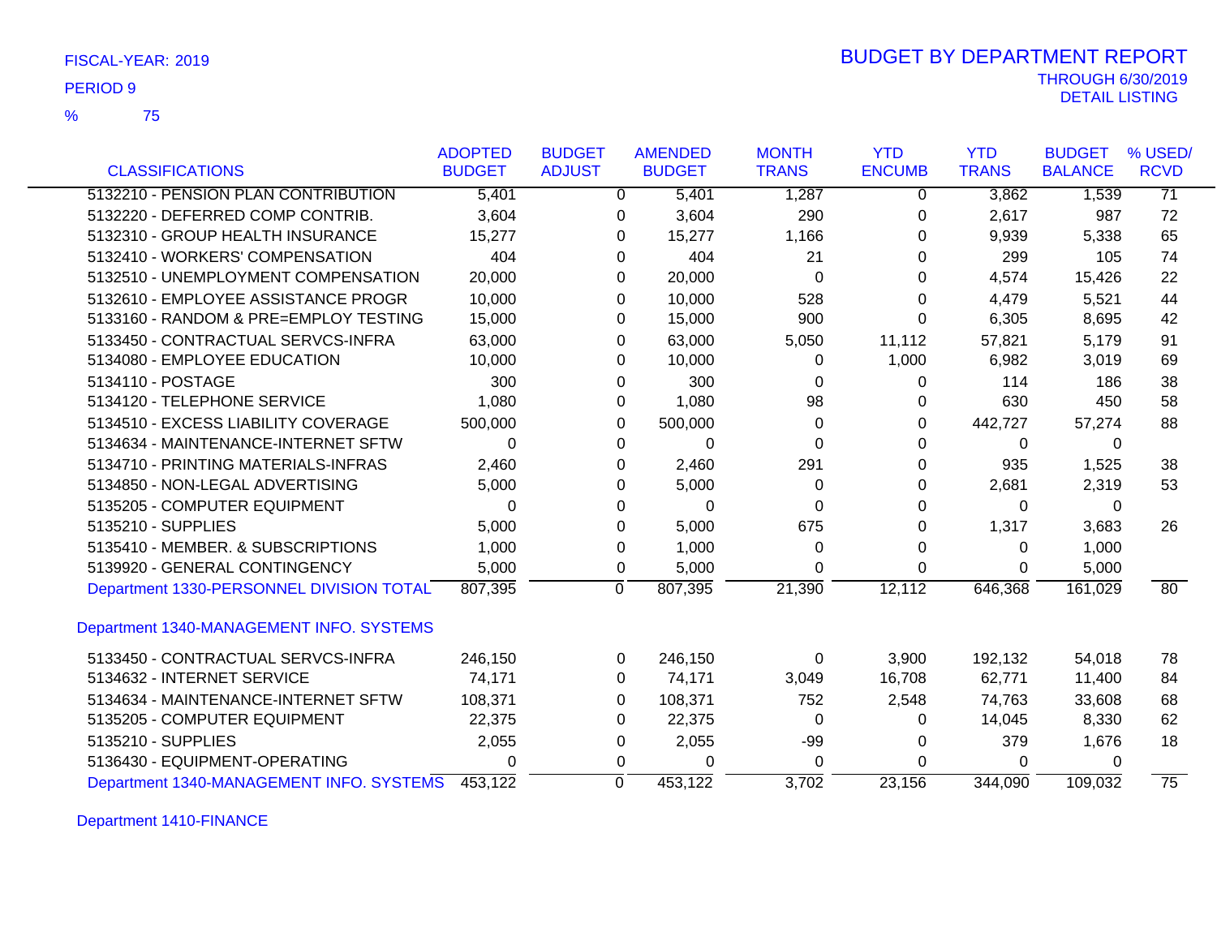FISCAL-YEAR: 2019
PERIOD 9
% 75

# BUDGET BY DEPARTMENT REPORT

THROUGH 6/30/2019
DETAIL LISTING

| CLASSIFICATIONS | ADOPTED BUDGET | BUDGET ADJUST | AMENDED BUDGET | MONTH TRANS | YTD ENCUMB | YTD TRANS | BUDGET BALANCE | % USED/ RCVD |
|---|---|---|---|---|---|---|---|---|
| 5132210 - PENSION PLAN CONTRIBUTION | 5,401 | 0 | 5,401 | 1,287 | 0 | 3,862 | 1,539 | 71 |
| 5132220 - DEFERRED COMP CONTRIB. | 3,604 | 0 | 3,604 | 290 | 0 | 2,617 | 987 | 72 |
| 5132310 - GROUP HEALTH INSURANCE | 15,277 | 0 | 15,277 | 1,166 | 0 | 9,939 | 5,338 | 65 |
| 5132410 - WORKERS' COMPENSATION | 404 | 0 | 404 | 21 | 0 | 299 | 105 | 74 |
| 5132510 - UNEMPLOYMENT COMPENSATION | 20,000 | 0 | 20,000 | 0 | 0 | 4,574 | 15,426 | 22 |
| 5132610 - EMPLOYEE ASSISTANCE PROGR | 10,000 | 0 | 10,000 | 528 | 0 | 4,479 | 5,521 | 44 |
| 5133160 - RANDOM & PRE=EMPLOY TESTING | 15,000 | 0 | 15,000 | 900 | 0 | 6,305 | 8,695 | 42 |
| 5133450 - CONTRACTUAL SERVCS-INFRA | 63,000 | 0 | 63,000 | 5,050 | 11,112 | 57,821 | 5,179 | 91 |
| 5134080 - EMPLOYEE EDUCATION | 10,000 | 0 | 10,000 | 0 | 1,000 | 6,982 | 3,019 | 69 |
| 5134110 - POSTAGE | 300 | 0 | 300 | 0 | 0 | 114 | 186 | 38 |
| 5134120 - TELEPHONE SERVICE | 1,080 | 0 | 1,080 | 98 | 0 | 630 | 450 | 58 |
| 5134510 - EXCESS LIABILITY COVERAGE | 500,000 | 0 | 500,000 | 0 | 0 | 442,727 | 57,274 | 88 |
| 5134634 - MAINTENANCE-INTERNET SFTW | 0 | 0 | 0 | 0 | 0 | 0 | 0 | |
| 5134710 - PRINTING MATERIALS-INFRAS | 2,460 | 0 | 2,460 | 291 | 0 | 935 | 1,525 | 38 |
| 5134850 - NON-LEGAL ADVERTISING | 5,000 | 0 | 5,000 | 0 | 0 | 2,681 | 2,319 | 53 |
| 5135205 - COMPUTER EQUIPMENT | 0 | 0 | 0 | 0 | 0 | 0 | 0 | |
| 5135210 - SUPPLIES | 5,000 | 0 | 5,000 | 675 | 0 | 1,317 | 3,683 | 26 |
| 5135410 - MEMBER. & SUBSCRIPTIONS | 1,000 | 0 | 1,000 | 0 | 0 | 0 | 1,000 | |
| 5139920 - GENERAL CONTINGENCY | 5,000 | 0 | 5,000 | 0 | 0 | 0 | 5,000 | |
| Department 1330-PERSONNEL DIVISION TOTAL | 807,395 | 0 | 807,395 | 21,390 | 12,112 | 646,368 | 161,029 | 80 |
| **Department 1340-MANAGEMENT INFO. SYSTEMS** | | | | | | | | |
| 5133450 - CONTRACTUAL SERVCS-INFRA | 246,150 | 0 | 246,150 | 0 | 3,900 | 192,132 | 54,018 | 78 |
| 5134632 - INTERNET SERVICE | 74,171 | 0 | 74,171 | 3,049 | 16,708 | 62,771 | 11,400 | 84 |
| 5134634 - MAINTENANCE-INTERNET SFTW | 108,371 | 0 | 108,371 | 752 | 2,548 | 74,763 | 33,608 | 68 |
| 5135205 - COMPUTER EQUIPMENT | 22,375 | 0 | 22,375 | 0 | 0 | 14,045 | 8,330 | 62 |
| 5135210 - SUPPLIES | 2,055 | 0 | 2,055 | -99 | 0 | 379 | 1,676 | 18 |
| 5136430 - EQUIPMENT-OPERATING | 0 | 0 | 0 | 0 | 0 | 0 | 0 | |
| Department 1340-MANAGEMENT INFO. SYSTEMS | 453,122 | 0 | 453,122 | 3,702 | 23,156 | 344,090 | 109,032 | 75 |

Department 1410-FINANCE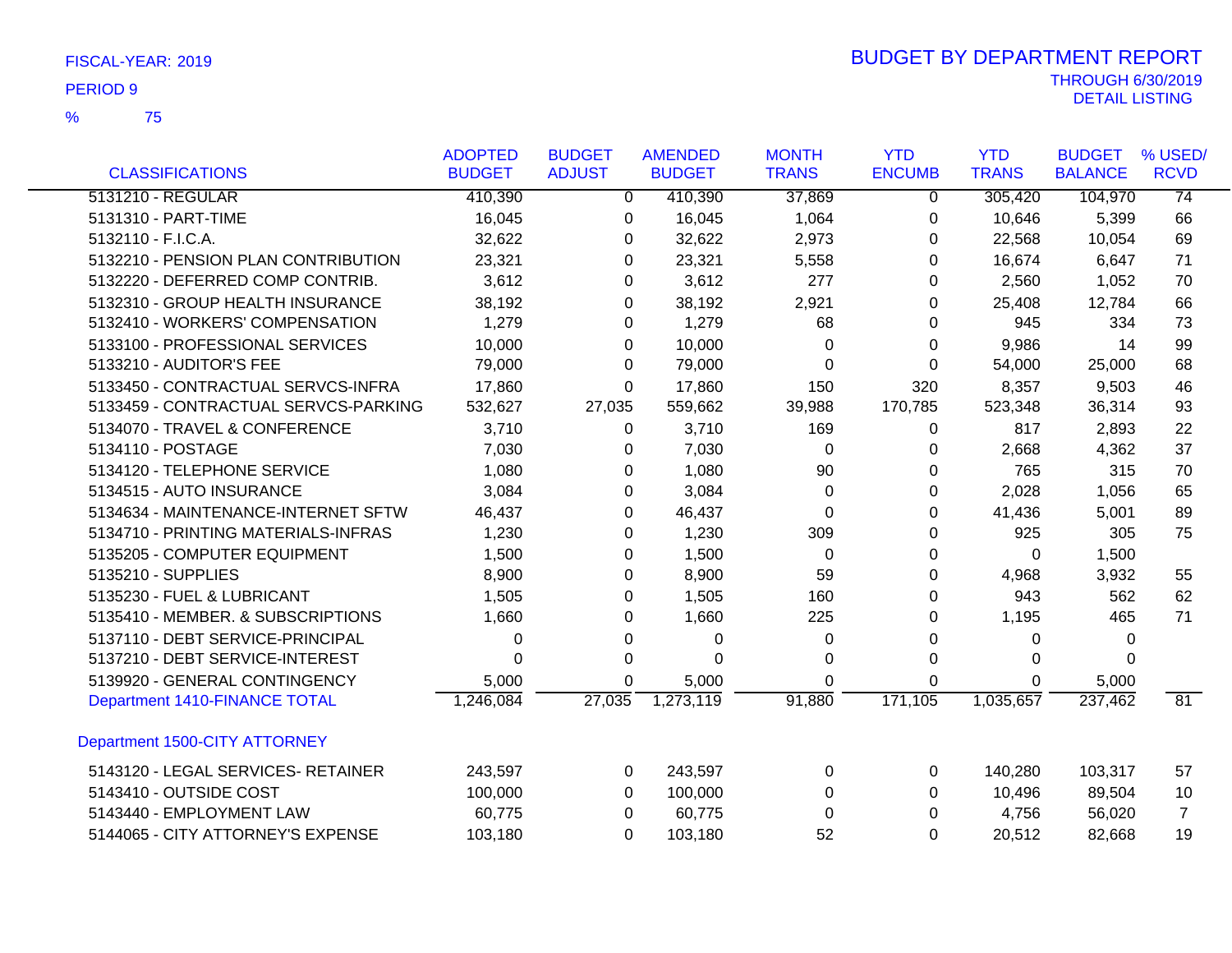FISCAL-YEAR: 2019

PERIOD 9

% 75

# BUDGET BY DEPARTMENT REPORT

THROUGH 6/30/2019

DETAIL LISTING

| CLASSIFICATIONS | ADOPTED BUDGET | BUDGET ADJUST | AMENDED BUDGET | MONTH TRANS | YTD ENCUMB | YTD TRANS | BUDGET BALANCE | % USED/ RCVD |
|---|---|---|---|---|---|---|---|---|
| 5131210 - REGULAR | 410,390 | 0 | 410,390 | 37,869 | 0 | 305,420 | 104,970 | 74 |
| 5131310 - PART-TIME | 16,045 | 0 | 16,045 | 1,064 | 0 | 10,646 | 5,399 | 66 |
| 5132110 - F.I.C.A. | 32,622 | 0 | 32,622 | 2,973 | 0 | 22,568 | 10,054 | 69 |
| 5132210 - PENSION PLAN CONTRIBUTION | 23,321 | 0 | 23,321 | 5,558 | 0 | 16,674 | 6,647 | 71 |
| 5132220 - DEFERRED COMP CONTRIB. | 3,612 | 0 | 3,612 | 277 | 0 | 2,560 | 1,052 | 70 |
| 5132310 - GROUP HEALTH INSURANCE | 38,192 | 0 | 38,192 | 2,921 | 0 | 25,408 | 12,784 | 66 |
| 5132410 - WORKERS' COMPENSATION | 1,279 | 0 | 1,279 | 68 | 0 | 945 | 334 | 73 |
| 5133100 - PROFESSIONAL SERVICES | 10,000 | 0 | 10,000 | 0 | 0 | 9,986 | 14 | 99 |
| 5133210 - AUDITOR'S FEE | 79,000 | 0 | 79,000 | 0 | 0 | 54,000 | 25,000 | 68 |
| 5133450 - CONTRACTUAL SERVCS-INFRA | 17,860 | 0 | 17,860 | 150 | 320 | 8,357 | 9,503 | 46 |
| 5133459 - CONTRACTUAL SERVCS-PARKING | 532,627 | 27,035 | 559,662 | 39,988 | 170,785 | 523,348 | 36,314 | 93 |
| 5134070 - TRAVEL & CONFERENCE | 3,710 | 0 | 3,710 | 169 | 0 | 817 | 2,893 | 22 |
| 5134110 - POSTAGE | 7,030 | 0 | 7,030 | 0 | 0 | 2,668 | 4,362 | 37 |
| 5134120 - TELEPHONE SERVICE | 1,080 | 0 | 1,080 | 90 | 0 | 765 | 315 | 70 |
| 5134515 - AUTO INSURANCE | 3,084 | 0 | 3,084 | 0 | 0 | 2,028 | 1,056 | 65 |
| 5134634 - MAINTENANCE-INTERNET SFTW | 46,437 | 0 | 46,437 | 0 | 0 | 41,436 | 5,001 | 89 |
| 5134710 - PRINTING MATERIALS-INFRAS | 1,230 | 0 | 1,230 | 309 | 0 | 925 | 305 | 75 |
| 5135205 - COMPUTER EQUIPMENT | 1,500 | 0 | 1,500 | 0 | 0 | 0 | 1,500 | |
| 5135210 - SUPPLIES | 8,900 | 0 | 8,900 | 59 | 0 | 4,968 | 3,932 | 55 |
| 5135230 - FUEL & LUBRICANT | 1,505 | 0 | 1,505 | 160 | 0 | 943 | 562 | 62 |
| 5135410 - MEMBER. & SUBSCRIPTIONS | 1,660 | 0 | 1,660 | 225 | 0 | 1,195 | 465 | 71 |
| 5137110 - DEBT SERVICE-PRINCIPAL | 0 | 0 | 0 | 0 | 0 | 0 | 0 | |
| 5137210 - DEBT SERVICE-INTEREST | 0 | 0 | 0 | 0 | 0 | 0 | 0 | |
| 5139920 - GENERAL CONTINGENCY | 5,000 | 0 | 5,000 | 0 | 0 | 0 | 5,000 | |
| Department 1410-FINANCE TOTAL | 1,246,084 | 27,035 | 1,273,119 | 91,880 | 171,105 | 1,035,657 | 237,462 | 81 |
| **Department 1500-CITY ATTORNEY** | | | | | | | | |
| 5143120 - LEGAL SERVICES- RETAINER | 243,597 | 0 | 243,597 | 0 | 0 | 140,280 | 103,317 | 57 |
| 5143410 - OUTSIDE COST | 100,000 | 0 | 100,000 | 0 | 0 | 10,496 | 89,504 | 10 |
| 5143440 - EMPLOYMENT LAW | 60,775 | 0 | 60,775 | 0 | 0 | 4,756 | 56,020 | 7 |
| 5144065 - CITY ATTORNEY'S EXPENSE | 103,180 | 0 | 103,180 | 52 | 0 | 20,512 | 82,668 | 19 |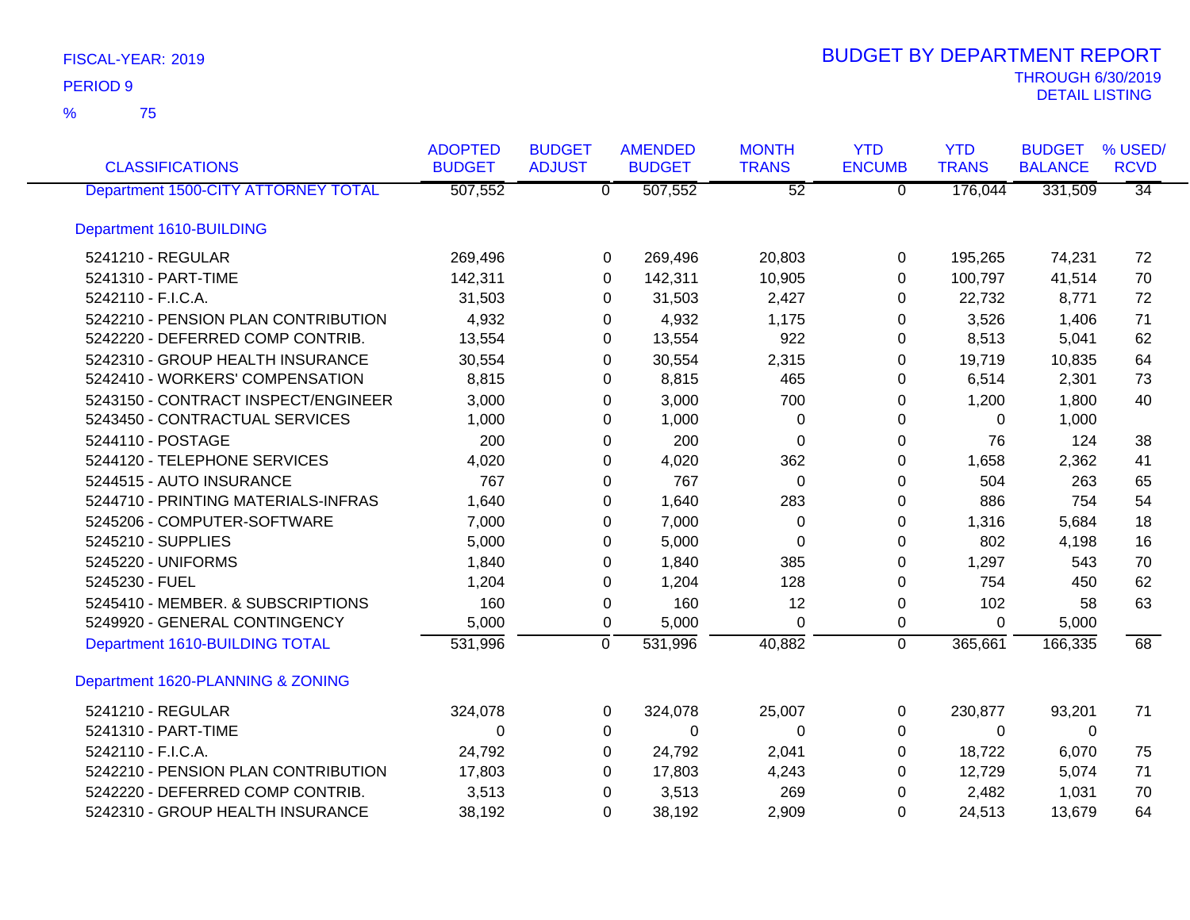FISCAL-YEAR: 2019

PERIOD 9

% 75

# BUDGET BY DEPARTMENT REPORT

THROUGH 6/30/2019

DETAIL LISTING

| CLASSIFICATIONS | ADOPTED BUDGET | BUDGET ADJUST | AMENDED BUDGET | MONTH TRANS | YTD ENCUMB | YTD TRANS | BUDGET BALANCE | % USED/ RCVD |
|---|---|---|---|---|---|---|---|---|
| Department 1500-CITY ATTORNEY TOTAL | 507,552 | 0 | 507,552 | 52 | 0 | 176,044 | 331,509 | 34 |
| **Department 1610-BUILDING** | | | | | | | | |
| 5241210 - REGULAR | 269,496 | 0 | 269,496 | 20,803 | 0 | 195,265 | 74,231 | 72 |
| 5241310 - PART-TIME | 142,311 | 0 | 142,311 | 10,905 | 0 | 100,797 | 41,514 | 70 |
| 5242110 - F.I.C.A. | 31,503 | 0 | 31,503 | 2,427 | 0 | 22,732 | 8,771 | 72 |
| 5242210 - PENSION PLAN CONTRIBUTION | 4,932 | 0 | 4,932 | 1,175 | 0 | 3,526 | 1,406 | 71 |
| 5242220 - DEFERRED COMP CONTRIB. | 13,554 | 0 | 13,554 | 922 | 0 | 8,513 | 5,041 | 62 |
| 5242310 - GROUP HEALTH INSURANCE | 30,554 | 0 | 30,554 | 2,315 | 0 | 19,719 | 10,835 | 64 |
| 5242410 - WORKERS' COMPENSATION | 8,815 | 0 | 8,815 | 465 | 0 | 6,514 | 2,301 | 73 |
| 5243150 - CONTRACT INSPECT/ENGINEER | 3,000 | 0 | 3,000 | 700 | 0 | 1,200 | 1,800 | 40 |
| 5243450 - CONTRACTUAL SERVICES | 1,000 | 0 | 1,000 | 0 | 0 | 0 | 1,000 | |
| 5244110 - POSTAGE | 200 | 0 | 200 | 0 | 0 | 76 | 124 | 38 |
| 5244120 - TELEPHONE SERVICES | 4,020 | 0 | 4,020 | 362 | 0 | 1,658 | 2,362 | 41 |
| 5244515 - AUTO INSURANCE | 767 | 0 | 767 | 0 | 0 | 504 | 263 | 65 |
| 5244710 - PRINTING MATERIALS-INFRAS | 1,640 | 0 | 1,640 | 283 | 0 | 886 | 754 | 54 |
| 5245206 - COMPUTER-SOFTWARE | 7,000 | 0 | 7,000 | 0 | 0 | 1,316 | 5,684 | 18 |
| 5245210 - SUPPLIES | 5,000 | 0 | 5,000 | 0 | 0 | 802 | 4,198 | 16 |
| 5245220 - UNIFORMS | 1,840 | 0 | 1,840 | 385 | 0 | 1,297 | 543 | 70 |
| 5245230 - FUEL | 1,204 | 0 | 1,204 | 128 | 0 | 754 | 450 | 62 |
| 5245410 - MEMBER. & SUBSCRIPTIONS | 160 | 0 | 160 | 12 | 0 | 102 | 58 | 63 |
| 5249920 - GENERAL CONTINGENCY | 5,000 | 0 | 5,000 | 0 | 0 | 0 | 5,000 | |
| Department 1610-BUILDING TOTAL | 531,996 | 0 | 531,996 | 40,882 | 0 | 365,661 | 166,335 | 68 |
| **Department 1620-PLANNING & ZONING** | | | | | | | | |
| 5241210 - REGULAR | 324,078 | 0 | 324,078 | 25,007 | 0 | 230,877 | 93,201 | 71 |
| 5241310 - PART-TIME | 0 | 0 | 0 | 0 | 0 | 0 | 0 | |
| 5242110 - F.I.C.A. | 24,792 | 0 | 24,792 | 2,041 | 0 | 18,722 | 6,070 | 75 |
| 5242210 - PENSION PLAN CONTRIBUTION | 17,803 | 0 | 17,803 | 4,243 | 0 | 12,729 | 5,074 | 71 |
| 5242220 - DEFERRED COMP CONTRIB. | 3,513 | 0 | 3,513 | 269 | 0 | 2,482 | 1,031 | 70 |
| 5242310 - GROUP HEALTH INSURANCE | 38,192 | 0 | 38,192 | 2,909 | 0 | 24,513 | 13,679 | 64 |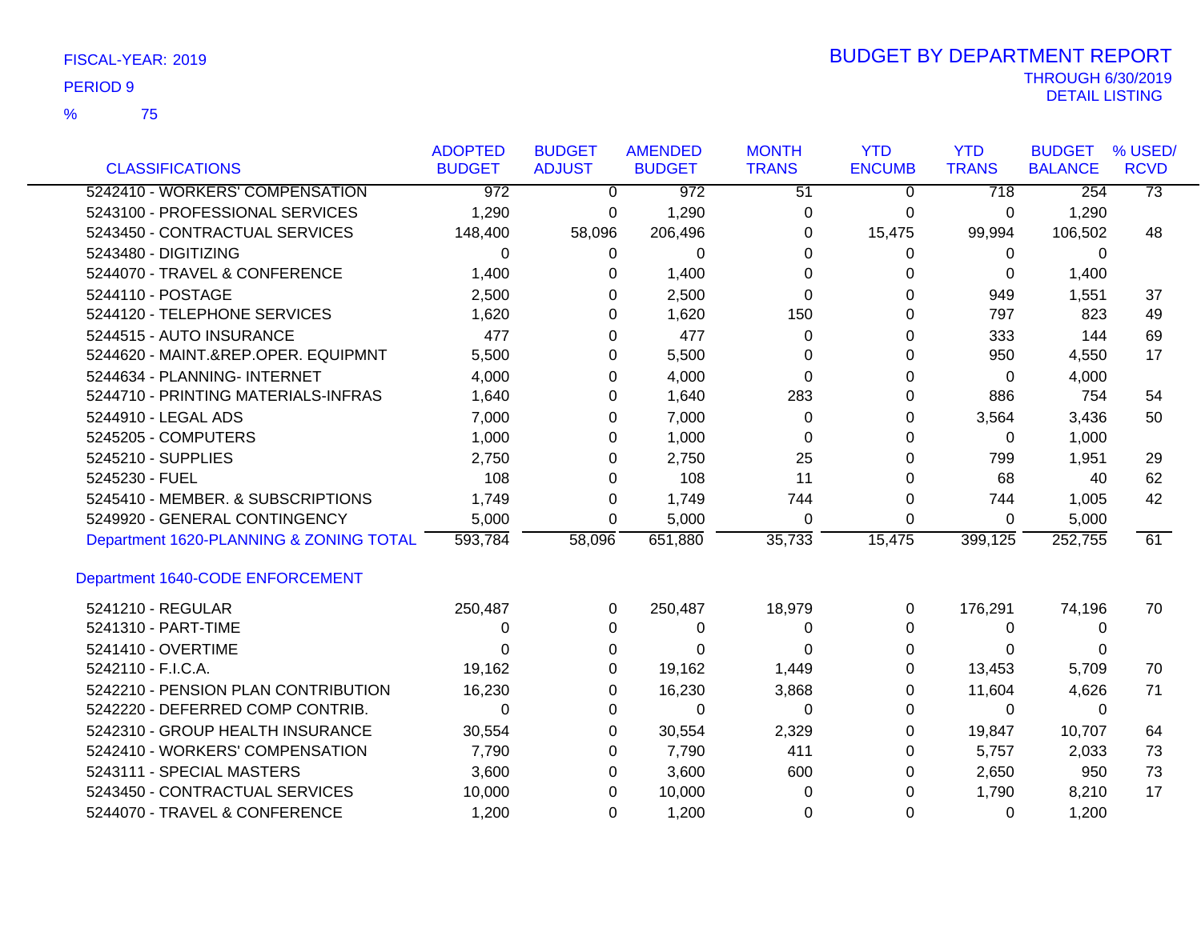FISCAL-YEAR: 2019

PERIOD 9

% 75

# BUDGET BY DEPARTMENT REPORT

THROUGH 6/30/2019
DETAIL LISTING

| CLASSIFICATIONS | ADOPTED BUDGET | BUDGET ADJUST | AMENDED BUDGET | MONTH TRANS | YTD ENCUMB | YTD TRANS | BUDGET BALANCE | % USED/ RCVD |
|---|---|---|---|---|---|---|---|---|
| 5242410 - WORKERS' COMPENSATION | 972 | 0 | 972 | 51 | 0 | 718 | 254 | 73 |
| 5243100 - PROFESSIONAL SERVICES | 1,290 | 0 | 1,290 | 0 | 0 | 0 | 1,290 | |
| 5243450 - CONTRACTUAL SERVICES | 148,400 | 58,096 | 206,496 | 0 | 15,475 | 99,994 | 106,502 | 48 |
| 5243480 - DIGITIZING | 0 | 0 | 0 | 0 | 0 | 0 | 0 | |
| 5244070 - TRAVEL & CONFERENCE | 1,400 | 0 | 1,400 | 0 | 0 | 0 | 1,400 | |
| 5244110 - POSTAGE | 2,500 | 0 | 2,500 | 0 | 0 | 949 | 1,551 | 37 |
| 5244120 - TELEPHONE SERVICES | 1,620 | 0 | 1,620 | 150 | 0 | 797 | 823 | 49 |
| 5244515 - AUTO INSURANCE | 477 | 0 | 477 | 0 | 0 | 333 | 144 | 69 |
| 5244620 - MAINT.&REP.OPER. EQUIPMNT | 5,500 | 0 | 5,500 | 0 | 0 | 950 | 4,550 | 17 |
| 5244634 - PLANNING- INTERNET | 4,000 | 0 | 4,000 | 0 | 0 | 0 | 4,000 | |
| 5244710 - PRINTING MATERIALS-INFRAS | 1,640 | 0 | 1,640 | 283 | 0 | 886 | 754 | 54 |
| 5244910 - LEGAL ADS | 7,000 | 0 | 7,000 | 0 | 0 | 3,564 | 3,436 | 50 |
| 5245205 - COMPUTERS | 1,000 | 0 | 1,000 | 0 | 0 | 0 | 1,000 | |
| 5245210 - SUPPLIES | 2,750 | 0 | 2,750 | 25 | 0 | 799 | 1,951 | 29 |
| 5245230 - FUEL | 108 | 0 | 108 | 11 | 0 | 68 | 40 | 62 |
| 5245410 - MEMBER. & SUBSCRIPTIONS | 1,749 | 0 | 1,749 | 744 | 0 | 744 | 1,005 | 42 |
| 5249920 - GENERAL CONTINGENCY | 5,000 | 0 | 5,000 | 0 | 0 | 0 | 5,000 | |
| Department 1620-PLANNING & ZONING TOTAL | 593,784 | 58,096 | 651,880 | 35,733 | 15,475 | 399,125 | 252,755 | 61 |

## Department 1640-CODE ENFORCEMENT

| CLASSIFICATIONS | ADOPTED BUDGET | BUDGET ADJUST | AMENDED BUDGET | MONTH TRANS | YTD ENCUMB | YTD TRANS | BUDGET BALANCE | % USED/ RCVD |
|---|---|---|---|---|---|---|---|---|
| 5241210 - REGULAR | 250,487 | 0 | 250,487 | 18,979 | 0 | 176,291 | 74,196 | 70 |
| 5241310 - PART-TIME | 0 | 0 | 0 | 0 | 0 | 0 | 0 | |
| 5241410 - OVERTIME | 0 | 0 | 0 | 0 | 0 | 0 | 0 | |
| 5242110 - F.I.C.A. | 19,162 | 0 | 19,162 | 1,449 | 0 | 13,453 | 5,709 | 70 |
| 5242210 - PENSION PLAN CONTRIBUTION | 16,230 | 0 | 16,230 | 3,868 | 0 | 11,604 | 4,626 | 71 |
| 5242220 - DEFERRED COMP CONTRIB. | 0 | 0 | 0 | 0 | 0 | 0 | 0 | |
| 5242310 - GROUP HEALTH INSURANCE | 30,554 | 0 | 30,554 | 2,329 | 0 | 19,847 | 10,707 | 64 |
| 5242410 - WORKERS' COMPENSATION | 7,790 | 0 | 7,790 | 411 | 0 | 5,757 | 2,033 | 73 |
| 5243111 - SPECIAL MASTERS | 3,600 | 0 | 3,600 | 600 | 0 | 2,650 | 950 | 73 |
| 5243450 - CONTRACTUAL SERVICES | 10,000 | 0 | 10,000 | 0 | 0 | 1,790 | 8,210 | 17 |
| 5244070 - TRAVEL & CONFERENCE | 1,200 | 0 | 1,200 | 0 | 0 | 0 | 1,200 | |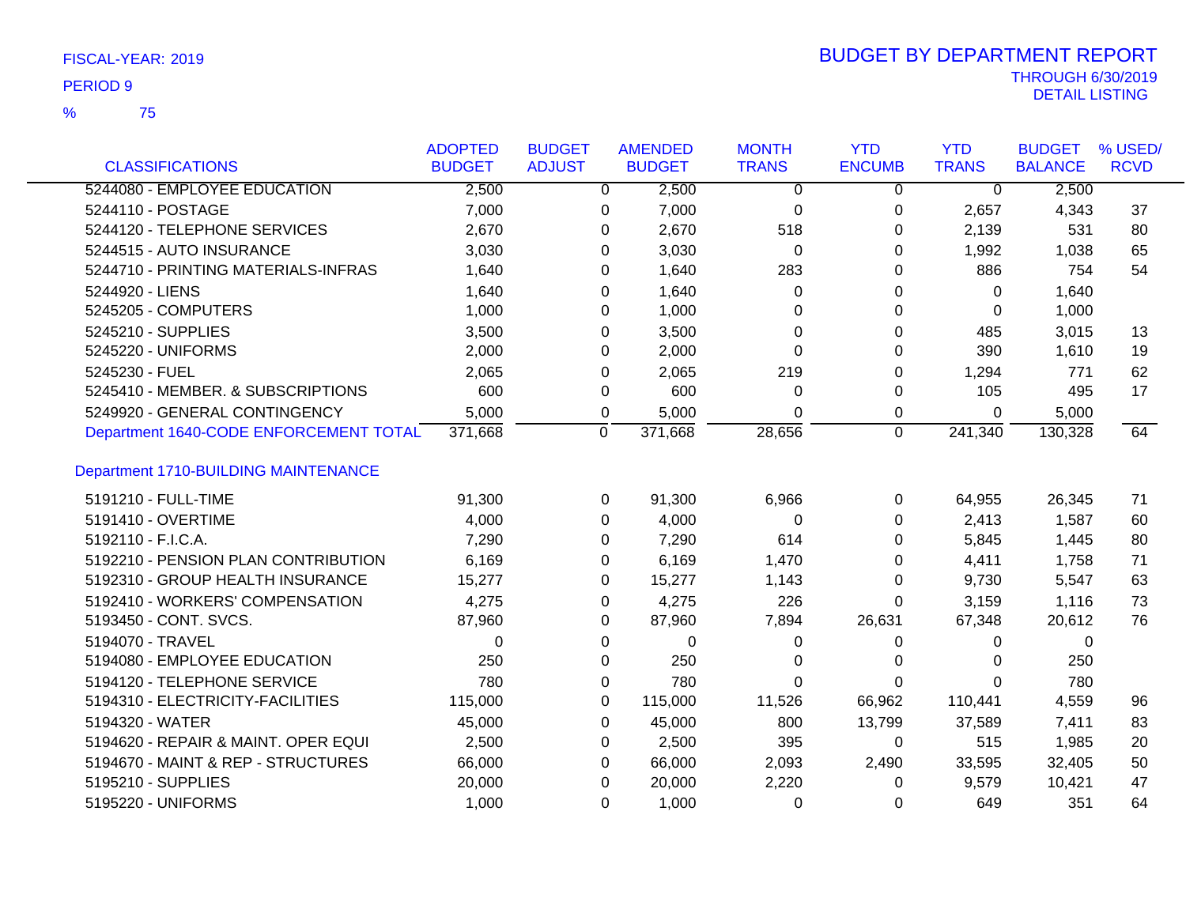FISCAL-YEAR: 2019

PERIOD 9

% 75

# BUDGET BY DEPARTMENT REPORT

THROUGH 6/30/2019

DETAIL LISTING

| CLASSIFICATIONS | ADOPTED BUDGET | BUDGET ADJUST | AMENDED BUDGET | MONTH TRANS | YTD ENCUMB | YTD TRANS | BUDGET BALANCE | % USED/ RCVD |
|---|---|---|---|---|---|---|---|---|
| 5244080 - EMPLOYEE EDUCATION | 2,500 | 0 | 2,500 | 0 | 0 | 0 | 2,500 | |
| 5244110 - POSTAGE | 7,000 | 0 | 7,000 | 0 | 0 | 2,657 | 4,343 | 37 |
| 5244120 - TELEPHONE SERVICES | 2,670 | 0 | 2,670 | 518 | 0 | 2,139 | 531 | 80 |
| 5244515 - AUTO INSURANCE | 3,030 | 0 | 3,030 | 0 | 0 | 1,992 | 1,038 | 65 |
| 5244710 - PRINTING MATERIALS-INFRAS | 1,640 | 0 | 1,640 | 283 | 0 | 886 | 754 | 54 |
| 5244920 - LIENS | 1,640 | 0 | 1,640 | 0 | 0 | 0 | 1,640 | |
| 5245205 - COMPUTERS | 1,000 | 0 | 1,000 | 0 | 0 | 0 | 1,000 | |
| 5245210 - SUPPLIES | 3,500 | 0 | 3,500 | 0 | 0 | 485 | 3,015 | 13 |
| 5245220 - UNIFORMS | 2,000 | 0 | 2,000 | 0 | 0 | 390 | 1,610 | 19 |
| 5245230 - FUEL | 2,065 | 0 | 2,065 | 219 | 0 | 1,294 | 771 | 62 |
| 5245410 - MEMBER. & SUBSCRIPTIONS | 600 | 0 | 600 | 0 | 0 | 105 | 495 | 17 |
| 5249920 - GENERAL CONTINGENCY | 5,000 | 0 | 5,000 | 0 | 0 | 0 | 5,000 | |
| Department 1640-CODE ENFORCEMENT TOTAL | 371,668 | 0 | 371,668 | 28,656 | 0 | 241,340 | 130,328 | 64 |
| **Department 1710-BUILDING MAINTENANCE** | | | | | | | | |
| 5191210 - FULL-TIME | 91,300 | 0 | 91,300 | 6,966 | 0 | 64,955 | 26,345 | 71 |
| 5191410 - OVERTIME | 4,000 | 0 | 4,000 | 0 | 0 | 2,413 | 1,587 | 60 |
| 5192110 - F.I.C.A. | 7,290 | 0 | 7,290 | 614 | 0 | 5,845 | 1,445 | 80 |
| 5192210 - PENSION PLAN CONTRIBUTION | 6,169 | 0 | 6,169 | 1,470 | 0 | 4,411 | 1,758 | 71 |
| 5192310 - GROUP HEALTH INSURANCE | 15,277 | 0 | 15,277 | 1,143 | 0 | 9,730 | 5,547 | 63 |
| 5192410 - WORKERS' COMPENSATION | 4,275 | 0 | 4,275 | 226 | 0 | 3,159 | 1,116 | 73 |
| 5193450 - CONT. SVCS. | 87,960 | 0 | 87,960 | 7,894 | 26,631 | 67,348 | 20,612 | 76 |
| 5194070 - TRAVEL | 0 | 0 | 0 | 0 | 0 | 0 | 0 | |
| 5194080 - EMPLOYEE EDUCATION | 250 | 0 | 250 | 0 | 0 | 0 | 250 | |
| 5194120 - TELEPHONE SERVICE | 780 | 0 | 780 | 0 | 0 | 0 | 780 | |
| 5194310 - ELECTRICITY-FACILITIES | 115,000 | 0 | 115,000 | 11,526 | 66,962 | 110,441 | 4,559 | 96 |
| 5194320 - WATER | 45,000 | 0 | 45,000 | 800 | 13,799 | 37,589 | 7,411 | 83 |
| 5194620 - REPAIR & MAINT. OPER EQUI | 2,500 | 0 | 2,500 | 395 | 0 | 515 | 1,985 | 20 |
| 5194670 - MAINT & REP - STRUCTURES | 66,000 | 0 | 66,000 | 2,093 | 2,490 | 33,595 | 32,405 | 50 |
| 5195210 - SUPPLIES | 20,000 | 0 | 20,000 | 2,220 | 0 | 9,579 | 10,421 | 47 |
| 5195220 - UNIFORMS | 1,000 | 0 | 1,000 | 0 | 0 | 649 | 351 | 64 |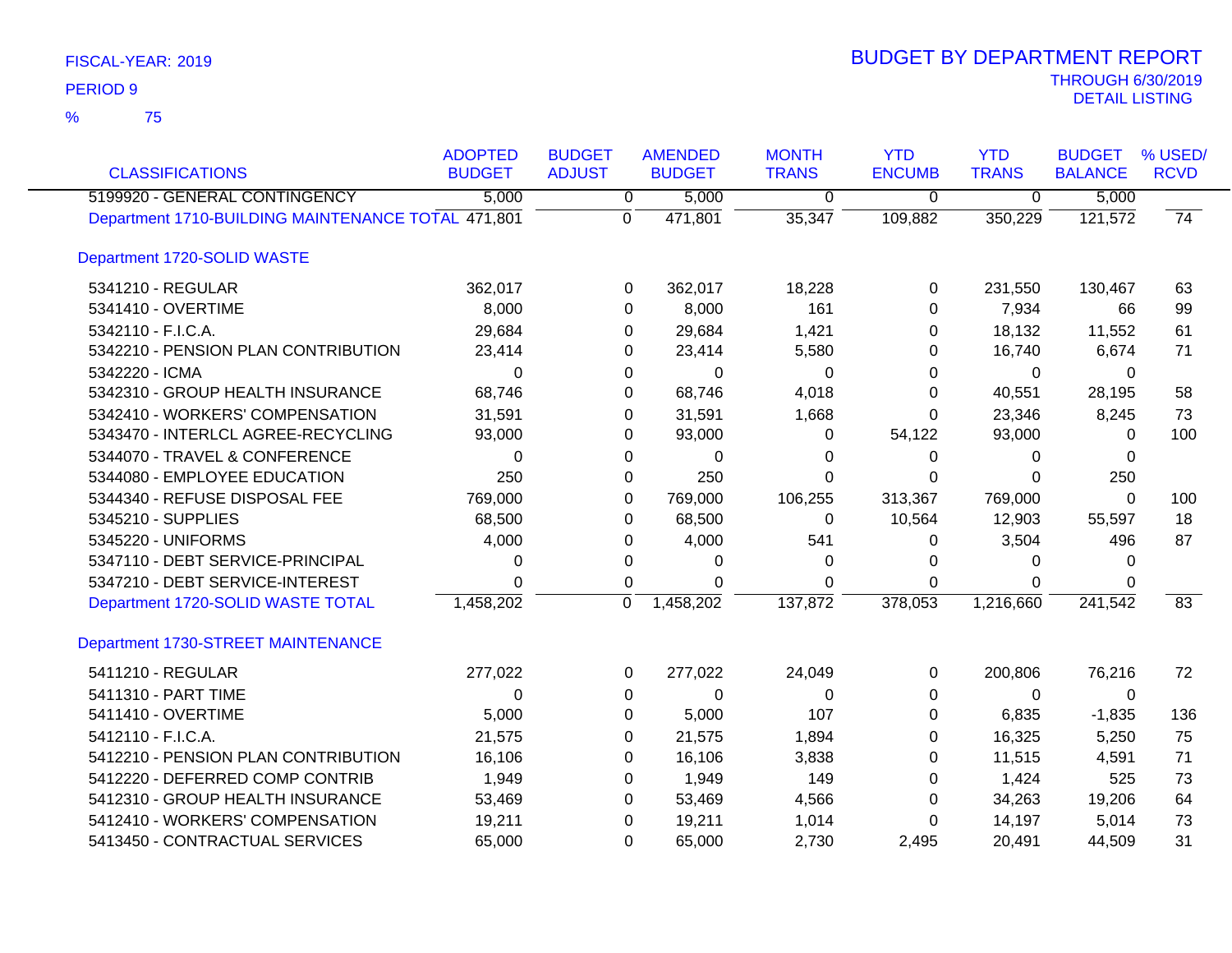FISCAL-YEAR: 2019

PERIOD 9

% 75

# BUDGET BY DEPARTMENT REPORT

THROUGH 6/30/2019

DETAIL LISTING

| CLASSIFICATIONS | ADOPTED BUDGET | BUDGET ADJUST | AMENDED BUDGET | MONTH TRANS | YTD ENCUMB | YTD TRANS | BUDGET BALANCE | % USED/ RCVD |
|---|---|---|---|---|---|---|---|---|
| 5199920 - GENERAL CONTINGENCY | 5,000 | 0 | 5,000 | 0 | 0 | 0 | 5,000 | |
| Department 1710-BUILDING MAINTENANCE TOTAL | 471,801 | 0 | 471,801 | 35,347 | 109,882 | 350,229 | 121,572 | 74 |
| **Department 1720-SOLID WASTE** | | | | | | | | |
| 5341210 - REGULAR | 362,017 | 0 | 362,017 | 18,228 | 0 | 231,550 | 130,467 | 63 |
| 5341410 - OVERTIME | 8,000 | 0 | 8,000 | 161 | 0 | 7,934 | 66 | 99 |
| 5342110 - F.I.C.A. | 29,684 | 0 | 29,684 | 1,421 | 0 | 18,132 | 11,552 | 61 |
| 5342210 - PENSION PLAN CONTRIBUTION | 23,414 | 0 | 23,414 | 5,580 | 0 | 16,740 | 6,674 | 71 |
| 5342220 - ICMA | 0 | 0 | 0 | 0 | 0 | 0 | 0 | |
| 5342310 - GROUP HEALTH INSURANCE | 68,746 | 0 | 68,746 | 4,018 | 0 | 40,551 | 28,195 | 58 |
| 5342410 - WORKERS' COMPENSATION | 31,591 | 0 | 31,591 | 1,668 | 0 | 23,346 | 8,245 | 73 |
| 5343470 - INTERLCL AGREE-RECYCLING | 93,000 | 0 | 93,000 | 0 | 54,122 | 93,000 | 0 | 100 |
| 5344070 - TRAVEL & CONFERENCE | 0 | 0 | 0 | 0 | 0 | 0 | 0 | |
| 5344080 - EMPLOYEE EDUCATION | 250 | 0 | 250 | 0 | 0 | 0 | 250 | |
| 5344340 - REFUSE DISPOSAL FEE | 769,000 | 0 | 769,000 | 106,255 | 313,367 | 769,000 | 0 | 100 |
| 5345210 - SUPPLIES | 68,500 | 0 | 68,500 | 0 | 10,564 | 12,903 | 55,597 | 18 |
| 5345220 - UNIFORMS | 4,000 | 0 | 4,000 | 541 | 0 | 3,504 | 496 | 87 |
| 5347110 - DEBT SERVICE-PRINCIPAL | 0 | 0 | 0 | 0 | 0 | 0 | 0 | |
| 5347210 - DEBT SERVICE-INTEREST | 0 | 0 | 0 | 0 | 0 | 0 | 0 | |
| Department 1720-SOLID WASTE TOTAL | 1,458,202 | 0 | 1,458,202 | 137,872 | 378,053 | 1,216,660 | 241,542 | 83 |
| **Department 1730-STREET MAINTENANCE** | | | | | | | | |
| 5411210 - REGULAR | 277,022 | 0 | 277,022 | 24,049 | 0 | 200,806 | 76,216 | 72 |
| 5411310 - PART TIME | 0 | 0 | 0 | 0 | 0 | 0 | 0 | |
| 5411410 - OVERTIME | 5,000 | 0 | 5,000 | 107 | 0 | 6,835 | -1,835 | 136 |
| 5412110 - F.I.C.A. | 21,575 | 0 | 21,575 | 1,894 | 0 | 16,325 | 5,250 | 75 |
| 5412210 - PENSION PLAN CONTRIBUTION | 16,106 | 0 | 16,106 | 3,838 | 0 | 11,515 | 4,591 | 71 |
| 5412220 - DEFERRED COMP CONTRIB | 1,949 | 0 | 1,949 | 149 | 0 | 1,424 | 525 | 73 |
| 5412310 - GROUP HEALTH INSURANCE | 53,469 | 0 | 53,469 | 4,566 | 0 | 34,263 | 19,206 | 64 |
| 5412410 - WORKERS' COMPENSATION | 19,211 | 0 | 19,211 | 1,014 | 0 | 14,197 | 5,014 | 73 |
| 5413450 - CONTRACTUAL SERVICES | 65,000 | 0 | 65,000 | 2,730 | 2,495 | 20,491 | 44,509 | 31 |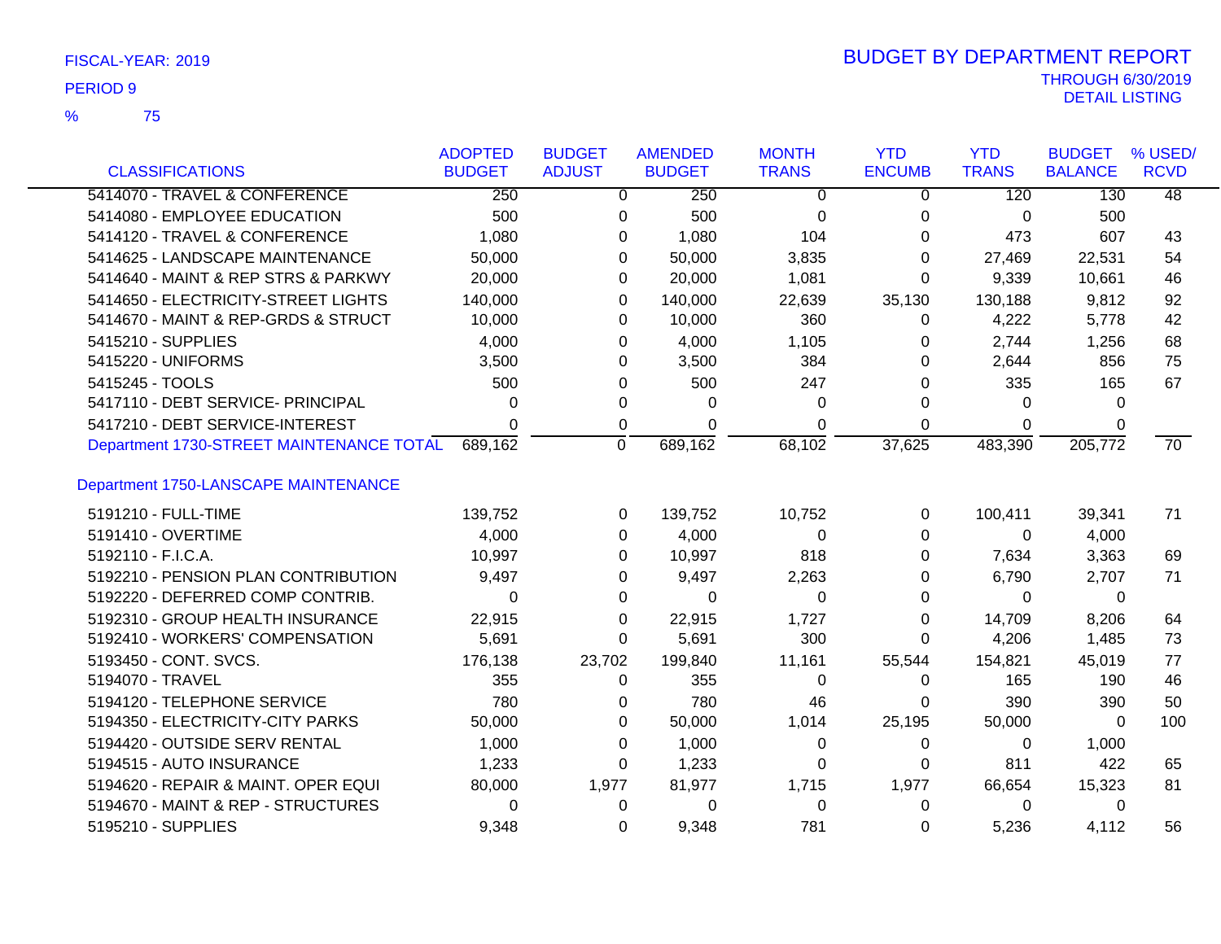FISCAL-YEAR: 2019

PERIOD 9

% 75

# BUDGET BY DEPARTMENT REPORT

THROUGH 6/30/2019
DETAIL LISTING

| CLASSIFICATIONS | ADOPTED BUDGET | BUDGET ADJUST | AMENDED BUDGET | MONTH TRANS | YTD ENCUMB | YTD TRANS | BUDGET BALANCE | % USED/ RCVD |
|---|---|---|---|---|---|---|---|---|
| 5414070 - TRAVEL & CONFERENCE | 250 | 0 | 250 | 0 | 0 | 120 | 130 | 48 |
| 5414080 - EMPLOYEE EDUCATION | 500 | 0 | 500 | 0 | 0 | 0 | 500 | |
| 5414120 - TRAVEL & CONFERENCE | 1,080 | 0 | 1,080 | 104 | 0 | 473 | 607 | 43 |
| 5414625 - LANDSCAPE MAINTENANCE | 50,000 | 0 | 50,000 | 3,835 | 0 | 27,469 | 22,531 | 54 |
| 5414640 - MAINT & REP STRS & PARKWY | 20,000 | 0 | 20,000 | 1,081 | 0 | 9,339 | 10,661 | 46 |
| 5414650 - ELECTRICITY-STREET LIGHTS | 140,000 | 0 | 140,000 | 22,639 | 35,130 | 130,188 | 9,812 | 92 |
| 5414670 - MAINT & REP-GRDS & STRUCT | 10,000 | 0 | 10,000 | 360 | 0 | 4,222 | 5,778 | 42 |
| 5415210 - SUPPLIES | 4,000 | 0 | 4,000 | 1,105 | 0 | 2,744 | 1,256 | 68 |
| 5415220 - UNIFORMS | 3,500 | 0 | 3,500 | 384 | 0 | 2,644 | 856 | 75 |
| 5415245 - TOOLS | 500 | 0 | 500 | 247 | 0 | 335 | 165 | 67 |
| 5417110 - DEBT SERVICE- PRINCIPAL | 0 | 0 | 0 | 0 | 0 | 0 | 0 | |
| 5417210 - DEBT SERVICE-INTEREST | 0 | 0 | 0 | 0 | 0 | 0 | 0 | |
| Department 1730-STREET MAINTENANCE TOTAL | 689,162 | 0 | 689,162 | 68,102 | 37,625 | 483,390 | 205,772 | 70 |
| **Department 1750-LANSCAPE MAINTENANCE** | | | | | | | | |
| 5191210 - FULL-TIME | 139,752 | 0 | 139,752 | 10,752 | 0 | 100,411 | 39,341 | 71 |
| 5191410 - OVERTIME | 4,000 | 0 | 4,000 | 0 | 0 | 0 | 4,000 | |
| 5192110 - F.I.C.A. | 10,997 | 0 | 10,997 | 818 | 0 | 7,634 | 3,363 | 69 |
| 5192210 - PENSION PLAN CONTRIBUTION | 9,497 | 0 | 9,497 | 2,263 | 0 | 6,790 | 2,707 | 71 |
| 5192220 - DEFERRED COMP CONTRIB. | 0 | 0 | 0 | 0 | 0 | 0 | 0 | |
| 5192310 - GROUP HEALTH INSURANCE | 22,915 | 0 | 22,915 | 1,727 | 0 | 14,709 | 8,206 | 64 |
| 5192410 - WORKERS' COMPENSATION | 5,691 | 0 | 5,691 | 300 | 0 | 4,206 | 1,485 | 73 |
| 5193450 - CONT. SVCS. | 176,138 | 23,702 | 199,840 | 11,161 | 55,544 | 154,821 | 45,019 | 77 |
| 5194070 - TRAVEL | 355 | 0 | 355 | 0 | 0 | 165 | 190 | 46 |
| 5194120 - TELEPHONE SERVICE | 780 | 0 | 780 | 46 | 0 | 390 | 390 | 50 |
| 5194350 - ELECTRICITY-CITY PARKS | 50,000 | 0 | 50,000 | 1,014 | 25,195 | 50,000 | 0 | 100 |
| 5194420 - OUTSIDE SERV RENTAL | 1,000 | 0 | 1,000 | 0 | 0 | 0 | 1,000 | |
| 5194515 - AUTO INSURANCE | 1,233 | 0 | 1,233 | 0 | 0 | 811 | 422 | 65 |
| 5194620 - REPAIR & MAINT. OPER EQUI | 80,000 | 1,977 | 81,977 | 1,715 | 1,977 | 66,654 | 15,323 | 81 |
| 5194670 - MAINT & REP - STRUCTURES | 0 | 0 | 0 | 0 | 0 | 0 | 0 | |
| 5195210 - SUPPLIES | 9,348 | 0 | 9,348 | 781 | 0 | 5,236 | 4,112 | 56 |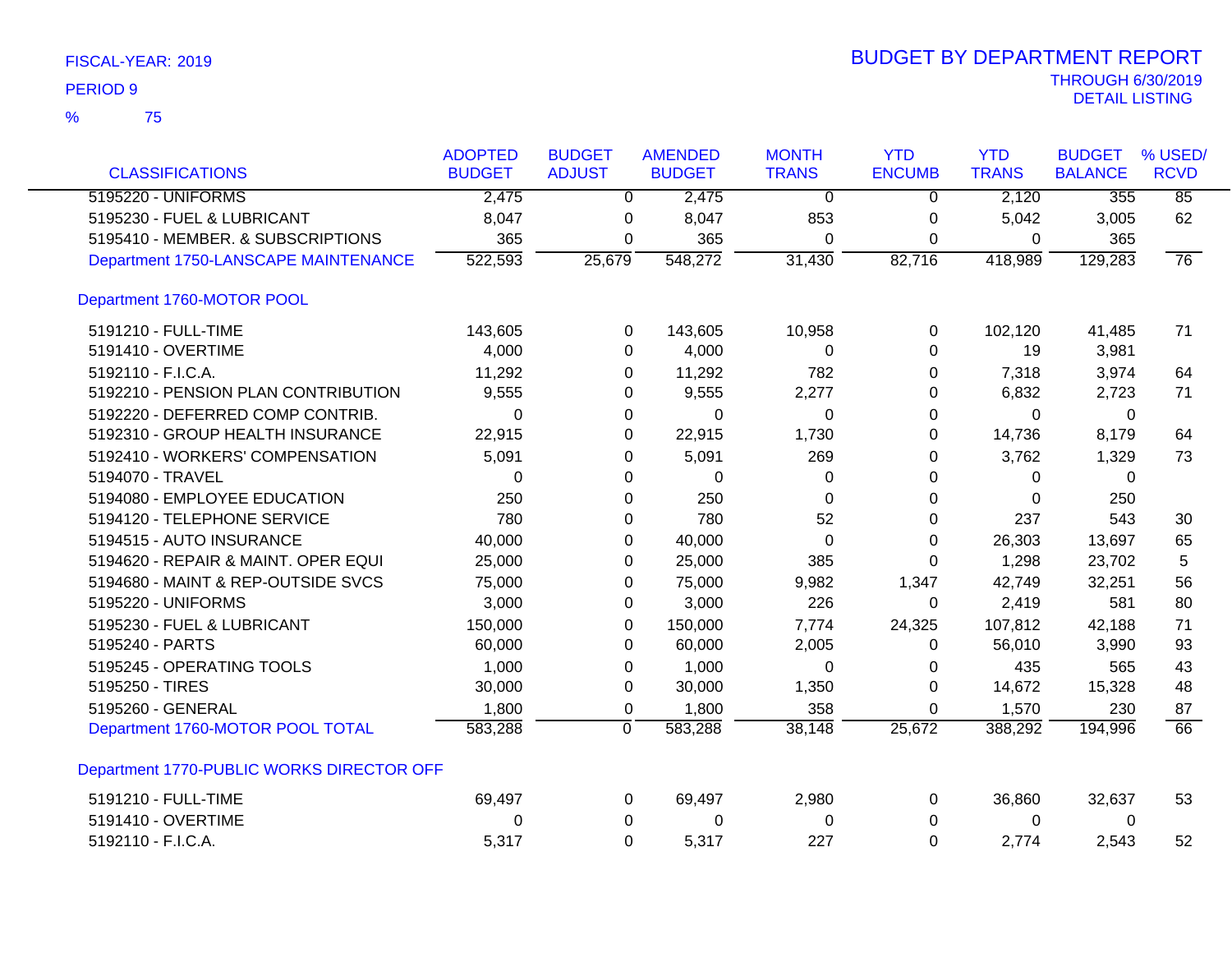FISCAL-YEAR: 2019

PERIOD 9

% 75

# BUDGET BY DEPARTMENT REPORT

THROUGH 6/30/2019

DETAIL LISTING

| CLASSIFICATIONS | ADOPTED BUDGET | BUDGET ADJUST | AMENDED BUDGET | MONTH TRANS | YTD ENCUMB | YTD TRANS | BUDGET BALANCE | % USED/ RCVD |
|---|---|---|---|---|---|---|---|---|
| 5195220 - UNIFORMS | 2,475 | 0 | 2,475 | 0 | 0 | 2,120 | 355 | 85 |
| 5195230 - FUEL & LUBRICANT | 8,047 | 0 | 8,047 | 853 | 0 | 5,042 | 3,005 | 62 |
| 5195410 - MEMBER. & SUBSCRIPTIONS | 365 | 0 | 365 | 0 | 0 | 0 | 365 | |
| Department 1750-LANSCAPE MAINTENANCE | 522,593 | 25,679 | 548,272 | 31,430 | 82,716 | 418,989 | 129,283 | 76 |
| **Department 1760-MOTOR POOL** | | | | | | | | |
| 5191210 - FULL-TIME | 143,605 | 0 | 143,605 | 10,958 | 0 | 102,120 | 41,485 | 71 |
| 5191410 - OVERTIME | 4,000 | 0 | 4,000 | 0 | 0 | 19 | 3,981 | |
| 5192110 - F.I.C.A. | 11,292 | 0 | 11,292 | 782 | 0 | 7,318 | 3,974 | 64 |
| 5192210 - PENSION PLAN CONTRIBUTION | 9,555 | 0 | 9,555 | 2,277 | 0 | 6,832 | 2,723 | 71 |
| 5192220 - DEFERRED COMP CONTRIB. | 0 | 0 | 0 | 0 | 0 | 0 | 0 | |
| 5192310 - GROUP HEALTH INSURANCE | 22,915 | 0 | 22,915 | 1,730 | 0 | 14,736 | 8,179 | 64 |
| 5192410 - WORKERS' COMPENSATION | 5,091 | 0 | 5,091 | 269 | 0 | 3,762 | 1,329 | 73 |
| 5194070 - TRAVEL | 0 | 0 | 0 | 0 | 0 | 0 | 0 | |
| 5194080 - EMPLOYEE EDUCATION | 250 | 0 | 250 | 0 | 0 | 0 | 250 | |
| 5194120 - TELEPHONE SERVICE | 780 | 0 | 780 | 52 | 0 | 237 | 543 | 30 |
| 5194515 - AUTO INSURANCE | 40,000 | 0 | 40,000 | 0 | 0 | 26,303 | 13,697 | 65 |
| 5194620 - REPAIR & MAINT. OPER EQUI | 25,000 | 0 | 25,000 | 385 | 0 | 1,298 | 23,702 | 5 |
| 5194680 - MAINT & REP-OUTSIDE SVCS | 75,000 | 0 | 75,000 | 9,982 | 1,347 | 42,749 | 32,251 | 56 |
| 5195220 - UNIFORMS | 3,000 | 0 | 3,000 | 226 | 0 | 2,419 | 581 | 80 |
| 5195230 - FUEL & LUBRICANT | 150,000 | 0 | 150,000 | 7,774 | 24,325 | 107,812 | 42,188 | 71 |
| 5195240 - PARTS | 60,000 | 0 | 60,000 | 2,005 | 0 | 56,010 | 3,990 | 93 |
| 5195245 - OPERATING TOOLS | 1,000 | 0 | 1,000 | 0 | 0 | 435 | 565 | 43 |
| 5195250 - TIRES | 30,000 | 0 | 30,000 | 1,350 | 0 | 14,672 | 15,328 | 48 |
| 5195260 - GENERAL | 1,800 | 0 | 1,800 | 358 | 0 | 1,570 | 230 | 87 |
| Department 1760-MOTOR POOL TOTAL | 583,288 | 0 | 583,288 | 38,148 | 25,672 | 388,292 | 194,996 | 66 |
| **Department 1770-PUBLIC WORKS DIRECTOR OFF** | | | | | | | | |
| 5191210 - FULL-TIME | 69,497 | 0 | 69,497 | 2,980 | 0 | 36,860 | 32,637 | 53 |
| 5191410 - OVERTIME | 0 | 0 | 0 | 0 | 0 | 0 | 0 | |
| 5192110 - F.I.C.A. | 5,317 | 0 | 5,317 | 227 | 0 | 2,774 | 2,543 | 52 |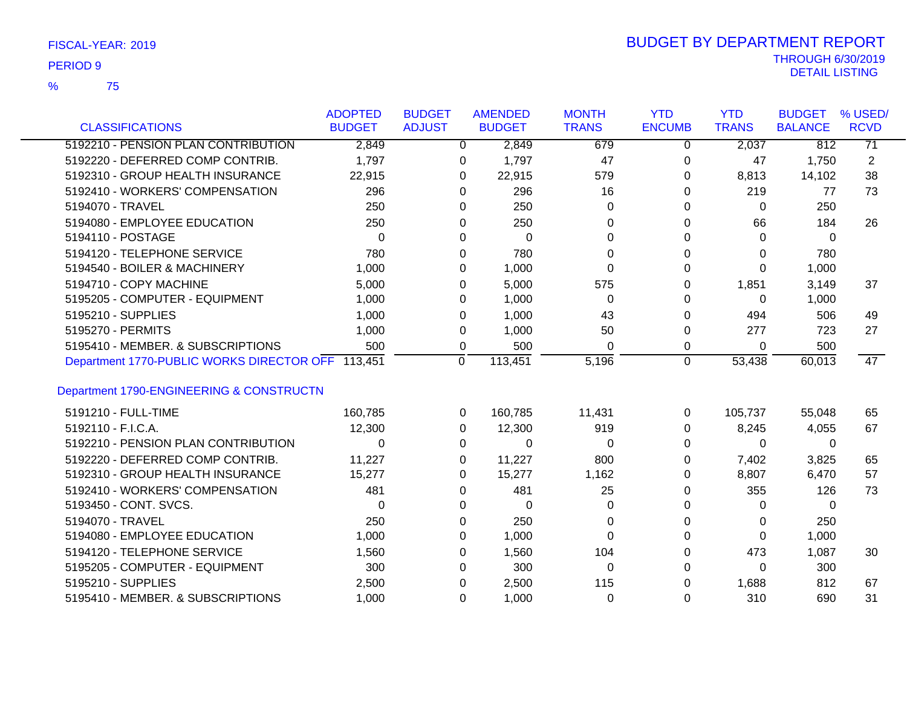FISCAL-YEAR: 2019

PERIOD 9

% 75

# BUDGET BY DEPARTMENT REPORT

THROUGH 6/30/2019
DETAIL LISTING

| CLASSIFICATIONS | ADOPTED BUDGET | BUDGET ADJUST | AMENDED BUDGET | MONTH TRANS | YTD ENCUMB | YTD TRANS | BUDGET BALANCE | % USED/ RCVD |
|---|---|---|---|---|---|---|---|---|
| 5192210 - PENSION PLAN CONTRIBUTION | 2,849 | 0 | 2,849 | 679 | 0 | 2,037 | 812 | 71 |
| 5192220 - DEFERRED COMP CONTRIB. | 1,797 | 0 | 1,797 | 47 | 0 | 47 | 1,750 | 2 |
| 5192310 - GROUP HEALTH INSURANCE | 22,915 | 0 | 22,915 | 579 | 0 | 8,813 | 14,102 | 38 |
| 5192410 - WORKERS' COMPENSATION | 296 | 0 | 296 | 16 | 0 | 219 | 77 | 73 |
| 5194070 - TRAVEL | 250 | 0 | 250 | 0 | 0 | 0 | 250 | |
| 5194080 - EMPLOYEE EDUCATION | 250 | 0 | 250 | 0 | 0 | 66 | 184 | 26 |
| 5194110 - POSTAGE | 0 | 0 | 0 | 0 | 0 | 0 | 0 | |
| 5194120 - TELEPHONE SERVICE | 780 | 0 | 780 | 0 | 0 | 0 | 780 | |
| 5194540 - BOILER & MACHINERY | 1,000 | 0 | 1,000 | 0 | 0 | 0 | 1,000 | |
| 5194710 - COPY MACHINE | 5,000 | 0 | 5,000 | 575 | 0 | 1,851 | 3,149 | 37 |
| 5195205 - COMPUTER - EQUIPMENT | 1,000 | 0 | 1,000 | 0 | 0 | 0 | 1,000 | |
| 5195210 - SUPPLIES | 1,000 | 0 | 1,000 | 43 | 0 | 494 | 506 | 49 |
| 5195270 - PERMITS | 1,000 | 0 | 1,000 | 50 | 0 | 277 | 723 | 27 |
| 5195410 - MEMBER. & SUBSCRIPTIONS | 500 | 0 | 500 | 0 | 0 | 0 | 500 | |
| Department 1770-PUBLIC WORKS DIRECTOR OFF | 113,451 | 0 | 113,451 | 5,196 | 0 | 53,438 | 60,013 | 47 |
| | | | | | | | | |
| Department 1790-ENGINEERING & CONSTRUCTN | | | | | | | | |
| 5191210 - FULL-TIME | 160,785 | 0 | 160,785 | 11,431 | 0 | 105,737 | 55,048 | 65 |
| 5192110 - F.I.C.A. | 12,300 | 0 | 12,300 | 919 | 0 | 8,245 | 4,055 | 67 |
| 5192210 - PENSION PLAN CONTRIBUTION | 0 | 0 | 0 | 0 | 0 | 0 | 0 | |
| 5192220 - DEFERRED COMP CONTRIB. | 11,227 | 0 | 11,227 | 800 | 0 | 7,402 | 3,825 | 65 |
| 5192310 - GROUP HEALTH INSURANCE | 15,277 | 0 | 15,277 | 1,162 | 0 | 8,807 | 6,470 | 57 |
| 5192410 - WORKERS' COMPENSATION | 481 | 0 | 481 | 25 | 0 | 355 | 126 | 73 |
| 5193450 - CONT. SVCS. | 0 | 0 | 0 | 0 | 0 | 0 | 0 | |
| 5194070 - TRAVEL | 250 | 0 | 250 | 0 | 0 | 0 | 250 | |
| 5194080 - EMPLOYEE EDUCATION | 1,000 | 0 | 1,000 | 0 | 0 | 0 | 1,000 | |
| 5194120 - TELEPHONE SERVICE | 1,560 | 0 | 1,560 | 104 | 0 | 473 | 1,087 | 30 |
| 5195205 - COMPUTER - EQUIPMENT | 300 | 0 | 300 | 0 | 0 | 0 | 300 | |
| 5195210 - SUPPLIES | 2,500 | 0 | 2,500 | 115 | 0 | 1,688 | 812 | 67 |
| 5195410 - MEMBER. & SUBSCRIPTIONS | 1,000 | 0 | 1,000 | 0 | 0 | 310 | 690 | 31 |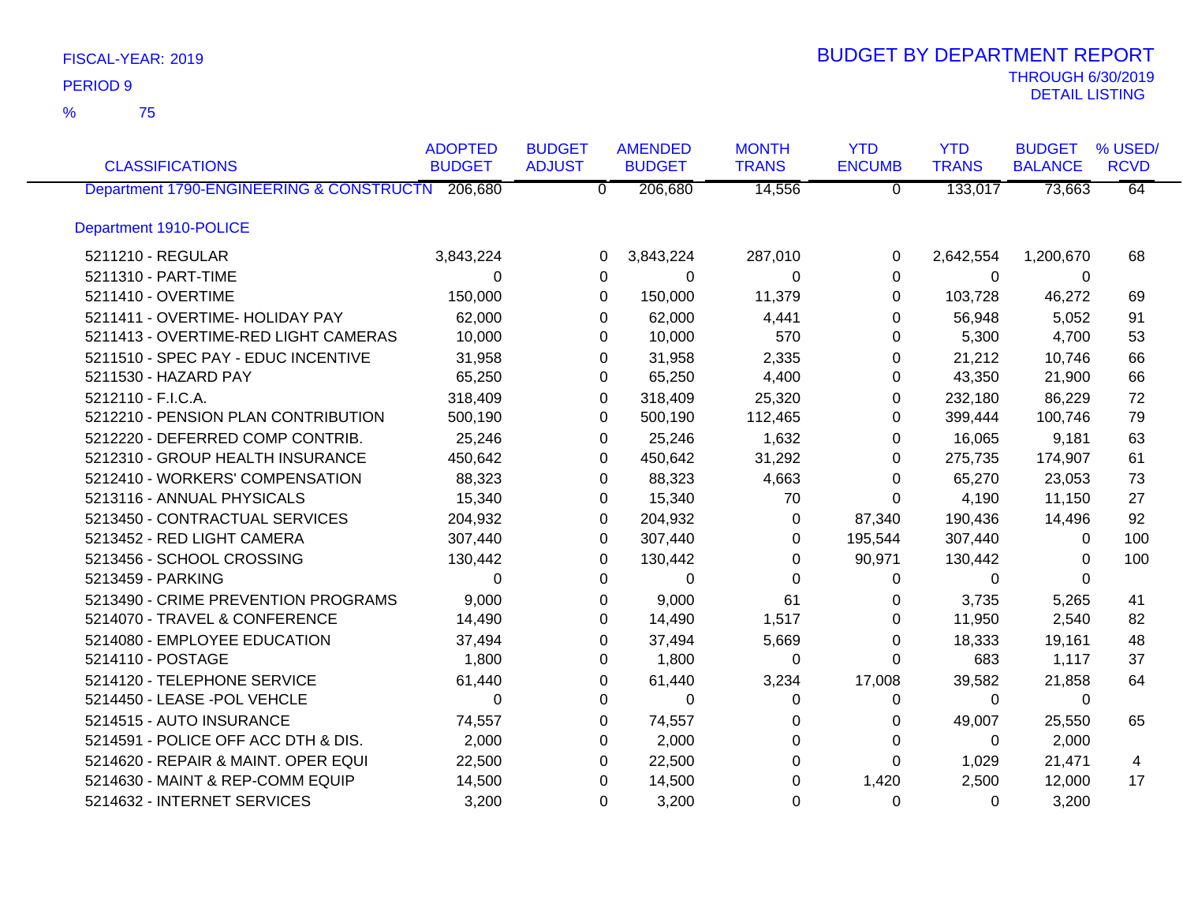FISCAL-YEAR: 2019

PERIOD 9

% 75

# BUDGET BY DEPARTMENT REPORT

THROUGH 6/30/2019
DETAIL LISTING

| CLASSIFICATIONS | ADOPTED BUDGET | BUDGET ADJUST | AMENDED BUDGET | MONTH TRANS | YTD ENCUMB | YTD TRANS | BUDGET BALANCE | % USED/ RCVD |
|---|---|---|---|---|---|---|---|---|
| Department 1790-ENGINEERING & CONSTRUCTN | 206,680 | 0 | 206,680 | 14,556 | 0 | 133,017 | 73,663 | 64 |
| **Department 1910-POLICE** | | | | | | | | |
| 5211210 - REGULAR | 3,843,224 | 0 | 3,843,224 | 287,010 | 0 | 2,642,554 | 1,200,670 | 68 |
| 5211310 - PART-TIME | 0 | 0 | 0 | 0 | 0 | 0 | 0 | |
| 5211410 - OVERTIME | 150,000 | 0 | 150,000 | 11,379 | 0 | 103,728 | 46,272 | 69 |
| 5211411 - OVERTIME- HOLIDAY PAY | 62,000 | 0 | 62,000 | 4,441 | 0 | 56,948 | 5,052 | 91 |
| 5211413 - OVERTIME-RED LIGHT CAMERAS | 10,000 | 0 | 10,000 | 570 | 0 | 5,300 | 4,700 | 53 |
| 5211510 - SPEC PAY - EDUC INCENTIVE | 31,958 | 0 | 31,958 | 2,335 | 0 | 21,212 | 10,746 | 66 |
| 5211530 - HAZARD PAY | 65,250 | 0 | 65,250 | 4,400 | 0 | 43,350 | 21,900 | 66 |
| 5212110 - F.I.C.A. | 318,409 | 0 | 318,409 | 25,320 | 0 | 232,180 | 86,229 | 72 |
| 5212210 - PENSION PLAN CONTRIBUTION | 500,190 | 0 | 500,190 | 112,465 | 0 | 399,444 | 100,746 | 79 |
| 5212220 - DEFERRED COMP CONTRIB. | 25,246 | 0 | 25,246 | 1,632 | 0 | 16,065 | 9,181 | 63 |
| 5212310 - GROUP HEALTH INSURANCE | 450,642 | 0 | 450,642 | 31,292 | 0 | 275,735 | 174,907 | 61 |
| 5212410 - WORKERS' COMPENSATION | 88,323 | 0 | 88,323 | 4,663 | 0 | 65,270 | 23,053 | 73 |
| 5213116 - ANNUAL PHYSICALS | 15,340 | 0 | 15,340 | 70 | 0 | 4,190 | 11,150 | 27 |
| 5213450 - CONTRACTUAL SERVICES | 204,932 | 0 | 204,932 | 0 | 87,340 | 190,436 | 14,496 | 92 |
| 5213452 - RED LIGHT CAMERA | 307,440 | 0 | 307,440 | 0 | 195,544 | 307,440 | 0 | 100 |
| 5213456 - SCHOOL CROSSING | 130,442 | 0 | 130,442 | 0 | 90,971 | 130,442 | 0 | 100 |
| 5213459 - PARKING | 0 | 0 | 0 | 0 | 0 | 0 | 0 | |
| 5213490 - CRIME PREVENTION PROGRAMS | 9,000 | 0 | 9,000 | 61 | 0 | 3,735 | 5,265 | 41 |
| 5214070 - TRAVEL & CONFERENCE | 14,490 | 0 | 14,490 | 1,517 | 0 | 11,950 | 2,540 | 82 |
| 5214080 - EMPLOYEE EDUCATION | 37,494 | 0 | 37,494 | 5,669 | 0 | 18,333 | 19,161 | 48 |
| 5214110 - POSTAGE | 1,800 | 0 | 1,800 | 0 | 0 | 683 | 1,117 | 37 |
| 5214120 - TELEPHONE SERVICE | 61,440 | 0 | 61,440 | 3,234 | 17,008 | 39,582 | 21,858 | 64 |
| 5214450 - LEASE -POL VEHCLE | 0 | 0 | 0 | 0 | 0 | 0 | 0 | |
| 5214515 - AUTO INSURANCE | 74,557 | 0 | 74,557 | 0 | 0 | 49,007 | 25,550 | 65 |
| 5214591 - POLICE OFF ACC DTH & DIS. | 2,000 | 0 | 2,000 | 0 | 0 | 0 | 2,000 | |
| 5214620 - REPAIR & MAINT. OPER EQUI | 22,500 | 0 | 22,500 | 0 | 0 | 1,029 | 21,471 | 4 |
| 5214630 - MAINT & REP-COMM EQUIP | 14,500 | 0 | 14,500 | 0 | 1,420 | 2,500 | 12,000 | 17 |
| 5214632 - INTERNET SERVICES | 3,200 | 0 | 3,200 | 0 | 0 | 0 | 3,200 | |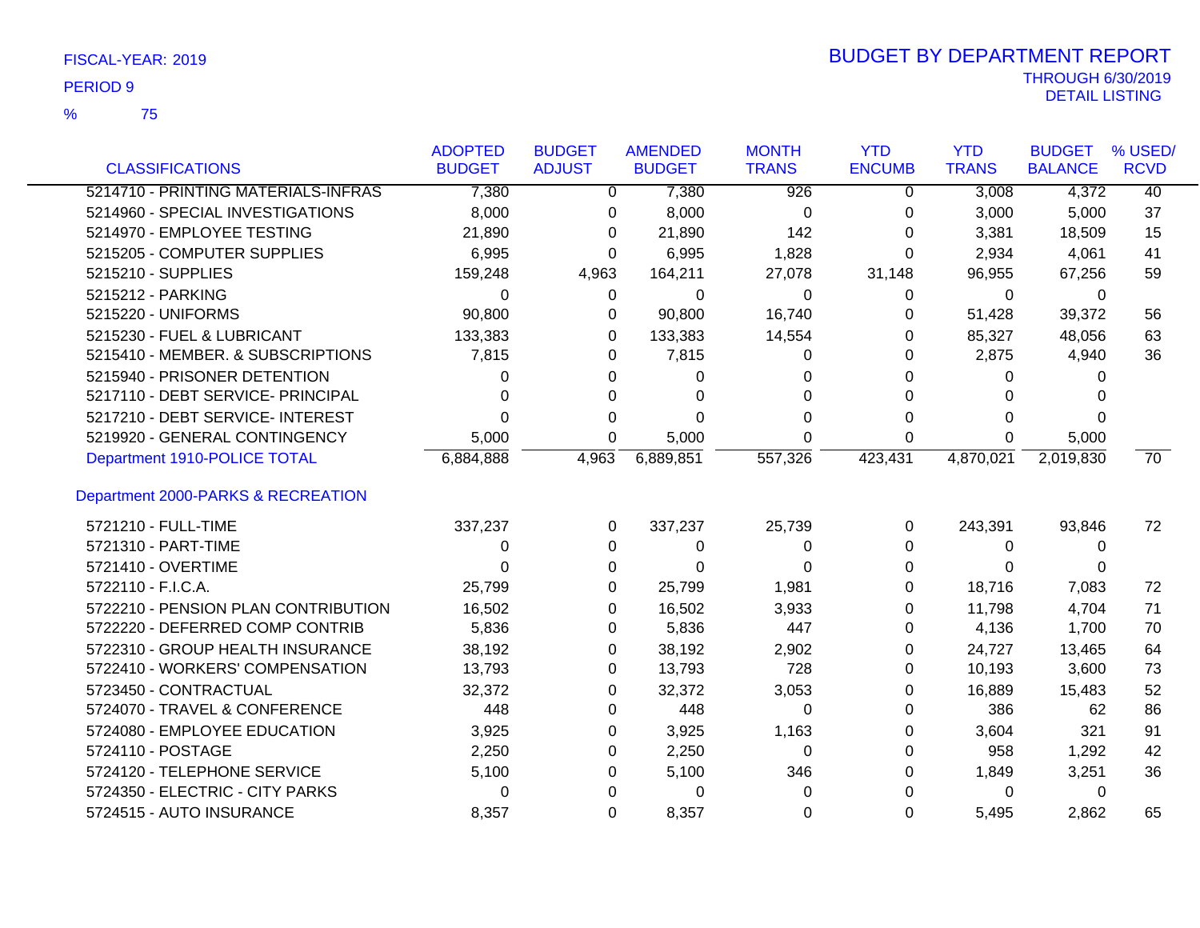FISCAL-YEAR: 2019

PERIOD 9

% 75

# BUDGET BY DEPARTMENT REPORT

THROUGH 6/30/2019

DETAIL LISTING

| CLASSIFICATIONS | ADOPTED BUDGET | BUDGET ADJUST | AMENDED BUDGET | MONTH TRANS | YTD ENCUMB | YTD TRANS | BUDGET BALANCE | % USED/ RCVD |
|---|---|---|---|---|---|---|---|---|
| 5214710 - PRINTING MATERIALS-INFRAS | 7,380 | 0 | 7,380 | 926 | 0 | 3,008 | 4,372 | 40 |
| 5214960 - SPECIAL INVESTIGATIONS | 8,000 | 0 | 8,000 | 0 | 0 | 3,000 | 5,000 | 37 |
| 5214970 - EMPLOYEE TESTING | 21,890 | 0 | 21,890 | 142 | 0 | 3,381 | 18,509 | 15 |
| 5215205 - COMPUTER SUPPLIES | 6,995 | 0 | 6,995 | 1,828 | 0 | 2,934 | 4,061 | 41 |
| 5215210 - SUPPLIES | 159,248 | 4,963 | 164,211 | 27,078 | 31,148 | 96,955 | 67,256 | 59 |
| 5215212 - PARKING | 0 | 0 | 0 | 0 | 0 | 0 | 0 | |
| 5215220 - UNIFORMS | 90,800 | 0 | 90,800 | 16,740 | 0 | 51,428 | 39,372 | 56 |
| 5215230 - FUEL & LUBRICANT | 133,383 | 0 | 133,383 | 14,554 | 0 | 85,327 | 48,056 | 63 |
| 5215410 - MEMBER. & SUBSCRIPTIONS | 7,815 | 0 | 7,815 | 0 | 0 | 2,875 | 4,940 | 36 |
| 5215940 - PRISONER DETENTION | 0 | 0 | 0 | 0 | 0 | 0 | 0 | |
| 5217110 - DEBT SERVICE- PRINCIPAL | 0 | 0 | 0 | 0 | 0 | 0 | 0 | |
| 5217210 - DEBT SERVICE- INTEREST | 0 | 0 | 0 | 0 | 0 | 0 | 0 | |
| 5219920 - GENERAL CONTINGENCY | 5,000 | 0 | 5,000 | 0 | 0 | 0 | 5,000 | |
| Department 1910-POLICE TOTAL | 6,884,888 | 4,963 | 6,889,851 | 557,326 | 423,431 | 4,870,021 | 2,019,830 | 70 |
| **Department 2000-PARKS & RECREATION** | | | | | | | | |
| 5721210 - FULL-TIME | 337,237 | 0 | 337,237 | 25,739 | 0 | 243,391 | 93,846 | 72 |
| 5721310 - PART-TIME | 0 | 0 | 0 | 0 | 0 | 0 | 0 | |
| 5721410 - OVERTIME | 0 | 0 | 0 | 0 | 0 | 0 | 0 | |
| 5722110 - F.I.C.A. | 25,799 | 0 | 25,799 | 1,981 | 0 | 18,716 | 7,083 | 72 |
| 5722210 - PENSION PLAN CONTRIBUTION | 16,502 | 0 | 16,502 | 3,933 | 0 | 11,798 | 4,704 | 71 |
| 5722220 - DEFERRED COMP CONTRIB | 5,836 | 0 | 5,836 | 447 | 0 | 4,136 | 1,700 | 70 |
| 5722310 - GROUP HEALTH INSURANCE | 38,192 | 0 | 38,192 | 2,902 | 0 | 24,727 | 13,465 | 64 |
| 5722410 - WORKERS' COMPENSATION | 13,793 | 0 | 13,793 | 728 | 0 | 10,193 | 3,600 | 73 |
| 5723450 - CONTRACTUAL | 32,372 | 0 | 32,372 | 3,053 | 0 | 16,889 | 15,483 | 52 |
| 5724070 - TRAVEL & CONFERENCE | 448 | 0 | 448 | 0 | 0 | 386 | 62 | 86 |
| 5724080 - EMPLOYEE EDUCATION | 3,925 | 0 | 3,925 | 1,163 | 0 | 3,604 | 321 | 91 |
| 5724110 - POSTAGE | 2,250 | 0 | 2,250 | 0 | 0 | 958 | 1,292 | 42 |
| 5724120 - TELEPHONE SERVICE | 5,100 | 0 | 5,100 | 346 | 0 | 1,849 | 3,251 | 36 |
| 5724350 - ELECTRIC - CITY PARKS | 0 | 0 | 0 | 0 | 0 | 0 | 0 | |
| 5724515 - AUTO INSURANCE | 8,357 | 0 | 8,357 | 0 | 0 | 5,495 | 2,862 | 65 |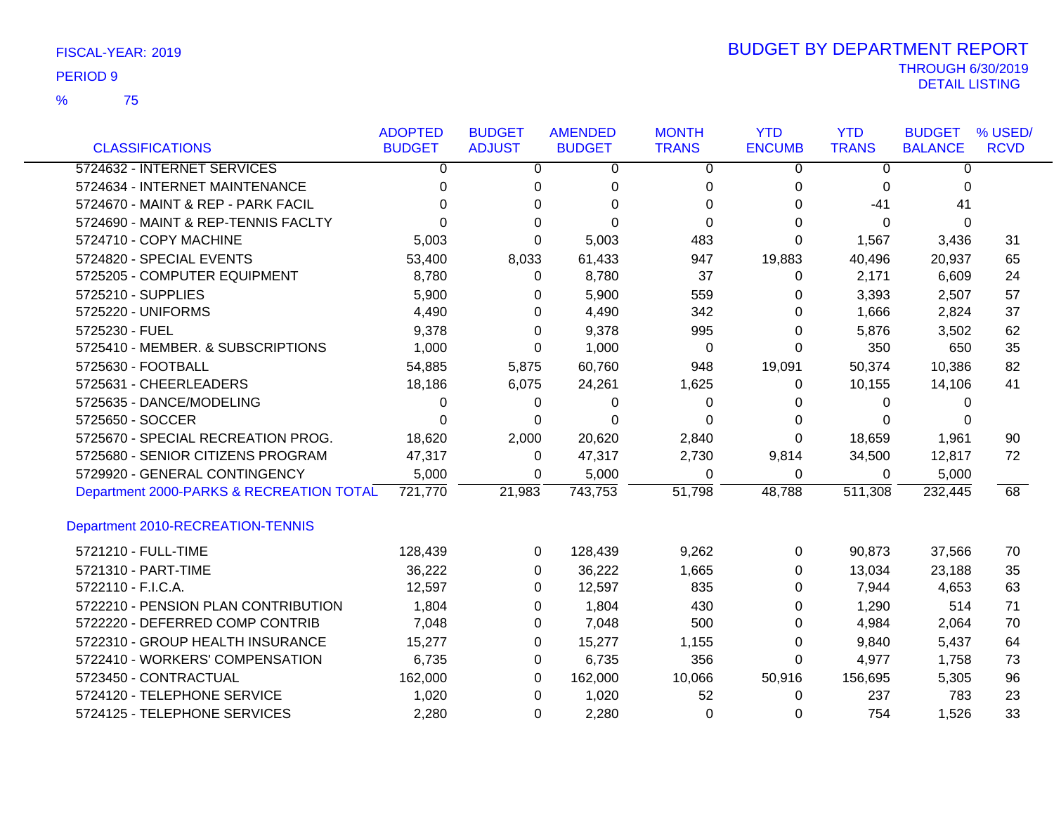FISCAL-YEAR: 2019

PERIOD 9

% 75

# BUDGET BY DEPARTMENT REPORT

THROUGH 6/30/2019

DETAIL LISTING

| CLASSIFICATIONS | ADOPTED BUDGET | BUDGET ADJUST | AMENDED BUDGET | MONTH TRANS | YTD ENCUMB | YTD TRANS | BUDGET BALANCE | % USED/ RCVD |
|---|---|---|---|---|---|---|---|---|
| 5724632 - INTERNET SERVICES | 0 | 0 | 0 | 0 | 0 | 0 | 0 | |
| 5724634 - INTERNET MAINTENANCE | 0 | 0 | 0 | 0 | 0 | 0 | 0 | |
| 5724670 - MAINT & REP - PARK FACIL | 0 | 0 | 0 | 0 | 0 | -41 | 41 | |
| 5724690 - MAINT & REP-TENNIS FACLTY | 0 | 0 | 0 | 0 | 0 | 0 | 0 | |
| 5724710 - COPY MACHINE | 5,003 | 0 | 5,003 | 483 | 0 | 1,567 | 3,436 | 31 |
| 5724820 - SPECIAL EVENTS | 53,400 | 8,033 | 61,433 | 947 | 19,883 | 40,496 | 20,937 | 65 |
| 5725205 - COMPUTER EQUIPMENT | 8,780 | 0 | 8,780 | 37 | 0 | 2,171 | 6,609 | 24 |
| 5725210 - SUPPLIES | 5,900 | 0 | 5,900 | 559 | 0 | 3,393 | 2,507 | 57 |
| 5725220 - UNIFORMS | 4,490 | 0 | 4,490 | 342 | 0 | 1,666 | 2,824 | 37 |
| 5725230 - FUEL | 9,378 | 0 | 9,378 | 995 | 0 | 5,876 | 3,502 | 62 |
| 5725410 - MEMBER. & SUBSCRIPTIONS | 1,000 | 0 | 1,000 | 0 | 0 | 350 | 650 | 35 |
| 5725630 - FOOTBALL | 54,885 | 5,875 | 60,760 | 948 | 19,091 | 50,374 | 10,386 | 82 |
| 5725631 - CHEERLEADERS | 18,186 | 6,075 | 24,261 | 1,625 | 0 | 10,155 | 14,106 | 41 |
| 5725635 - DANCE/MODELING | 0 | 0 | 0 | 0 | 0 | 0 | 0 | |
| 5725650 - SOCCER | 0 | 0 | 0 | 0 | 0 | 0 | 0 | |
| 5725670 - SPECIAL RECREATION PROG. | 18,620 | 2,000 | 20,620 | 2,840 | 0 | 18,659 | 1,961 | 90 |
| 5725680 - SENIOR CITIZENS PROGRAM | 47,317 | 0 | 47,317 | 2,730 | 9,814 | 34,500 | 12,817 | 72 |
| 5729920 - GENERAL CONTINGENCY | 5,000 | 0 | 5,000 | 0 | 0 | 0 | 5,000 | |
| Department 2000-PARKS & RECREATION TOTAL | 721,770 | 21,983 | 743,753 | 51,798 | 48,788 | 511,308 | 232,445 | 68 |
| **Department 2010-RECREATION-TENNIS** | | | | | | | | |
| 5721210 - FULL-TIME | 128,439 | 0 | 128,439 | 9,262 | 0 | 90,873 | 37,566 | 70 |
| 5721310 - PART-TIME | 36,222 | 0 | 36,222 | 1,665 | 0 | 13,034 | 23,188 | 35 |
| 5722110 - F.I.C.A. | 12,597 | 0 | 12,597 | 835 | 0 | 7,944 | 4,653 | 63 |
| 5722210 - PENSION PLAN CONTRIBUTION | 1,804 | 0 | 1,804 | 430 | 0 | 1,290 | 514 | 71 |
| 5722220 - DEFERRED COMP CONTRIB | 7,048 | 0 | 7,048 | 500 | 0 | 4,984 | 2,064 | 70 |
| 5722310 - GROUP HEALTH INSURANCE | 15,277 | 0 | 15,277 | 1,155 | 0 | 9,840 | 5,437 | 64 |
| 5722410 - WORKERS' COMPENSATION | 6,735 | 0 | 6,735 | 356 | 0 | 4,977 | 1,758 | 73 |
| 5723450 - CONTRACTUAL | 162,000 | 0 | 162,000 | 10,066 | 50,916 | 156,695 | 5,305 | 96 |
| 5724120 - TELEPHONE SERVICE | 1,020 | 0 | 1,020 | 52 | 0 | 237 | 783 | 23 |
| 5724125 - TELEPHONE SERVICES | 2,280 | 0 | 2,280 | 0 | 0 | 754 | 1,526 | 33 |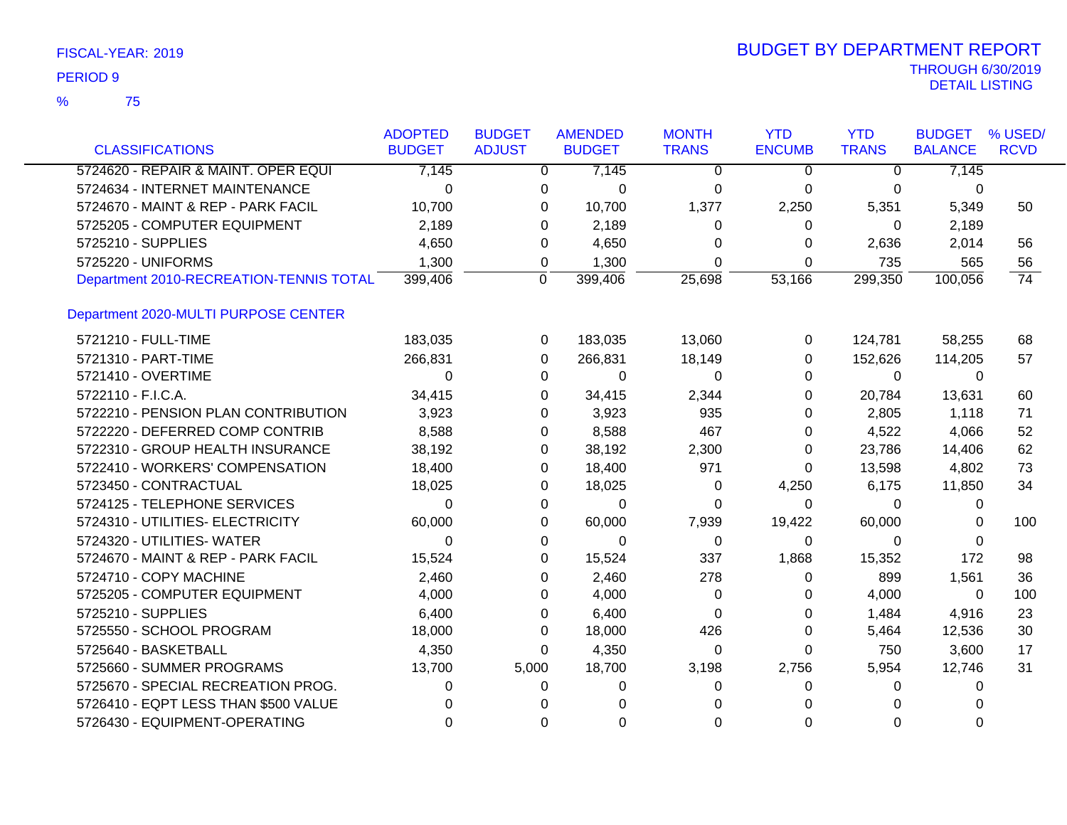FISCAL-YEAR: 2019

PERIOD 9

% 75

# BUDGET BY DEPARTMENT REPORT

THROUGH 6/30/2019
DETAIL LISTING

| CLASSIFICATIONS | ADOPTED BUDGET | BUDGET ADJUST | AMENDED BUDGET | MONTH TRANS | YTD ENCUMB | YTD TRANS | BUDGET BALANCE | % USED/ RCVD |
|---|---|---|---|---|---|---|---|---|
| 5724620 - REPAIR & MAINT. OPER EQUI | 7,145 | 0 | 7,145 | 0 | 0 | 0 | 7,145 | |
| 5724634 - INTERNET MAINTENANCE | 0 | 0 | 0 | 0 | 0 | 0 | 0 | |
| 5724670 - MAINT & REP - PARK FACIL | 10,700 | 0 | 10,700 | 1,377 | 2,250 | 5,351 | 5,349 | 50 |
| 5725205 - COMPUTER EQUIPMENT | 2,189 | 0 | 2,189 | 0 | 0 | 0 | 2,189 | |
| 5725210 - SUPPLIES | 4,650 | 0 | 4,650 | 0 | 0 | 2,636 | 2,014 | 56 |
| 5725220 - UNIFORMS | 1,300 | 0 | 1,300 | 0 | 0 | 735 | 565 | 56 |
| Department 2010-RECREATION-TENNIS TOTAL | 399,406 | 0 | 399,406 | 25,698 | 53,166 | 299,350 | 100,056 | 74 |
| **Department 2020-MULTI PURPOSE CENTER** | | | | | | | | |
| 5721210 - FULL-TIME | 183,035 | 0 | 183,035 | 13,060 | 0 | 124,781 | 58,255 | 68 |
| 5721310 - PART-TIME | 266,831 | 0 | 266,831 | 18,149 | 0 | 152,626 | 114,205 | 57 |
| 5721410 - OVERTIME | 0 | 0 | 0 | 0 | 0 | 0 | 0 | |
| 5722110 - F.I.C.A. | 34,415 | 0 | 34,415 | 2,344 | 0 | 20,784 | 13,631 | 60 |
| 5722210 - PENSION PLAN CONTRIBUTION | 3,923 | 0 | 3,923 | 935 | 0 | 2,805 | 1,118 | 71 |
| 5722220 - DEFERRED COMP CONTRIB | 8,588 | 0 | 8,588 | 467 | 0 | 4,522 | 4,066 | 52 |
| 5722310 - GROUP HEALTH INSURANCE | 38,192 | 0 | 38,192 | 2,300 | 0 | 23,786 | 14,406 | 62 |
| 5722410 - WORKERS' COMPENSATION | 18,400 | 0 | 18,400 | 971 | 0 | 13,598 | 4,802 | 73 |
| 5723450 - CONTRACTUAL | 18,025 | 0 | 18,025 | 0 | 4,250 | 6,175 | 11,850 | 34 |
| 5724125 - TELEPHONE SERVICES | 0 | 0 | 0 | 0 | 0 | 0 | 0 | |
| 5724310 - UTILITIES- ELECTRICITY | 60,000 | 0 | 60,000 | 7,939 | 19,422 | 60,000 | 0 | 100 |
| 5724320 - UTILITIES- WATER | 0 | 0 | 0 | 0 | 0 | 0 | 0 | |
| 5724670 - MAINT & REP - PARK FACIL | 15,524 | 0 | 15,524 | 337 | 1,868 | 15,352 | 172 | 98 |
| 5724710 - COPY MACHINE | 2,460 | 0 | 2,460 | 278 | 0 | 899 | 1,561 | 36 |
| 5725205 - COMPUTER EQUIPMENT | 4,000 | 0 | 4,000 | 0 | 0 | 4,000 | 0 | 100 |
| 5725210 - SUPPLIES | 6,400 | 0 | 6,400 | 0 | 0 | 1,484 | 4,916 | 23 |
| 5725550 - SCHOOL PROGRAM | 18,000 | 0 | 18,000 | 426 | 0 | 5,464 | 12,536 | 30 |
| 5725640 - BASKETBALL | 4,350 | 0 | 4,350 | 0 | 0 | 750 | 3,600 | 17 |
| 5725660 - SUMMER PROGRAMS | 13,700 | 5,000 | 18,700 | 3,198 | 2,756 | 5,954 | 12,746 | 31 |
| 5725670 - SPECIAL RECREATION PROG. | 0 | 0 | 0 | 0 | 0 | 0 | 0 | |
| 5726410 - EQPT LESS THAN $500 VALUE | 0 | 0 | 0 | 0 | 0 | 0 | 0 | |
| 5726430 - EQUIPMENT-OPERATING | 0 | 0 | 0 | 0 | 0 | 0 | 0 | |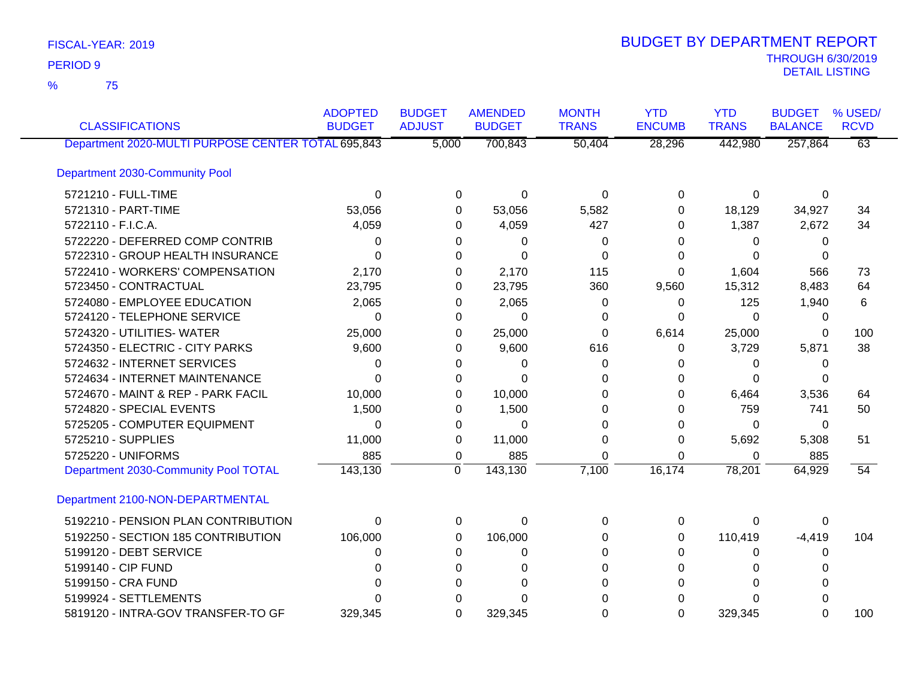FISCAL-YEAR: 2019
PERIOD 9
% 75

# BUDGET BY DEPARTMENT REPORT

THROUGH 6/30/2019
DETAIL LISTING

| CLASSIFICATIONS | ADOPTED BUDGET | BUDGET ADJUST | AMENDED BUDGET | MONTH TRANS | YTD ENCUMB | YTD TRANS | BUDGET BALANCE | % USED/ RCVD |
|---|---|---|---|---|---|---|---|---|
| Department 2020-MULTI PURPOSE CENTER TOTAL | 695,843 | 5,000 | 700,843 | 50,404 | 28,296 | 442,980 | 257,864 | 63 |
| **Department 2030-Community Pool** | | | | | | | | |
| 5721210 - FULL-TIME | 0 | 0 | 0 | 0 | 0 | 0 | 0 | |
| 5721310 - PART-TIME | 53,056 | 0 | 53,056 | 5,582 | 0 | 18,129 | 34,927 | 34 |
| 5722110 - F.I.C.A. | 4,059 | 0 | 4,059 | 427 | 0 | 1,387 | 2,672 | 34 |
| 5722220 - DEFERRED COMP CONTRIB | 0 | 0 | 0 | 0 | 0 | 0 | 0 | |
| 5722310 - GROUP HEALTH INSURANCE | 0 | 0 | 0 | 0 | 0 | 0 | 0 | |
| 5722410 - WORKERS' COMPENSATION | 2,170 | 0 | 2,170 | 115 | 0 | 1,604 | 566 | 73 |
| 5723450 - CONTRACTUAL | 23,795 | 0 | 23,795 | 360 | 9,560 | 15,312 | 8,483 | 64 |
| 5724080 - EMPLOYEE EDUCATION | 2,065 | 0 | 2,065 | 0 | 0 | 125 | 1,940 | 6 |
| 5724120 - TELEPHONE SERVICE | 0 | 0 | 0 | 0 | 0 | 0 | 0 | |
| 5724320 - UTILITIES- WATER | 25,000 | 0 | 25,000 | 0 | 6,614 | 25,000 | 0 | 100 |
| 5724350 - ELECTRIC - CITY PARKS | 9,600 | 0 | 9,600 | 616 | 0 | 3,729 | 5,871 | 38 |
| 5724632 - INTERNET SERVICES | 0 | 0 | 0 | 0 | 0 | 0 | 0 | |
| 5724634 - INTERNET MAINTENANCE | 0 | 0 | 0 | 0 | 0 | 0 | 0 | |
| 5724670 - MAINT & REP - PARK FACIL | 10,000 | 0 | 10,000 | 0 | 0 | 6,464 | 3,536 | 64 |
| 5724820 - SPECIAL EVENTS | 1,500 | 0 | 1,500 | 0 | 0 | 759 | 741 | 50 |
| 5725205 - COMPUTER EQUIPMENT | 0 | 0 | 0 | 0 | 0 | 0 | 0 | |
| 5725210 - SUPPLIES | 11,000 | 0 | 11,000 | 0 | 0 | 5,692 | 5,308 | 51 |
| 5725220 - UNIFORMS | 885 | 0 | 885 | 0 | 0 | 0 | 885 | |
| Department 2030-Community Pool TOTAL | 143,130 | 0 | 143,130 | 7,100 | 16,174 | 78,201 | 64,929 | 54 |
| **Department 2100-NON-DEPARTMENTAL** | | | | | | | | |
| 5192210 - PENSION PLAN CONTRIBUTION | 0 | 0 | 0 | 0 | 0 | 0 | 0 | |
| 5192250 - SECTION 185 CONTRIBUTION | 106,000 | 0 | 106,000 | 0 | 0 | 110,419 | -4,419 | 104 |
| 5199120 - DEBT SERVICE | 0 | 0 | 0 | 0 | 0 | 0 | 0 | |
| 5199140 - CIP FUND | 0 | 0 | 0 | 0 | 0 | 0 | 0 | |
| 5199150 - CRA FUND | 0 | 0 | 0 | 0 | 0 | 0 | 0 | |
| 5199924 - SETTLEMENTS | 0 | 0 | 0 | 0 | 0 | 0 | 0 | |
| 5819120 - INTRA-GOV TRANSFER-TO GF | 329,345 | 0 | 329,345 | 0 | 0 | 329,345 | 0 | 100 |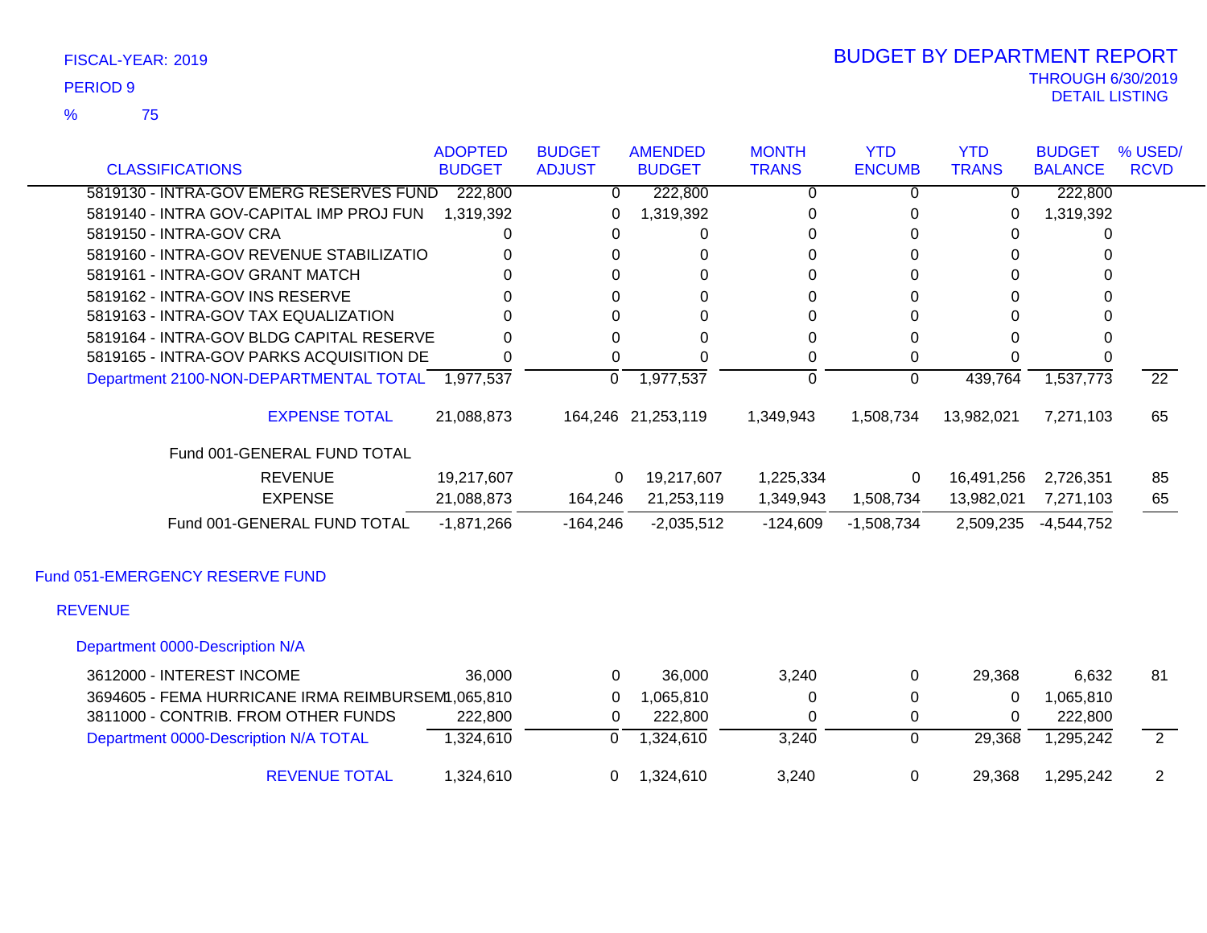FISCAL-YEAR: 2019

PERIOD 9

% 75

# BUDGET BY DEPARTMENT REPORT

THROUGH 6/30/2019
DETAIL LISTING

| CLASSIFICATIONS | ADOPTED BUDGET | BUDGET ADJUST | AMENDED BUDGET | MONTH TRANS | YTD ENCUMB | YTD TRANS | BUDGET BALANCE | % USED/ RCVD |
|---|---|---|---|---|---|---|---|---|
| 5819130 - INTRA-GOV EMERG RESERVES FUND | 222,800 | 0 | 222,800 | 0 | 0 | 0 | 222,800 | |
| 5819140 - INTRA GOV-CAPITAL IMP PROJ FUN | 1,319,392 | 0 | 1,319,392 | 0 | 0 | 0 | 1,319,392 | |
| 5819150 - INTRA-GOV CRA | 0 | 0 | 0 | 0 | 0 | 0 | 0 | |
| 5819160 - INTRA-GOV REVENUE STABILIZATIO | 0 | 0 | 0 | 0 | 0 | 0 | 0 | |
| 5819161 - INTRA-GOV GRANT MATCH | 0 | 0 | 0 | 0 | 0 | 0 | 0 | |
| 5819162 - INTRA-GOV INS RESERVE | 0 | 0 | 0 | 0 | 0 | 0 | 0 | |
| 5819163 - INTRA-GOV TAX EQUALIZATION | 0 | 0 | 0 | 0 | 0 | 0 | 0 | |
| 5819164 - INTRA-GOV BLDG CAPITAL RESERVE | 0 | 0 | 0 | 0 | 0 | 0 | 0 | |
| 5819165 - INTRA-GOV PARKS ACQUISITION DE | 0 | 0 | 0 | 0 | 0 | 0 | 0 | |
| Department 2100-NON-DEPARTMENTAL TOTAL | 1,977,537 | 0 | 1,977,537 | 0 | 0 | 439,764 | 1,537,773 | 22 |
| EXPENSE TOTAL | 21,088,873 | 164,246 | 21,253,119 | 1,349,943 | 1,508,734 | 13,982,021 | 7,271,103 | 65 |
| Fund 001-GENERAL FUND TOTAL | | | | | | | | |
| REVENUE | 19,217,607 | 0 | 19,217,607 | 1,225,334 | 0 | 16,491,256 | 2,726,351 | 85 |
| EXPENSE | 21,088,873 | 164,246 | 21,253,119 | 1,349,943 | 1,508,734 | 13,982,021 | 7,271,103 | 65 |
| Fund 001-GENERAL FUND TOTAL | -1,871,266 | -164,246 | -2,035,512 | -124,609 | -1,508,734 | 2,509,235 | -4,544,752 | |

## Fund 051-EMERGENCY RESERVE FUND

### REVENUE

#### Department 0000-Description N/A

| CLASSIFICATIONS | ADOPTED BUDGET | BUDGET ADJUST | AMENDED BUDGET | MONTH TRANS | YTD ENCUMB | YTD TRANS | BUDGET BALANCE | % USED/ RCVD |
|---|---|---|---|---|---|---|---|---|
| 3612000 - INTEREST INCOME | 36,000 | 0 | 36,000 | 3,240 | 0 | 29,368 | 6,632 | 81 |
| 3694605 - FEMA HURRICANE IRMA REIMBURSEM | 1,065,810 | 0 | 1,065,810 | 0 | 0 | 0 | 1,065,810 | |
| 3811000 - CONTRIB. FROM OTHER FUNDS | 222,800 | 0 | 222,800 | 0 | 0 | 0 | 222,800 | |
| Department 0000-Description N/A TOTAL | 1,324,610 | 0 | 1,324,610 | 3,240 | 0 | 29,368 | 1,295,242 | 2 |
| REVENUE TOTAL | 1,324,610 | 0 | 1,324,610 | 3,240 | 0 | 29,368 | 1,295,242 | 2 |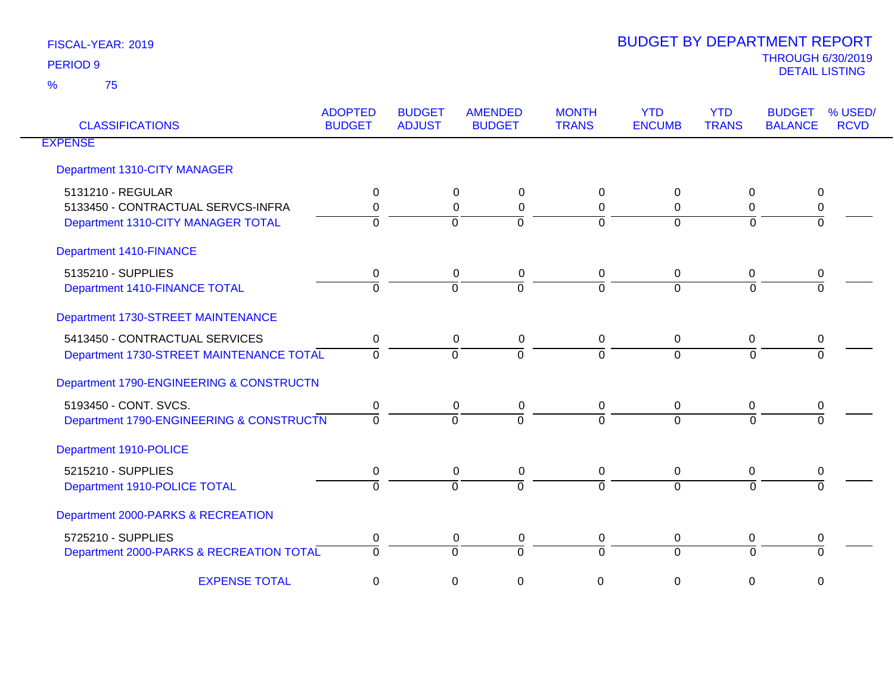FISCAL-YEAR: 2019

PERIOD 9

% 75

# BUDGET BY DEPARTMENT REPORT

THROUGH 6/30/2019

DETAIL LISTING

| CLASSIFICATIONS | ADOPTED BUDGET | BUDGET ADJUST | AMENDED BUDGET | MONTH TRANS | YTD ENCUMB | YTD TRANS | BUDGET BALANCE | % USED/ RCVD |
|---|---|---|---|---|---|---|---|---|
| EXPENSE | | | | | | | | |
| Department 1310-CITY MANAGER | | | | | | | | |
| 5131210 - REGULAR | 0 | 0 | 0 | 0 | 0 | 0 | 0 | |
| 5133450 - CONTRACTUAL SERVCS-INFRA | 0 | 0 | 0 | 0 | 0 | 0 | 0 | |
| Department 1310-CITY MANAGER TOTAL | 0 | 0 | 0 | 0 | 0 | 0 | 0 | |
| Department 1410-FINANCE | | | | | | | | |
| 5135210 - SUPPLIES | 0 | 0 | 0 | 0 | 0 | 0 | 0 | |
| Department 1410-FINANCE TOTAL | 0 | 0 | 0 | 0 | 0 | 0 | 0 | |
| Department 1730-STREET MAINTENANCE | | | | | | | | |
| 5413450 - CONTRACTUAL SERVICES | 0 | 0 | 0 | 0 | 0 | 0 | 0 | |
| Department 1730-STREET MAINTENANCE TOTAL | 0 | 0 | 0 | 0 | 0 | 0 | 0 | |
| Department 1790-ENGINEERING & CONSTRUCTN | | | | | | | | |
| 5193450 - CONT. SVCS. | 0 | 0 | 0 | 0 | 0 | 0 | 0 | |
| Department 1790-ENGINEERING & CONSTRUCTN | 0 | 0 | 0 | 0 | 0 | 0 | 0 | |
| Department 1910-POLICE | | | | | | | | |
| 5215210 - SUPPLIES | 0 | 0 | 0 | 0 | 0 | 0 | 0 | |
| Department 1910-POLICE TOTAL | 0 | 0 | 0 | 0 | 0 | 0 | 0 | |
| Department 2000-PARKS & RECREATION | | | | | | | | |
| 5725210 - SUPPLIES | 0 | 0 | 0 | 0 | 0 | 0 | 0 | |
| Department 2000-PARKS & RECREATION TOTAL | 0 | 0 | 0 | 0 | 0 | 0 | 0 | |
| EXPENSE TOTAL | 0 | 0 | 0 | 0 | 0 | 0 | 0 | |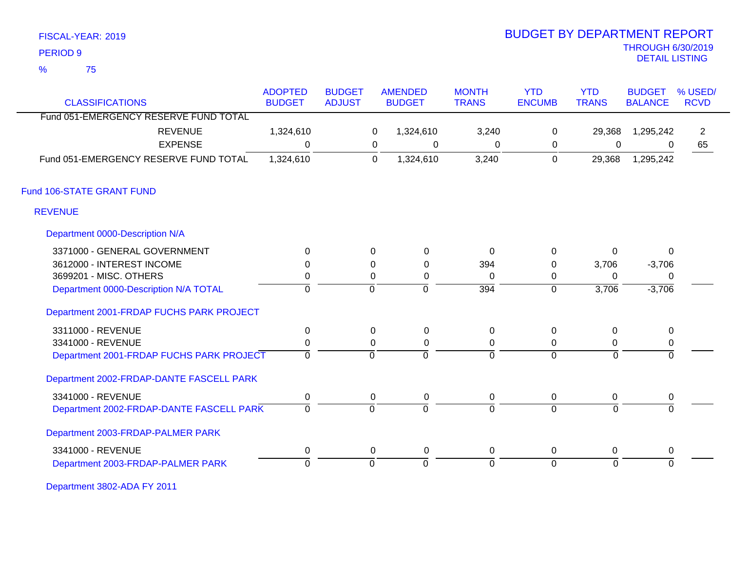FISCAL-YEAR: 2019
PERIOD 9
% 75

# BUDGET BY DEPARTMENT REPORT
THROUGH 6/30/2019
DETAIL LISTING

| CLASSIFICATIONS | ADOPTED BUDGET | BUDGET ADJUST | AMENDED BUDGET | MONTH TRANS | YTD ENCUMB | YTD TRANS | BUDGET BALANCE | % USED/ RCVD |
|---|---|---|---|---|---|---|---|---|
| Fund 051-EMERGENCY RESERVE FUND TOTAL | | | | | | | | |
| REVENUE | 1,324,610 | 0 | 1,324,610 | 3,240 | 0 | 29,368 | 1,295,242 | 2 |
| EXPENSE | 0 | 0 | 0 | 0 | 0 | 0 | 0 | 65 |
| Fund 051-EMERGENCY RESERVE FUND TOTAL | 1,324,610 | 0 | 1,324,610 | 3,240 | 0 | 29,368 | 1,295,242 | |
| **Fund 106-STATE GRANT FUND** | | | | | | | | |
| **REVENUE** | | | | | | | | |
| **Department 0000-Description N/A** | | | | | | | | |
| 3371000 - GENERAL GOVERNMENT | 0 | 0 | 0 | 0 | 0 | 0 | 0 | |
| 3612000 - INTEREST INCOME | 0 | 0 | 0 | 394 | 0 | 3,706 | -3,706 | |
| 3699201 - MISC. OTHERS | 0 | 0 | 0 | 0 | 0 | 0 | 0 | |
| Department 0000-Description N/A TOTAL | 0 | 0 | 0 | 394 | 0 | 3,706 | -3,706 | |
| **Department 2001-FRDAP FUCHS PARK PROJECT** | | | | | | | | |
| 3311000 - REVENUE | 0 | 0 | 0 | 0 | 0 | 0 | 0 | |
| 3341000 - REVENUE | 0 | 0 | 0 | 0 | 0 | 0 | 0 | |
| Department 2001-FRDAP FUCHS PARK PROJECT | 0 | 0 | 0 | 0 | 0 | 0 | 0 | |
| **Department 2002-FRDAP-DANTE FASCELL PARK** | | | | | | | | |
| 3341000 - REVENUE | 0 | 0 | 0 | 0 | 0 | 0 | 0 | |
| Department 2002-FRDAP-DANTE FASCELL PARK | 0 | 0 | 0 | 0 | 0 | 0 | 0 | |
| **Department 2003-FRDAP-PALMER PARK** | | | | | | | | |
| 3341000 - REVENUE | 0 | 0 | 0 | 0 | 0 | 0 | 0 | |
| Department 2003-FRDAP-PALMER PARK | 0 | 0 | 0 | 0 | 0 | 0 | 0 | |
| **Department 3802-ADA FY 2011** | | | | | | | | |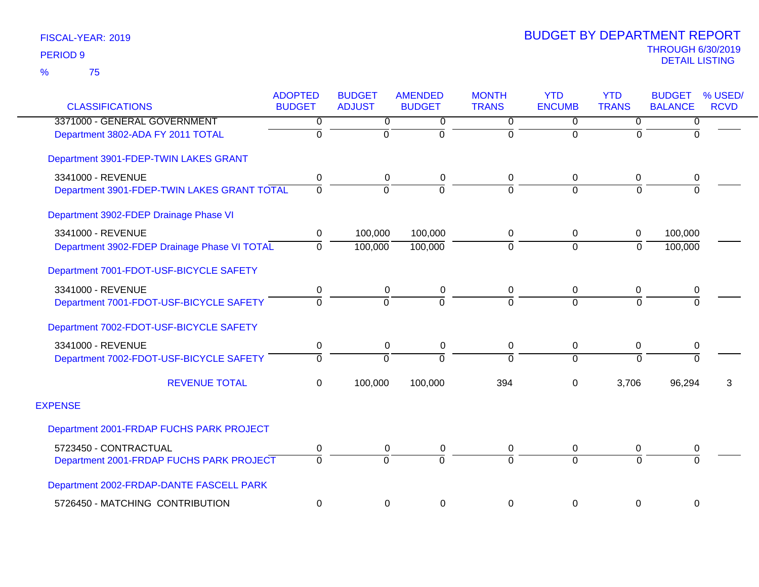FISCAL-YEAR: 2019

PERIOD 9

% 75

# BUDGET BY DEPARTMENT REPORT

THROUGH 6/30/2019

DETAIL LISTING

| CLASSIFICATIONS | ADOPTED BUDGET | BUDGET ADJUST | AMENDED BUDGET | MONTH TRANS | YTD ENCUMB | YTD TRANS | BUDGET BALANCE | % USED/ RCVD |
|---|---|---|---|---|---|---|---|---|
| 3371000 - GENERAL GOVERNMENT | 0 | 0 | 0 | 0 | 0 | 0 | 0 | |
| Department 3802-ADA FY 2011 TOTAL | 0 | 0 | 0 | 0 | 0 | 0 | 0 | |
| Department 3901-FDEP-TWIN LAKES GRANT | | | | | | | | |
| 3341000 - REVENUE | 0 | 0 | 0 | 0 | 0 | 0 | 0 | |
| Department 3901-FDEP-TWIN LAKES GRANT TOTAL | 0 | 0 | 0 | 0 | 0 | 0 | 0 | |
| Department 3902-FDEP Drainage Phase VI | | | | | | | | |
| 3341000 - REVENUE | 0 | 100,000 | 100,000 | 0 | 0 | 0 | 100,000 | |
| Department 3902-FDEP Drainage Phase VI TOTAL | 0 | 100,000 | 100,000 | 0 | 0 | 0 | 100,000 | |
| Department 7001-FDOT-USF-BICYCLE SAFETY | | | | | | | | |
| 3341000 - REVENUE | 0 | 0 | 0 | 0 | 0 | 0 | 0 | |
| Department 7001-FDOT-USF-BICYCLE SAFETY | 0 | 0 | 0 | 0 | 0 | 0 | 0 | |
| Department 7002-FDOT-USF-BICYCLE SAFETY | | | | | | | | |
| 3341000 - REVENUE | 0 | 0 | 0 | 0 | 0 | 0 | 0 | |
| Department 7002-FDOT-USF-BICYCLE SAFETY | 0 | 0 | 0 | 0 | 0 | 0 | 0 | |
| REVENUE TOTAL | 0 | 100,000 | 100,000 | 394 | 0 | 3,706 | 96,294 | 3 |
| EXPENSE | | | | | | | | |
| Department 2001-FRDAP FUCHS PARK PROJECT | | | | | | | | |
| 5723450 - CONTRACTUAL | 0 | 0 | 0 | 0 | 0 | 0 | 0 | |
| Department 2001-FRDAP FUCHS PARK PROJECT | 0 | 0 | 0 | 0 | 0 | 0 | 0 | |
| Department 2002-FRDAP-DANTE FASCELL PARK | | | | | | | | |
| 5726450 - MATCHING CONTRIBUTION | 0 | 0 | 0 | 0 | 0 | 0 | 0 | |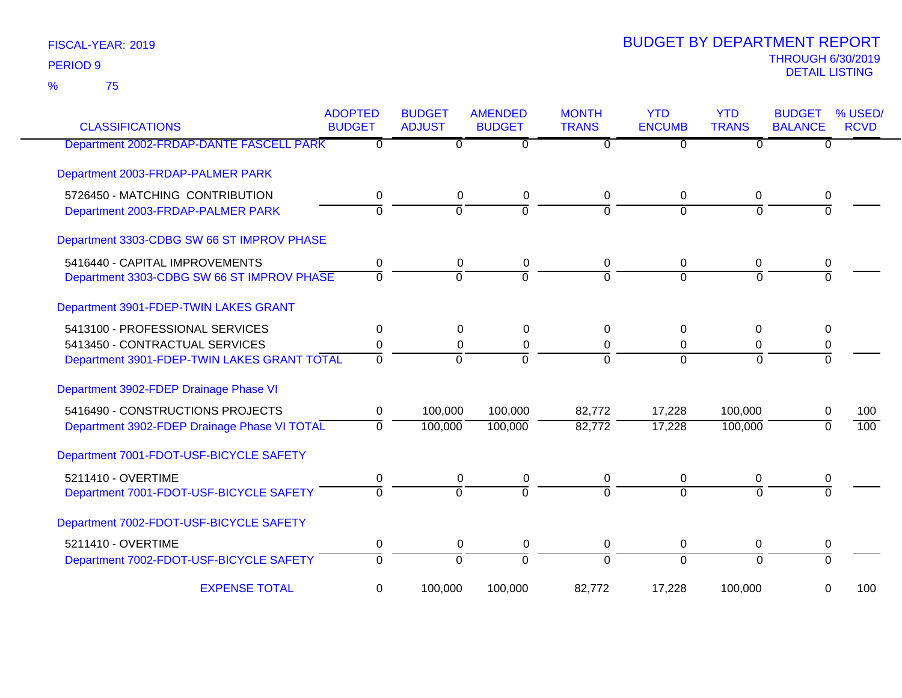FISCAL-YEAR: 2019
PERIOD 9
% 75

# BUDGET BY DEPARTMENT REPORT
THROUGH 6/30/2019
DETAIL LISTING

| CLASSIFICATIONS | ADOPTED BUDGET | BUDGET ADJUST | AMENDED BUDGET | MONTH TRANS | YTD ENCUMB | YTD TRANS | BUDGET BALANCE | % USED/ RCVD |
|---|---|---|---|---|---|---|---|---|
| Department 2002-FRDAP-DANTE FASCELL PARK | 0 | 0 | 0 | 0 | 0 | 0 | 0 | |
| Department 2003-FRDAP-PALMER PARK | | | | | | | | |
| 5726450 - MATCHING CONTRIBUTION | 0 | 0 | 0 | 0 | 0 | 0 | 0 | |
| Department 2003-FRDAP-PALMER PARK | 0 | 0 | 0 | 0 | 0 | 0 | 0 | |
| Department 3303-CDBG SW 66 ST IMPROV PHASE | | | | | | | | |
| 5416440 - CAPITAL IMPROVEMENTS | 0 | 0 | 0 | 0 | 0 | 0 | 0 | |
| Department 3303-CDBG SW 66 ST IMPROV PHASE | 0 | 0 | 0 | 0 | 0 | 0 | 0 | |
| Department 3901-FDEP-TWIN LAKES GRANT | | | | | | | | |
| 5413100 - PROFESSIONAL SERVICES | 0 | 0 | 0 | 0 | 0 | 0 | 0 | |
| 5413450 - CONTRACTUAL SERVICES | 0 | 0 | 0 | 0 | 0 | 0 | 0 | |
| Department 3901-FDEP-TWIN LAKES GRANT TOTAL | 0 | 0 | 0 | 0 | 0 | 0 | 0 | |
| Department 3902-FDEP Drainage Phase VI | | | | | | | | |
| 5416490 - CONSTRUCTIONS PROJECTS | 0 | 100,000 | 100,000 | 82,772 | 17,228 | 100,000 | 0 | 100 |
| Department 3902-FDEP Drainage Phase VI TOTAL | 0 | 100,000 | 100,000 | 82,772 | 17,228 | 100,000 | 0 | 100 |
| Department 7001-FDOT-USF-BICYCLE SAFETY | | | | | | | | |
| 5211410 - OVERTIME | 0 | 0 | 0 | 0 | 0 | 0 | 0 | |
| Department 7001-FDOT-USF-BICYCLE SAFETY | 0 | 0 | 0 | 0 | 0 | 0 | 0 | |
| Department 7002-FDOT-USF-BICYCLE SAFETY | | | | | | | | |
| 5211410 - OVERTIME | 0 | 0 | 0 | 0 | 0 | 0 | 0 | |
| Department 7002-FDOT-USF-BICYCLE SAFETY | 0 | 0 | 0 | 0 | 0 | 0 | 0 | |
| EXPENSE TOTAL | 0 | 100,000 | 100,000 | 82,772 | 17,228 | 100,000 | 0 | 100 |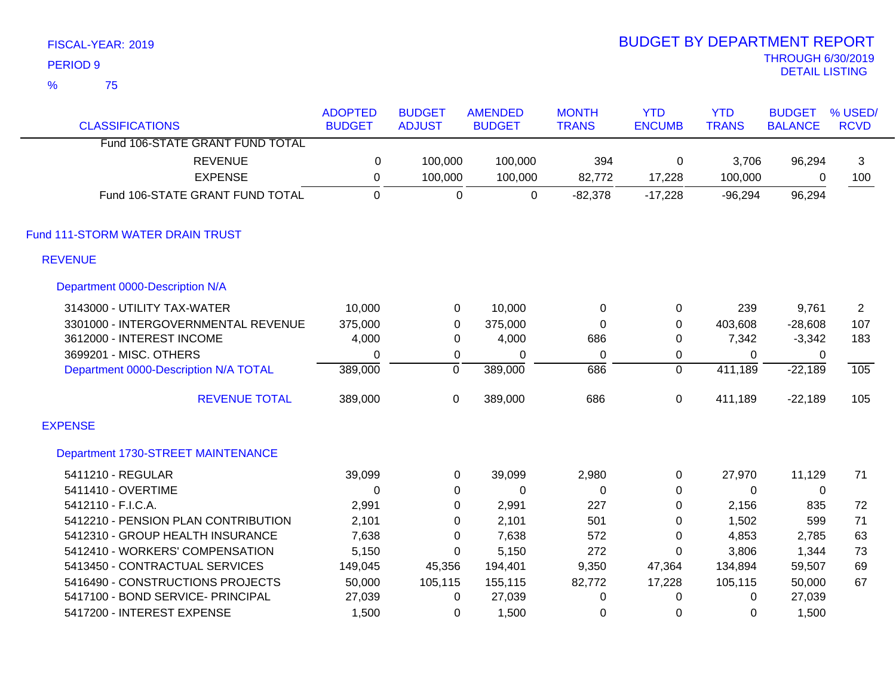FISCAL-YEAR: 2019

PERIOD 9

% 75

# BUDGET BY DEPARTMENT REPORT

THROUGH 6/30/2019

DETAIL LISTING

| CLASSIFICATIONS | ADOPTED BUDGET | BUDGET ADJUST | AMENDED BUDGET | MONTH TRANS | YTD ENCUMB | YTD TRANS | BUDGET BALANCE | % USED/ RCVD |
|---|---|---|---|---|---|---|---|---|
| Fund 106-STATE GRANT FUND TOTAL | | | | | | | | |
| REVENUE | 0 | 100,000 | 100,000 | 394 | 0 | 3,706 | 96,294 | 3 |
| EXPENSE | 0 | 100,000 | 100,000 | 82,772 | 17,228 | 100,000 | 0 | 100 |
| Fund 106-STATE GRANT FUND TOTAL | 0 | 0 | 0 | -82,378 | -17,228 | -96,294 | 96,294 | |
| **Fund 111-STORM WATER DRAIN TRUST** | | | | | | | | |
| **REVENUE** | | | | | | | | |
| **Department 0000-Description N/A** | | | | | | | | |
| 3143000 - UTILITY TAX-WATER | 10,000 | 0 | 10,000 | 0 | 0 | 239 | 9,761 | 2 |
| 3301000 - INTERGOVERNMENTAL REVENUE | 375,000 | 0 | 375,000 | 0 | 0 | 403,608 | -28,608 | 107 |
| 3612000 - INTEREST INCOME | 4,000 | 0 | 4,000 | 686 | 0 | 7,342 | -3,342 | 183 |
| 3699201 - MISC. OTHERS | 0 | 0 | 0 | 0 | 0 | 0 | 0 | |
| Department 0000-Description N/A TOTAL | 389,000 | 0 | 389,000 | 686 | 0 | 411,189 | -22,189 | 105 |
| REVENUE TOTAL | 389,000 | 0 | 389,000 | 686 | 0 | 411,189 | -22,189 | 105 |
| **EXPENSE** | | | | | | | | |
| **Department 1730-STREET MAINTENANCE** | | | | | | | | |
| 5411210 - REGULAR | 39,099 | 0 | 39,099 | 2,980 | 0 | 27,970 | 11,129 | 71 |
| 5411410 - OVERTIME | 0 | 0 | 0 | 0 | 0 | 0 | 0 | |
| 5412110 - F.I.C.A. | 2,991 | 0 | 2,991 | 227 | 0 | 2,156 | 835 | 72 |
| 5412210 - PENSION PLAN CONTRIBUTION | 2,101 | 0 | 2,101 | 501 | 0 | 1,502 | 599 | 71 |
| 5412310 - GROUP HEALTH INSURANCE | 7,638 | 0 | 7,638 | 572 | 0 | 4,853 | 2,785 | 63 |
| 5412410 - WORKERS' COMPENSATION | 5,150 | 0 | 5,150 | 272 | 0 | 3,806 | 1,344 | 73 |
| 5413450 - CONTRACTUAL SERVICES | 149,045 | 45,356 | 194,401 | 9,350 | 47,364 | 134,894 | 59,507 | 69 |
| 5416490 - CONSTRUCTIONS PROJECTS | 50,000 | 105,115 | 155,115 | 82,772 | 17,228 | 105,115 | 50,000 | 67 |
| 5417100 - BOND SERVICE- PRINCIPAL | 27,039 | 0 | 27,039 | 0 | 0 | 0 | 27,039 | |
| 5417200 - INTEREST EXPENSE | 1,500 | 0 | 1,500 | 0 | 0 | 0 | 1,500 | |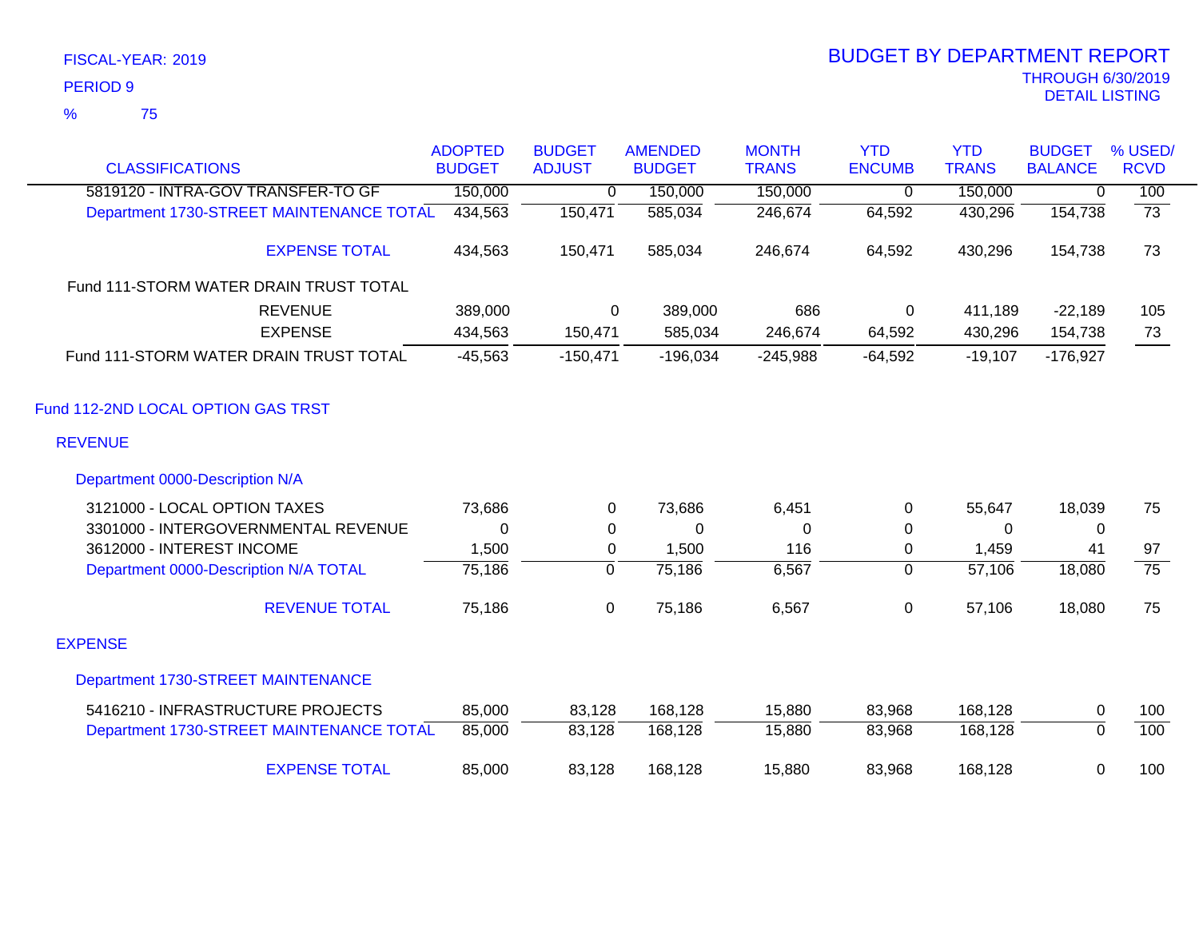FISCAL-YEAR: 2019

PERIOD 9

% 75

# BUDGET BY DEPARTMENT REPORT

THROUGH 6/30/2019

DETAIL LISTING

| CLASSIFICATIONS | ADOPTED BUDGET | BUDGET ADJUST | AMENDED BUDGET | MONTH TRANS | YTD ENCUMB | YTD TRANS | BUDGET BALANCE | % USED/ RCVD |
|---|---|---|---|---|---|---|---|---|
| 5819120 - INTRA-GOV TRANSFER-TO GF | 150,000 | 0 | 150,000 | 150,000 | 0 | 150,000 | 0 | 100 |
| Department 1730-STREET MAINTENANCE TOTAL | 434,563 | 150,471 | 585,034 | 246,674 | 64,592 | 430,296 | 154,738 | 73 |
| EXPENSE TOTAL | 434,563 | 150,471 | 585,034 | 246,674 | 64,592 | 430,296 | 154,738 | 73 |
| Fund 111-STORM WATER DRAIN TRUST TOTAL | | | | | | | | |
| REVENUE | 389,000 | 0 | 389,000 | 686 | 0 | 411,189 | -22,189 | 105 |
| EXPENSE | 434,563 | 150,471 | 585,034 | 246,674 | 64,592 | 430,296 | 154,738 | 73 |
| Fund 111-STORM WATER DRAIN TRUST TOTAL | -45,563 | -150,471 | -196,034 | -245,988 | -64,592 | -19,107 | -176,927 | |

## Fund 112-2ND LOCAL OPTION GAS TRST

### REVENUE

#### Department 0000-Description N/A

| CLASSIFICATIONS | ADOPTED BUDGET | BUDGET ADJUST | AMENDED BUDGET | MONTH TRANS | YTD ENCUMB | YTD TRANS | BUDGET BALANCE | % USED/ RCVD |
|---|---|---|---|---|---|---|---|---|
| 3121000 - LOCAL OPTION TAXES | 73,686 | 0 | 73,686 | 6,451 | 0 | 55,647 | 18,039 | 75 |
| 3301000 - INTERGOVERNMENTAL REVENUE | 0 | 0 | 0 | 0 | 0 | 0 | 0 | |
| 3612000 - INTEREST INCOME | 1,500 | 0 | 1,500 | 116 | 0 | 1,459 | 41 | 97 |
| Department 0000-Description N/A TOTAL | 75,186 | 0 | 75,186 | 6,567 | 0 | 57,106 | 18,080 | 75 |
| REVENUE TOTAL | 75,186 | 0 | 75,186 | 6,567 | 0 | 57,106 | 18,080 | 75 |

### EXPENSE

#### Department 1730-STREET MAINTENANCE

| CLASSIFICATIONS | ADOPTED BUDGET | BUDGET ADJUST | AMENDED BUDGET | MONTH TRANS | YTD ENCUMB | YTD TRANS | BUDGET BALANCE | % USED/ RCVD |
|---|---|---|---|---|---|---|---|---|
| 5416210 - INFRASTRUCTURE PROJECTS | 85,000 | 83,128 | 168,128 | 15,880 | 83,968 | 168,128 | 0 | 100 |
| Department 1730-STREET MAINTENANCE TOTAL | 85,000 | 83,128 | 168,128 | 15,880 | 83,968 | 168,128 | 0 | 100 |
| EXPENSE TOTAL | 85,000 | 83,128 | 168,128 | 15,880 | 83,968 | 168,128 | 0 | 100 |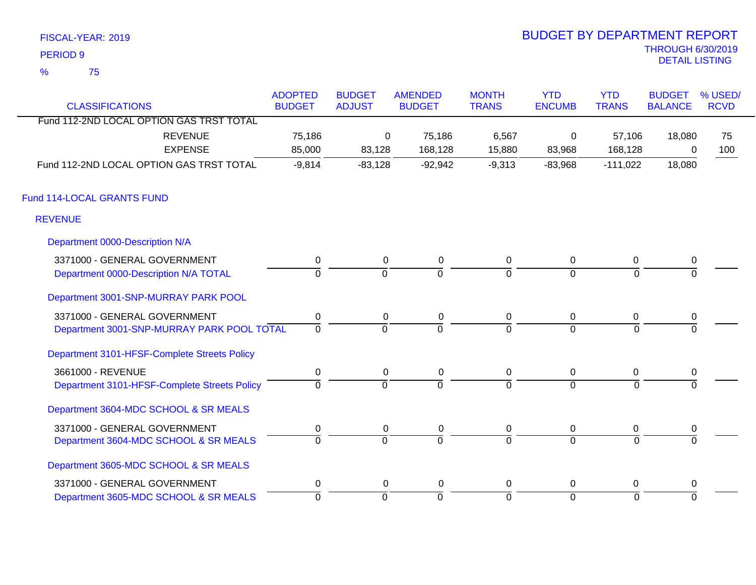FISCAL-YEAR: 2019

PERIOD 9

% 75

# BUDGET BY DEPARTMENT REPORT

THROUGH 6/30/2019

DETAIL LISTING

| CLASSIFICATIONS | ADOPTED BUDGET | BUDGET ADJUST | AMENDED BUDGET | MONTH TRANS | YTD ENCUMB | YTD TRANS | BUDGET BALANCE | % USED/ RCVD |
|---|---|---|---|---|---|---|---|---|
| Fund 112-2ND LOCAL OPTION GAS TRST TOTAL | | | | | | | | |
| REVENUE | 75,186 | 0 | 75,186 | 6,567 | 0 | 57,106 | 18,080 | 75 |
| EXPENSE | 85,000 | 83,128 | 168,128 | 15,880 | 83,968 | 168,128 | 0 | 100 |
| Fund 112-2ND LOCAL OPTION GAS TRST TOTAL | -9,814 | -83,128 | -92,942 | -9,313 | -83,968 | -111,022 | 18,080 | |
| **Fund 114-LOCAL GRANTS FUND** | | | | | | | | |
| **REVENUE** | | | | | | | | |
| **Department 0000-Description N/A** | | | | | | | | |
| 3371000 - GENERAL GOVERNMENT | 0 | 0 | 0 | 0 | 0 | 0 | 0 | |
| Department 0000-Description N/A TOTAL | 0 | 0 | 0 | 0 | 0 | 0 | 0 | |
| **Department 3001-SNP-MURRAY PARK POOL** | | | | | | | | |
| 3371000 - GENERAL GOVERNMENT | 0 | 0 | 0 | 0 | 0 | 0 | 0 | |
| Department 3001-SNP-MURRAY PARK POOL TOTAL | 0 | 0 | 0 | 0 | 0 | 0 | 0 | |
| **Department 3101-HFSF-Complete Streets Policy** | | | | | | | | |
| 3661000 - REVENUE | 0 | 0 | 0 | 0 | 0 | 0 | 0 | |
| Department 3101-HFSF-Complete Streets Policy | 0 | 0 | 0 | 0 | 0 | 0 | 0 | |
| **Department 3604-MDC SCHOOL & SR MEALS** | | | | | | | | |
| 3371000 - GENERAL GOVERNMENT | 0 | 0 | 0 | 0 | 0 | 0 | 0 | |
| Department 3604-MDC SCHOOL & SR MEALS | 0 | 0 | 0 | 0 | 0 | 0 | 0 | |
| **Department 3605-MDC SCHOOL & SR MEALS** | | | | | | | | |
| 3371000 - GENERAL GOVERNMENT | 0 | 0 | 0 | 0 | 0 | 0 | 0 | |
| Department 3605-MDC SCHOOL & SR MEALS | 0 | 0 | 0 | 0 | 0 | 0 | 0 | |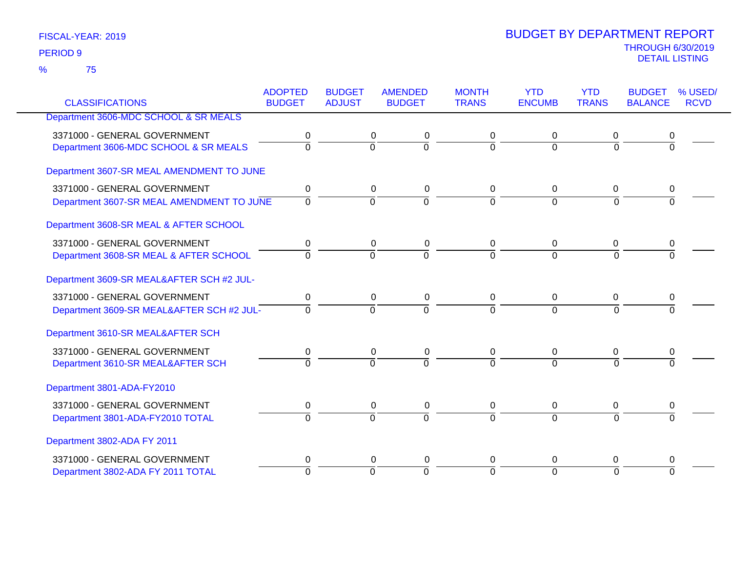FISCAL-YEAR: 2019
PERIOD 9
% 75

# BUDGET BY DEPARTMENT REPORT

THROUGH 6/30/2019
DETAIL LISTING

| CLASSIFICATIONS | ADOPTED BUDGET | BUDGET ADJUST | AMENDED BUDGET | MONTH TRANS | YTD ENCUMB | YTD TRANS | BUDGET BALANCE | % USED/ RCVD |
|---|---|---|---|---|---|---|---|---|
| Department 3606-MDC SCHOOL & SR MEALS | | | | | | | | |
| 3371000 - GENERAL GOVERNMENT | 0 | 0 | 0 | 0 | 0 | 0 | 0 | |
| Department 3606-MDC SCHOOL & SR MEALS | 0 | 0 | 0 | 0 | 0 | 0 | 0 | |
| Department 3607-SR MEAL AMENDMENT TO JUNE | | | | | | | | |
| 3371000 - GENERAL GOVERNMENT | 0 | 0 | 0 | 0 | 0 | 0 | 0 | |
| Department 3607-SR MEAL AMENDMENT TO JUNE | 0 | 0 | 0 | 0 | 0 | 0 | 0 | |
| Department 3608-SR MEAL & AFTER SCHOOL | | | | | | | | |
| 3371000 - GENERAL GOVERNMENT | 0 | 0 | 0 | 0 | 0 | 0 | 0 | |
| Department 3608-SR MEAL & AFTER SCHOOL | 0 | 0 | 0 | 0 | 0 | 0 | 0 | |
| Department 3609-SR MEAL&AFTER SCH #2 JUL- | | | | | | | | |
| 3371000 - GENERAL GOVERNMENT | 0 | 0 | 0 | 0 | 0 | 0 | 0 | |
| Department 3609-SR MEAL&AFTER SCH #2 JUL- | 0 | 0 | 0 | 0 | 0 | 0 | 0 | |
| Department 3610-SR MEAL&AFTER SCH | | | | | | | | |
| 3371000 - GENERAL GOVERNMENT | 0 | 0 | 0 | 0 | 0 | 0 | 0 | |
| Department 3610-SR MEAL&AFTER SCH | 0 | 0 | 0 | 0 | 0 | 0 | 0 | |
| Department 3801-ADA-FY2010 | | | | | | | | |
| 3371000 - GENERAL GOVERNMENT | 0 | 0 | 0 | 0 | 0 | 0 | 0 | |
| Department 3801-ADA-FY2010 TOTAL | 0 | 0 | 0 | 0 | 0 | 0 | 0 | |
| Department 3802-ADA FY 2011 | | | | | | | | |
| 3371000 - GENERAL GOVERNMENT | 0 | 0 | 0 | 0 | 0 | 0 | 0 | |
| Department 3802-ADA FY 2011 TOTAL | 0 | 0 | 0 | 0 | 0 | 0 | 0 | |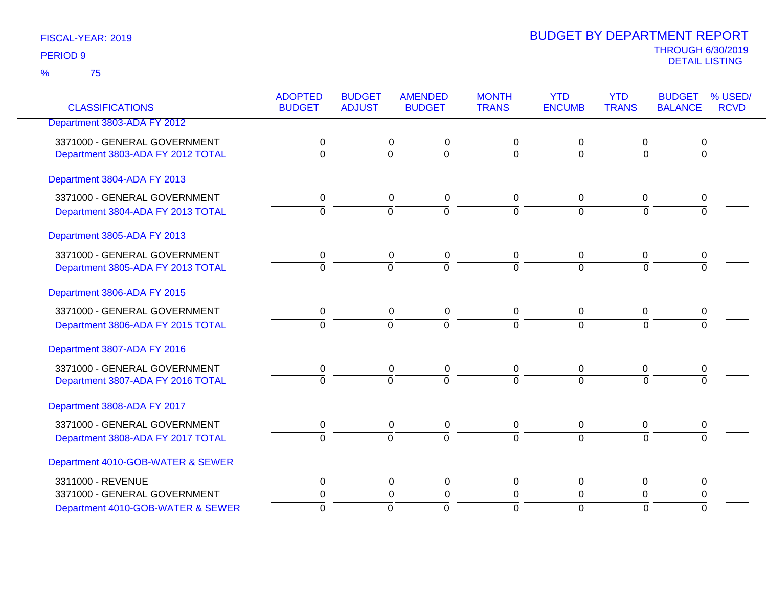FISCAL-YEAR: 2019
PERIOD 9
% 75

# BUDGET BY DEPARTMENT REPORT

THROUGH 6/30/2019
DETAIL LISTING

| CLASSIFICATIONS | ADOPTED BUDGET | BUDGET ADJUST | AMENDED BUDGET | MONTH TRANS | YTD ENCUMB | YTD TRANS | BUDGET BALANCE | % USED/ RCVD |
|---|---|---|---|---|---|---|---|---|
| Department 3803-ADA FY 2012 | | | | | | | | |
| 3371000 - GENERAL GOVERNMENT | 0 | 0 | 0 | 0 | 0 | 0 | 0 | |
| Department 3803-ADA FY 2012 TOTAL | 0 | 0 | 0 | 0 | 0 | 0 | 0 | |
| Department 3804-ADA FY 2013 | | | | | | | | |
| 3371000 - GENERAL GOVERNMENT | 0 | 0 | 0 | 0 | 0 | 0 | 0 | |
| Department 3804-ADA FY 2013 TOTAL | 0 | 0 | 0 | 0 | 0 | 0 | 0 | |
| Department 3805-ADA FY 2013 | | | | | | | | |
| 3371000 - GENERAL GOVERNMENT | 0 | 0 | 0 | 0 | 0 | 0 | 0 | |
| Department 3805-ADA FY 2013 TOTAL | 0 | 0 | 0 | 0 | 0 | 0 | 0 | |
| Department 3806-ADA FY 2015 | | | | | | | | |
| 3371000 - GENERAL GOVERNMENT | 0 | 0 | 0 | 0 | 0 | 0 | 0 | |
| Department 3806-ADA FY 2015 TOTAL | 0 | 0 | 0 | 0 | 0 | 0 | 0 | |
| Department 3807-ADA FY 2016 | | | | | | | | |
| 3371000 - GENERAL GOVERNMENT | 0 | 0 | 0 | 0 | 0 | 0 | 0 | |
| Department 3807-ADA FY 2016 TOTAL | 0 | 0 | 0 | 0 | 0 | 0 | 0 | |
| Department 3808-ADA FY 2017 | | | | | | | | |
| 3371000 - GENERAL GOVERNMENT | 0 | 0 | 0 | 0 | 0 | 0 | 0 | |
| Department 3808-ADA FY 2017 TOTAL | 0 | 0 | 0 | 0 | 0 | 0 | 0 | |
| Department 4010-GOB-WATER & SEWER | | | | | | | | |
| 3311000 - REVENUE | 0 | 0 | 0 | 0 | 0 | 0 | 0 | |
| 3371000 - GENERAL GOVERNMENT | 0 | 0 | 0 | 0 | 0 | 0 | 0 | |
| Department 4010-GOB-WATER & SEWER | 0 | 0 | 0 | 0 | 0 | 0 | 0 | |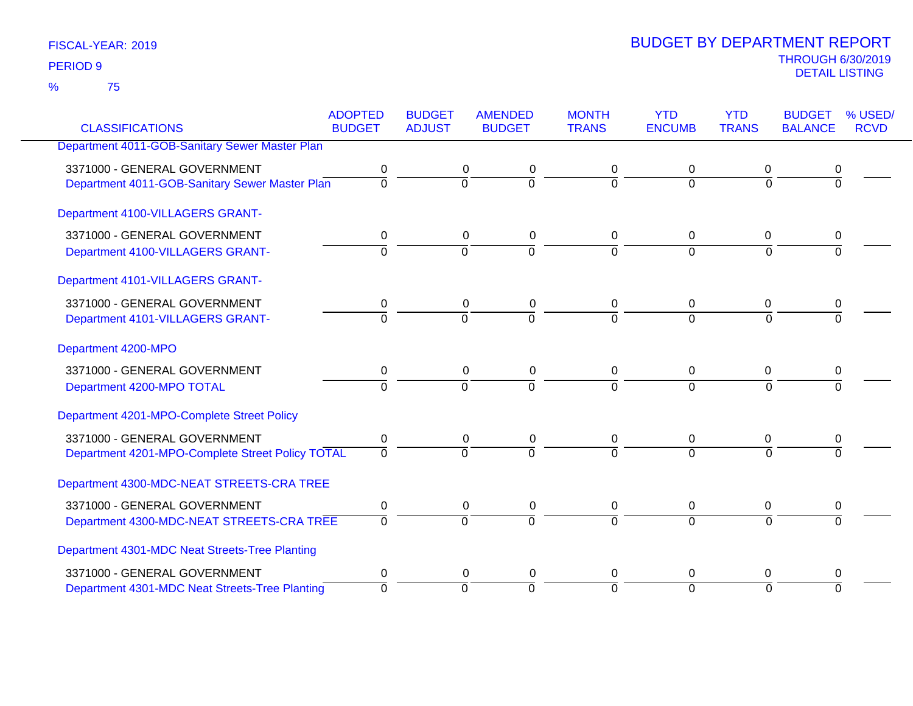FISCAL-YEAR: 2019

PERIOD 9

% 75

# BUDGET BY DEPARTMENT REPORT

THROUGH 6/30/2019

DETAIL LISTING

| CLASSIFICATIONS | ADOPTED BUDGET | BUDGET ADJUST | AMENDED BUDGET | MONTH TRANS | YTD ENCUMB | YTD TRANS | BUDGET BALANCE | % USED/ RCVD |
|---|---|---|---|---|---|---|---|---|
| Department 4011-GOB-Sanitary Sewer Master Plan | | | | | | | | |
| 3371000 - GENERAL GOVERNMENT | 0 | 0 | 0 | 0 | 0 | 0 | 0 | |
| Department 4011-GOB-Sanitary Sewer Master Plan | 0 | 0 | 0 | 0 | 0 | 0 | 0 | |
| Department 4100-VILLAGERS GRANT- | | | | | | | | |
| 3371000 - GENERAL GOVERNMENT | 0 | 0 | 0 | 0 | 0 | 0 | 0 | |
| Department 4100-VILLAGERS GRANT- | 0 | 0 | 0 | 0 | 0 | 0 | 0 | |
| Department 4101-VILLAGERS GRANT- | | | | | | | | |
| 3371000 - GENERAL GOVERNMENT | 0 | 0 | 0 | 0 | 0 | 0 | 0 | |
| Department 4101-VILLAGERS GRANT- | 0 | 0 | 0 | 0 | 0 | 0 | 0 | |
| Department 4200-MPO | | | | | | | | |
| 3371000 - GENERAL GOVERNMENT | 0 | 0 | 0 | 0 | 0 | 0 | 0 | |
| Department 4200-MPO TOTAL | 0 | 0 | 0 | 0 | 0 | 0 | 0 | |
| Department 4201-MPO-Complete Street Policy | | | | | | | | |
| 3371000 - GENERAL GOVERNMENT | 0 | 0 | 0 | 0 | 0 | 0 | 0 | |
| Department 4201-MPO-Complete Street Policy TOTAL | 0 | 0 | 0 | 0 | 0 | 0 | 0 | |
| Department 4300-MDC-NEAT STREETS-CRA TREE | | | | | | | | |
| 3371000 - GENERAL GOVERNMENT | 0 | 0 | 0 | 0 | 0 | 0 | 0 | |
| Department 4300-MDC-NEAT STREETS-CRA TREE | 0 | 0 | 0 | 0 | 0 | 0 | 0 | |
| Department 4301-MDC Neat Streets-Tree Planting | | | | | | | | |
| 3371000 - GENERAL GOVERNMENT | 0 | 0 | 0 | 0 | 0 | 0 | 0 | |
| Department 4301-MDC Neat Streets-Tree Planting | 0 | 0 | 0 | 0 | 0 | 0 | 0 | |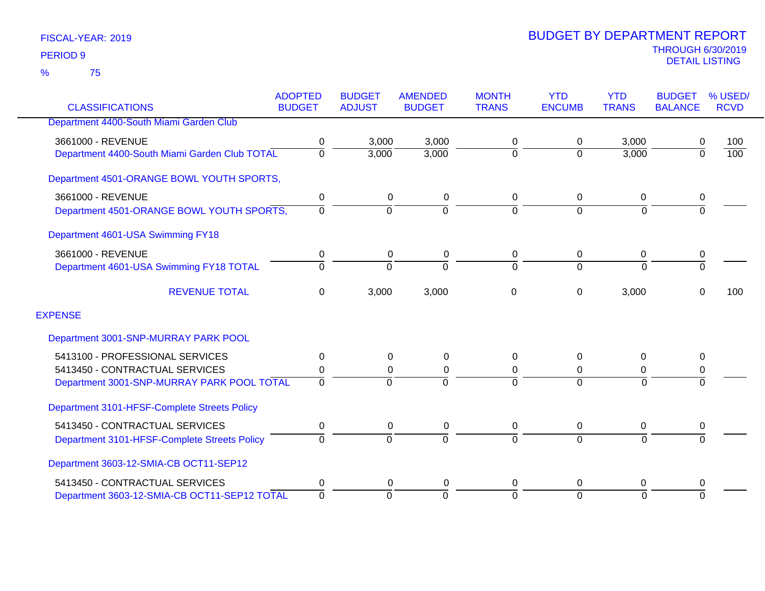FISCAL-YEAR: 2019

PERIOD 9

% 75

# BUDGET BY DEPARTMENT REPORT

THROUGH 6/30/2019
DETAIL LISTING

| CLASSIFICATIONS | ADOPTED BUDGET | BUDGET ADJUST | AMENDED BUDGET | MONTH TRANS | YTD ENCUMB | YTD TRANS | BUDGET BALANCE | % USED/ RCVD |
|---|---|---|---|---|---|---|---|---|
| Department 4400-South Miami Garden Club | | | | | | | | |
| 3661000 - REVENUE | 0 | 3,000 | 3,000 | 0 | 0 | 3,000 | 0 | 100 |
| Department 4400-South Miami Garden Club TOTAL | 0 | 3,000 | 3,000 | 0 | 0 | 3,000 | 0 | 100 |
| Department 4501-ORANGE BOWL YOUTH SPORTS, | | | | | | | | |
| 3661000 - REVENUE | 0 | 0 | 0 | 0 | 0 | 0 | 0 | |
| Department 4501-ORANGE BOWL YOUTH SPORTS, | 0 | 0 | 0 | 0 | 0 | 0 | 0 | |
| Department 4601-USA Swimming FY18 | | | | | | | | |
| 3661000 - REVENUE | 0 | 0 | 0 | 0 | 0 | 0 | 0 | |
| Department 4601-USA Swimming FY18 TOTAL | 0 | 0 | 0 | 0 | 0 | 0 | 0 | |
| REVENUE TOTAL | 0 | 3,000 | 3,000 | 0 | 0 | 3,000 | 0 | 100 |
| EXPENSE | | | | | | | | |
| Department 3001-SNP-MURRAY PARK POOL | | | | | | | | |
| 5413100 - PROFESSIONAL SERVICES | 0 | 0 | 0 | 0 | 0 | 0 | 0 | |
| 5413450 - CONTRACTUAL SERVICES | 0 | 0 | 0 | 0 | 0 | 0 | 0 | |
| Department 3001-SNP-MURRAY PARK POOL TOTAL | 0 | 0 | 0 | 0 | 0 | 0 | 0 | |
| Department 3101-HFSF-Complete Streets Policy | | | | | | | | |
| 5413450 - CONTRACTUAL SERVICES | 0 | 0 | 0 | 0 | 0 | 0 | 0 | |
| Department 3101-HFSF-Complete Streets Policy | 0 | 0 | 0 | 0 | 0 | 0 | 0 | |
| Department 3603-12-SMIA-CB OCT11-SEP12 | | | | | | | | |
| 5413450 - CONTRACTUAL SERVICES | 0 | 0 | 0 | 0 | 0 | 0 | 0 | |
| Department 3603-12-SMIA-CB OCT11-SEP12 TOTAL | 0 | 0 | 0 | 0 | 0 | 0 | 0 | |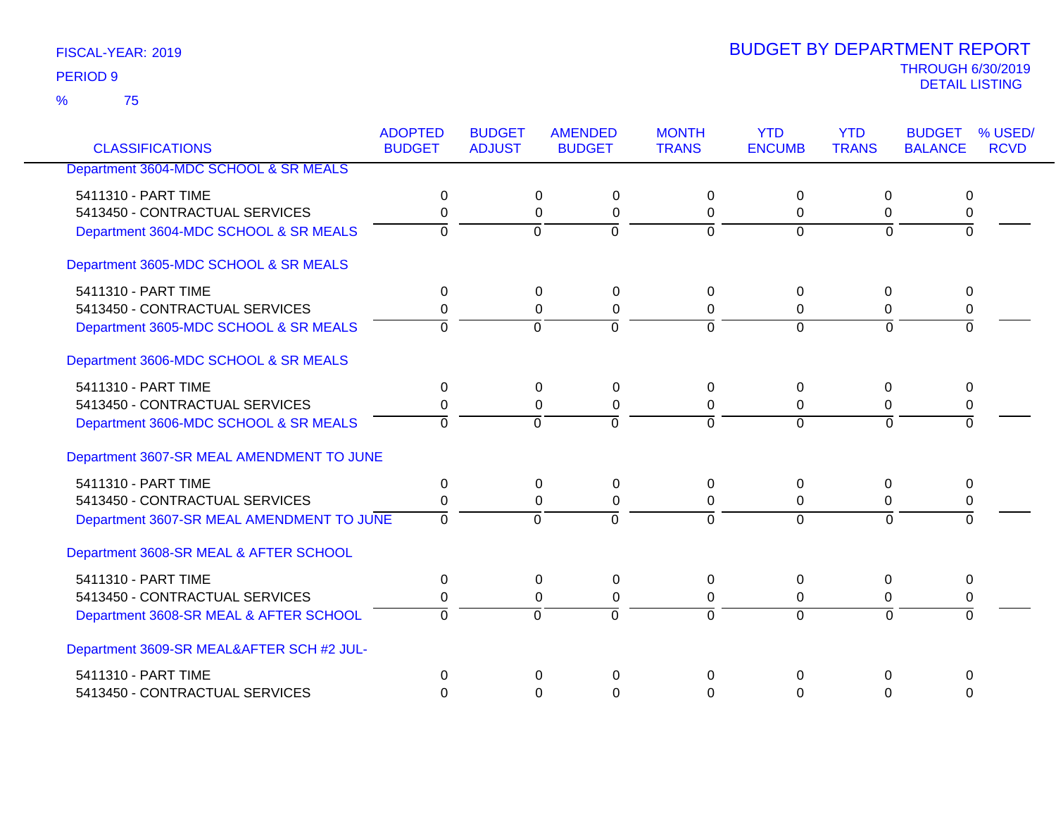FISCAL-YEAR: 2019

PERIOD 9

% 75

# BUDGET BY DEPARTMENT REPORT

THROUGH 6/30/2019

DETAIL LISTING

| CLASSIFICATIONS | ADOPTED BUDGET | BUDGET ADJUST | AMENDED BUDGET | MONTH TRANS | YTD ENCUMB | YTD TRANS | BUDGET BALANCE | % USED/ RCVD |
|---|---|---|---|---|---|---|---|---|
| **Department 3604-MDC SCHOOL & SR MEALS** | | | | | | | | |
| 5411310 - PART TIME | 0 | 0 | 0 | 0 | 0 | 0 | 0 | |
| 5413450 - CONTRACTUAL SERVICES | 0 | 0 | 0 | 0 | 0 | 0 | 0 | |
| Department 3604-MDC SCHOOL & SR MEALS | 0 | 0 | 0 | 0 | 0 | 0 | 0 | |
| **Department 3605-MDC SCHOOL & SR MEALS** | | | | | | | | |
| 5411310 - PART TIME | 0 | 0 | 0 | 0 | 0 | 0 | 0 | |
| 5413450 - CONTRACTUAL SERVICES | 0 | 0 | 0 | 0 | 0 | 0 | 0 | |
| Department 3605-MDC SCHOOL & SR MEALS | 0 | 0 | 0 | 0 | 0 | 0 | 0 | |
| **Department 3606-MDC SCHOOL & SR MEALS** | | | | | | | | |
| 5411310 - PART TIME | 0 | 0 | 0 | 0 | 0 | 0 | 0 | |
| 5413450 - CONTRACTUAL SERVICES | 0 | 0 | 0 | 0 | 0 | 0 | 0 | |
| Department 3606-MDC SCHOOL & SR MEALS | 0 | 0 | 0 | 0 | 0 | 0 | 0 | |
| **Department 3607-SR MEAL AMENDMENT TO JUNE** | | | | | | | | |
| 5411310 - PART TIME | 0 | 0 | 0 | 0 | 0 | 0 | 0 | |
| 5413450 - CONTRACTUAL SERVICES | 0 | 0 | 0 | 0 | 0 | 0 | 0 | |
| Department 3607-SR MEAL AMENDMENT TO JUNE | 0 | 0 | 0 | 0 | 0 | 0 | 0 | |
| **Department 3608-SR MEAL & AFTER SCHOOL** | | | | | | | | |
| 5411310 - PART TIME | 0 | 0 | 0 | 0 | 0 | 0 | 0 | |
| 5413450 - CONTRACTUAL SERVICES | 0 | 0 | 0 | 0 | 0 | 0 | 0 | |
| Department 3608-SR MEAL & AFTER SCHOOL | 0 | 0 | 0 | 0 | 0 | 0 | 0 | |
| **Department 3609-SR MEAL&AFTER SCH #2 JUL-** | | | | | | | | |
| 5411310 - PART TIME | 0 | 0 | 0 | 0 | 0 | 0 | 0 | |
| 5413450 - CONTRACTUAL SERVICES | 0 | 0 | 0 | 0 | 0 | 0 | 0 | |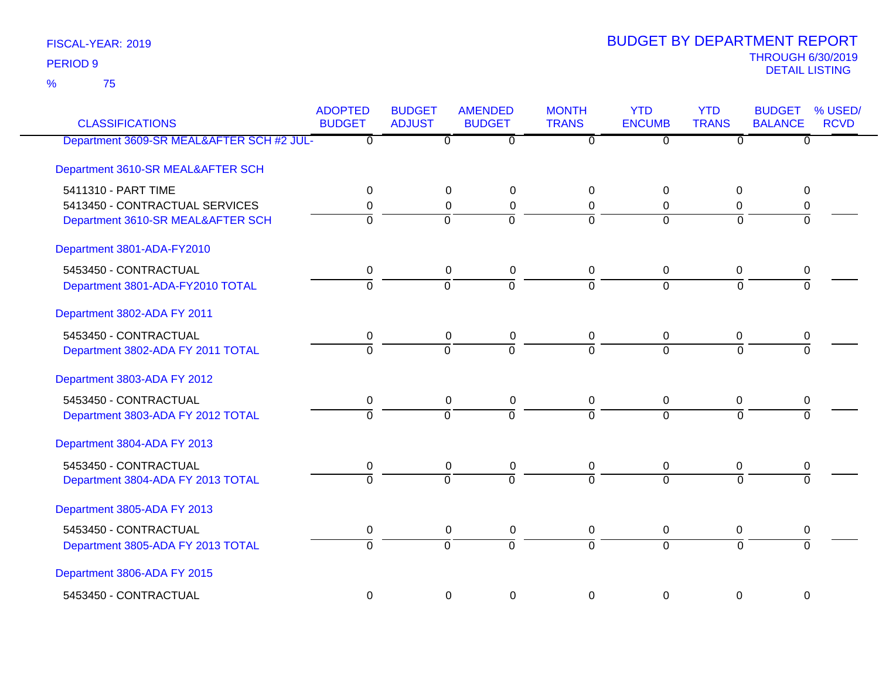FISCAL-YEAR: 2019

PERIOD 9

% 75

# BUDGET BY DEPARTMENT REPORT

THROUGH 6/30/2019

DETAIL LISTING

| CLASSIFICATIONS | ADOPTED BUDGET | BUDGET ADJUST | AMENDED BUDGET | MONTH TRANS | YTD ENCUMB | YTD TRANS | BUDGET BALANCE | % USED/ RCVD |
|---|---|---|---|---|---|---|---|---|
| Department 3609-SR MEAL&AFTER SCH #2 JUL- | 0 | 0 | 0 | 0 | 0 | 0 | 0 | |
| Department 3610-SR MEAL&AFTER SCH | | | | | | | | |
| 5411310 - PART TIME | 0 | 0 | 0 | 0 | 0 | 0 | 0 | |
| 5413450 - CONTRACTUAL SERVICES | 0 | 0 | 0 | 0 | 0 | 0 | 0 | |
| Department 3610-SR MEAL&AFTER SCH | 0 | 0 | 0 | 0 | 0 | 0 | 0 | |
| Department 3801-ADA-FY2010 | | | | | | | | |
| 5453450 - CONTRACTUAL | 0 | 0 | 0 | 0 | 0 | 0 | 0 | |
| Department 3801-ADA-FY2010 TOTAL | 0 | 0 | 0 | 0 | 0 | 0 | 0 | |
| Department 3802-ADA FY 2011 | | | | | | | | |
| 5453450 - CONTRACTUAL | 0 | 0 | 0 | 0 | 0 | 0 | 0 | |
| Department 3802-ADA FY 2011 TOTAL | 0 | 0 | 0 | 0 | 0 | 0 | 0 | |
| Department 3803-ADA FY 2012 | | | | | | | | |
| 5453450 - CONTRACTUAL | 0 | 0 | 0 | 0 | 0 | 0 | 0 | |
| Department 3803-ADA FY 2012 TOTAL | 0 | 0 | 0 | 0 | 0 | 0 | 0 | |
| Department 3804-ADA FY 2013 | | | | | | | | |
| 5453450 - CONTRACTUAL | 0 | 0 | 0 | 0 | 0 | 0 | 0 | |
| Department 3804-ADA FY 2013 TOTAL | 0 | 0 | 0 | 0 | 0 | 0 | 0 | |
| Department 3805-ADA FY 2013 | | | | | | | | |
| 5453450 - CONTRACTUAL | 0 | 0 | 0 | 0 | 0 | 0 | 0 | |
| Department 3805-ADA FY 2013 TOTAL | 0 | 0 | 0 | 0 | 0 | 0 | 0 | |
| Department 3806-ADA FY 2015 | | | | | | | | |
| 5453450 - CONTRACTUAL | 0 | 0 | 0 | 0 | 0 | 0 | 0 | |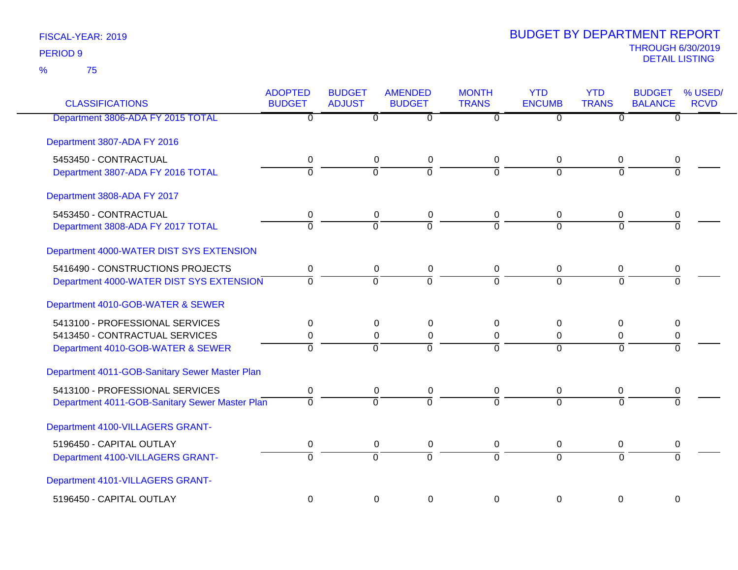FISCAL-YEAR: 2019

PERIOD 9

% 75

# BUDGET BY DEPARTMENT REPORT

THROUGH 6/30/2019

DETAIL LISTING

| CLASSIFICATIONS | ADOPTED BUDGET | BUDGET ADJUST | AMENDED BUDGET | MONTH TRANS | YTD ENCUMB | YTD TRANS | BUDGET BALANCE | % USED/ RCVD |
|---|---|---|---|---|---|---|---|---|
| Department 3806-ADA FY 2015 TOTAL | 0 | 0 | 0 | 0 | 0 | 0 | 0 | |
| Department 3807-ADA FY 2016 | | | | | | | | |
| 5453450 - CONTRACTUAL | 0 | 0 | 0 | 0 | 0 | 0 | 0 | |
| Department 3807-ADA FY 2016 TOTAL | 0 | 0 | 0 | 0 | 0 | 0 | 0 | |
| Department 3808-ADA FY 2017 | | | | | | | | |
| 5453450 - CONTRACTUAL | 0 | 0 | 0 | 0 | 0 | 0 | 0 | |
| Department 3808-ADA FY 2017 TOTAL | 0 | 0 | 0 | 0 | 0 | 0 | 0 | |
| Department 4000-WATER DIST SYS EXTENSION | | | | | | | | |
| 5416490 - CONSTRUCTIONS PROJECTS | 0 | 0 | 0 | 0 | 0 | 0 | 0 | |
| Department 4000-WATER DIST SYS EXTENSION | 0 | 0 | 0 | 0 | 0 | 0 | 0 | |
| Department 4010-GOB-WATER & SEWER | | | | | | | | |
| 5413100 - PROFESSIONAL SERVICES | 0 | 0 | 0 | 0 | 0 | 0 | 0 | |
| 5413450 - CONTRACTUAL SERVICES | 0 | 0 | 0 | 0 | 0 | 0 | 0 | |
| Department 4010-GOB-WATER & SEWER | 0 | 0 | 0 | 0 | 0 | 0 | 0 | |
| Department 4011-GOB-Sanitary Sewer Master Plan | | | | | | | | |
| 5413100 - PROFESSIONAL SERVICES | 0 | 0 | 0 | 0 | 0 | 0 | 0 | |
| Department 4011-GOB-Sanitary Sewer Master Plan | 0 | 0 | 0 | 0 | 0 | 0 | 0 | |
| Department 4100-VILLAGERS GRANT- | | | | | | | | |
| 5196450 - CAPITAL OUTLAY | 0 | 0 | 0 | 0 | 0 | 0 | 0 | |
| Department 4100-VILLAGERS GRANT- | 0 | 0 | 0 | 0 | 0 | 0 | 0 | |
| Department 4101-VILLAGERS GRANT- | | | | | | | | |
| 5196450 - CAPITAL OUTLAY | 0 | 0 | 0 | 0 | 0 | 0 | 0 | |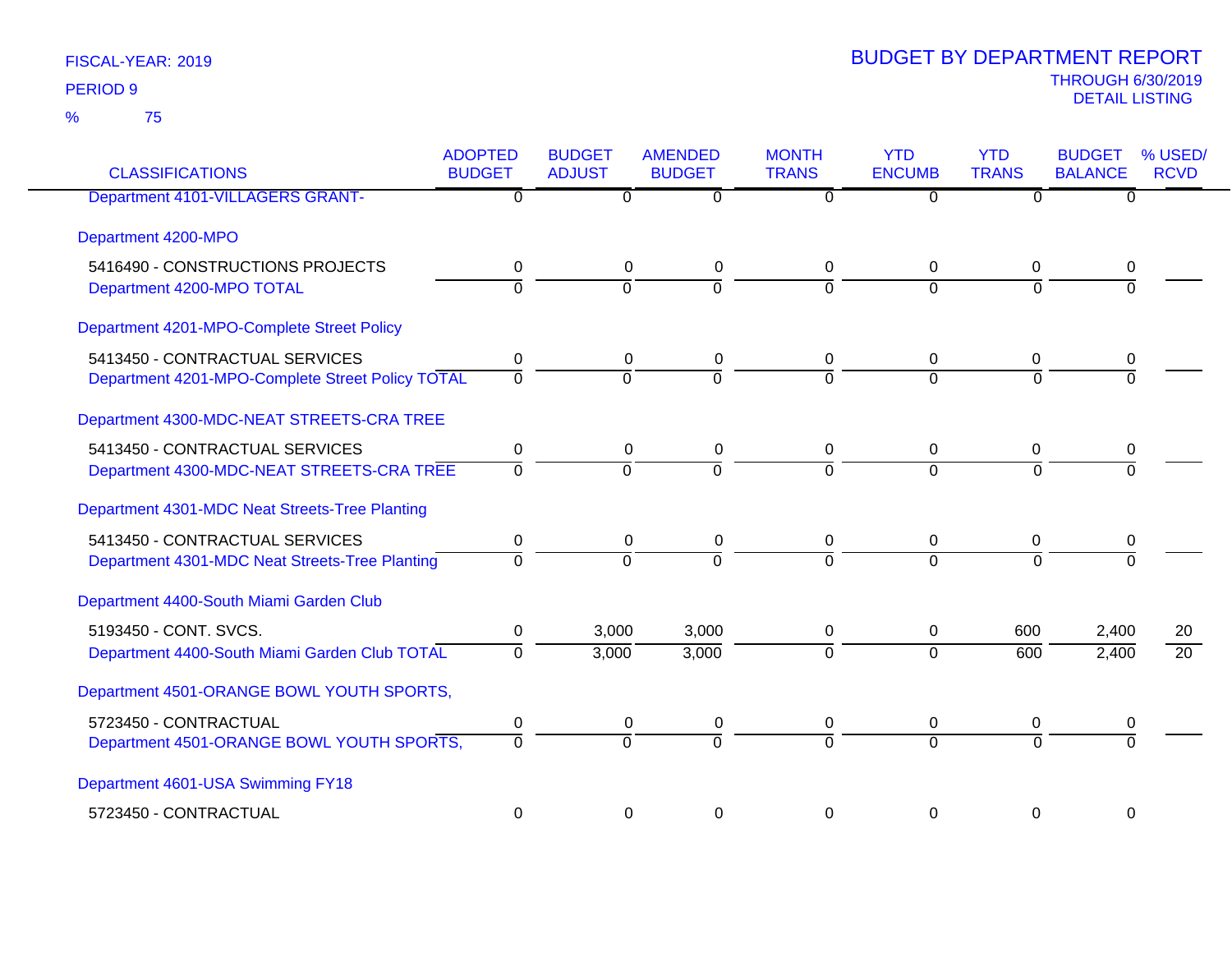FISCAL-YEAR: 2019
PERIOD 9
% 75

# BUDGET BY DEPARTMENT REPORT

THROUGH 6/30/2019
DETAIL LISTING

| CLASSIFICATIONS | ADOPTED BUDGET | BUDGET ADJUST | AMENDED BUDGET | MONTH TRANS | YTD ENCUMB | YTD TRANS | BUDGET BALANCE | % USED/ RCVD |
|---|---|---|---|---|---|---|---|---|
| Department 4101-VILLAGERS GRANT- | 0 | 0 | 0 | 0 | 0 | 0 | 0 | |
| **Department 4200-MPO** | | | | | | | | |
| 5416490 - CONSTRUCTIONS PROJECTS | 0 | 0 | 0 | 0 | 0 | 0 | 0 | |
| Department 4200-MPO TOTAL | 0 | 0 | 0 | 0 | 0 | 0 | 0 | |
| **Department 4201-MPO-Complete Street Policy** | | | | | | | | |
| 5413450 - CONTRACTUAL SERVICES | 0 | 0 | 0 | 0 | 0 | 0 | 0 | |
| Department 4201-MPO-Complete Street Policy TOTAL | 0 | 0 | 0 | 0 | 0 | 0 | 0 | |
| **Department 4300-MDC-NEAT STREETS-CRA TREE** | | | | | | | | |
| 5413450 - CONTRACTUAL SERVICES | 0 | 0 | 0 | 0 | 0 | 0 | 0 | |
| Department 4300-MDC-NEAT STREETS-CRA TREE | 0 | 0 | 0 | 0 | 0 | 0 | 0 | |
| **Department 4301-MDC Neat Streets-Tree Planting** | | | | | | | | |
| 5413450 - CONTRACTUAL SERVICES | 0 | 0 | 0 | 0 | 0 | 0 | 0 | |
| Department 4301-MDC Neat Streets-Tree Planting | 0 | 0 | 0 | 0 | 0 | 0 | 0 | |
| **Department 4400-South Miami Garden Club** | | | | | | | | |
| 5193450 - CONT. SVCS. | 0 | 3,000 | 3,000 | 0 | 0 | 600 | 2,400 | 20 |
| Department 4400-South Miami Garden Club TOTAL | 0 | 3,000 | 3,000 | 0 | 0 | 600 | 2,400 | 20 |
| **Department 4501-ORANGE BOWL YOUTH SPORTS,** | | | | | | | | |
| 5723450 - CONTRACTUAL | 0 | 0 | 0 | 0 | 0 | 0 | 0 | |
| Department 4501-ORANGE BOWL YOUTH SPORTS, | 0 | 0 | 0 | 0 | 0 | 0 | 0 | |
| **Department 4601-USA Swimming FY18** | | | | | | | | |
| 5723450 - CONTRACTUAL | 0 | 0 | 0 | 0 | 0 | 0 | 0 | |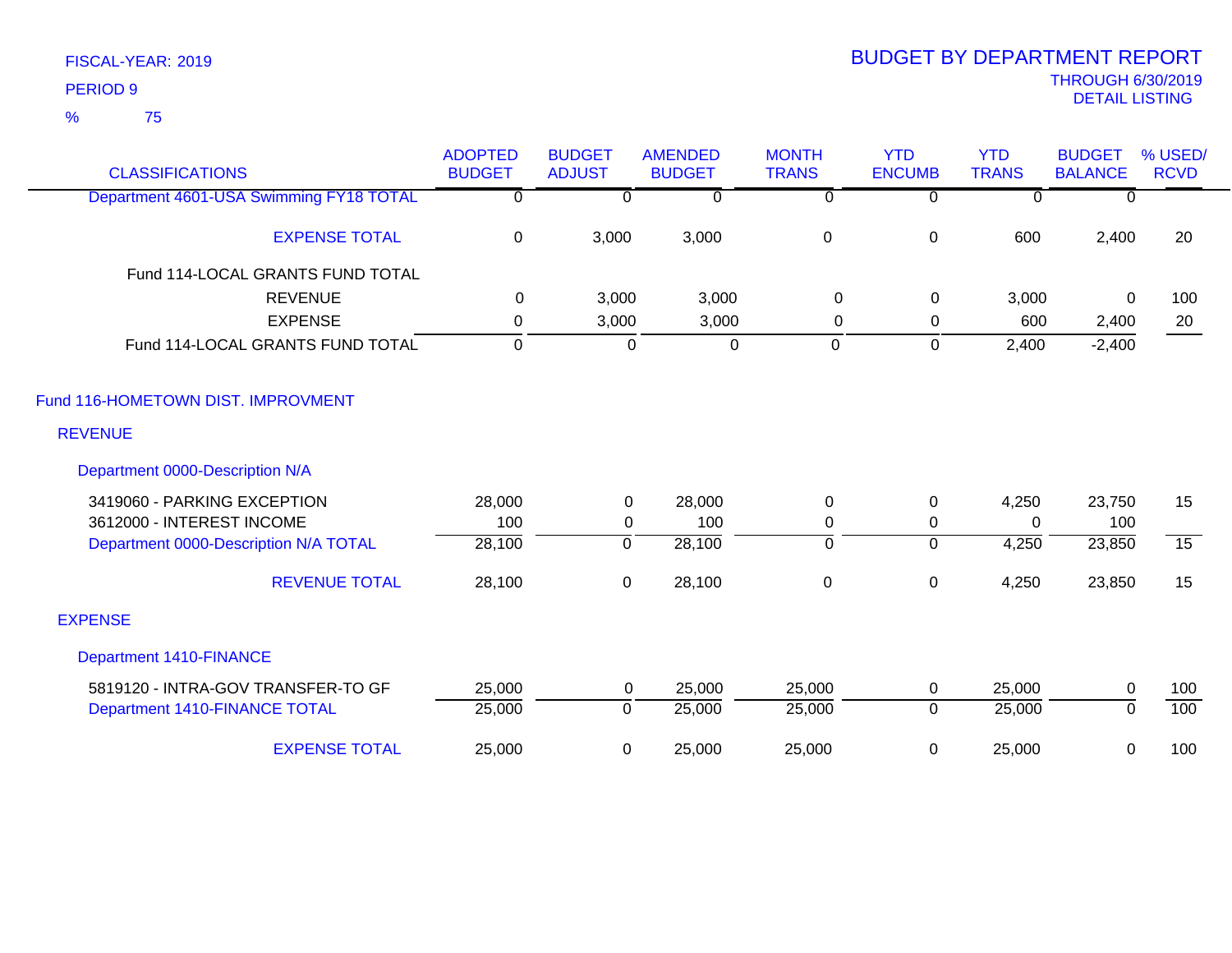FISCAL-YEAR: 2019
PERIOD 9
% 75

# BUDGET BY DEPARTMENT REPORT

THROUGH 6/30/2019
DETAIL LISTING

| CLASSIFICATIONS | ADOPTED BUDGET | BUDGET ADJUST | AMENDED BUDGET | MONTH TRANS | YTD ENCUMB | YTD TRANS | BUDGET BALANCE | % USED/ RCVD |
|---|---|---|---|---|---|---|---|---|
| Department 4601-USA Swimming FY18 TOTAL | 0 | 0 | 0 | 0 | 0 | 0 | 0 | |
| EXPENSE TOTAL | 0 | 3,000 | 3,000 | 0 | 0 | 600 | 2,400 | 20 |
| Fund 114-LOCAL GRANTS FUND TOTAL | | | | | | | | |
| REVENUE | 0 | 3,000 | 3,000 | 0 | 0 | 3,000 | 0 | 100 |
| EXPENSE | 0 | 3,000 | 3,000 | 0 | 0 | 600 | 2,400 | 20 |
| Fund 114-LOCAL GRANTS FUND TOTAL | 0 | 0 | 0 | 0 | 0 | 2,400 | -2,400 | |
| Fund 116-HOMETOWN DIST. IMPROVMENT | | | | | | | | |
| REVENUE | | | | | | | | |
| Department 0000-Description N/A | | | | | | | | |
| 3419060 - PARKING EXCEPTION | 28,000 | 0 | 28,000 | 0 | 0 | 4,250 | 23,750 | 15 |
| 3612000 - INTEREST INCOME | 100 | 0 | 100 | 0 | 0 | 0 | 100 | |
| Department 0000-Description N/A TOTAL | 28,100 | 0 | 28,100 | 0 | 0 | 4,250 | 23,850 | 15 |
| REVENUE TOTAL | 28,100 | 0 | 28,100 | 0 | 0 | 4,250 | 23,850 | 15 |
| EXPENSE | | | | | | | | |
| Department 1410-FINANCE | | | | | | | | |
| 5819120 - INTRA-GOV TRANSFER-TO GF | 25,000 | 0 | 25,000 | 25,000 | 0 | 25,000 | 0 | 100 |
| Department 1410-FINANCE TOTAL | 25,000 | 0 | 25,000 | 25,000 | 0 | 25,000 | 0 | 100 |
| EXPENSE TOTAL | 25,000 | 0 | 25,000 | 25,000 | 0 | 25,000 | 0 | 100 |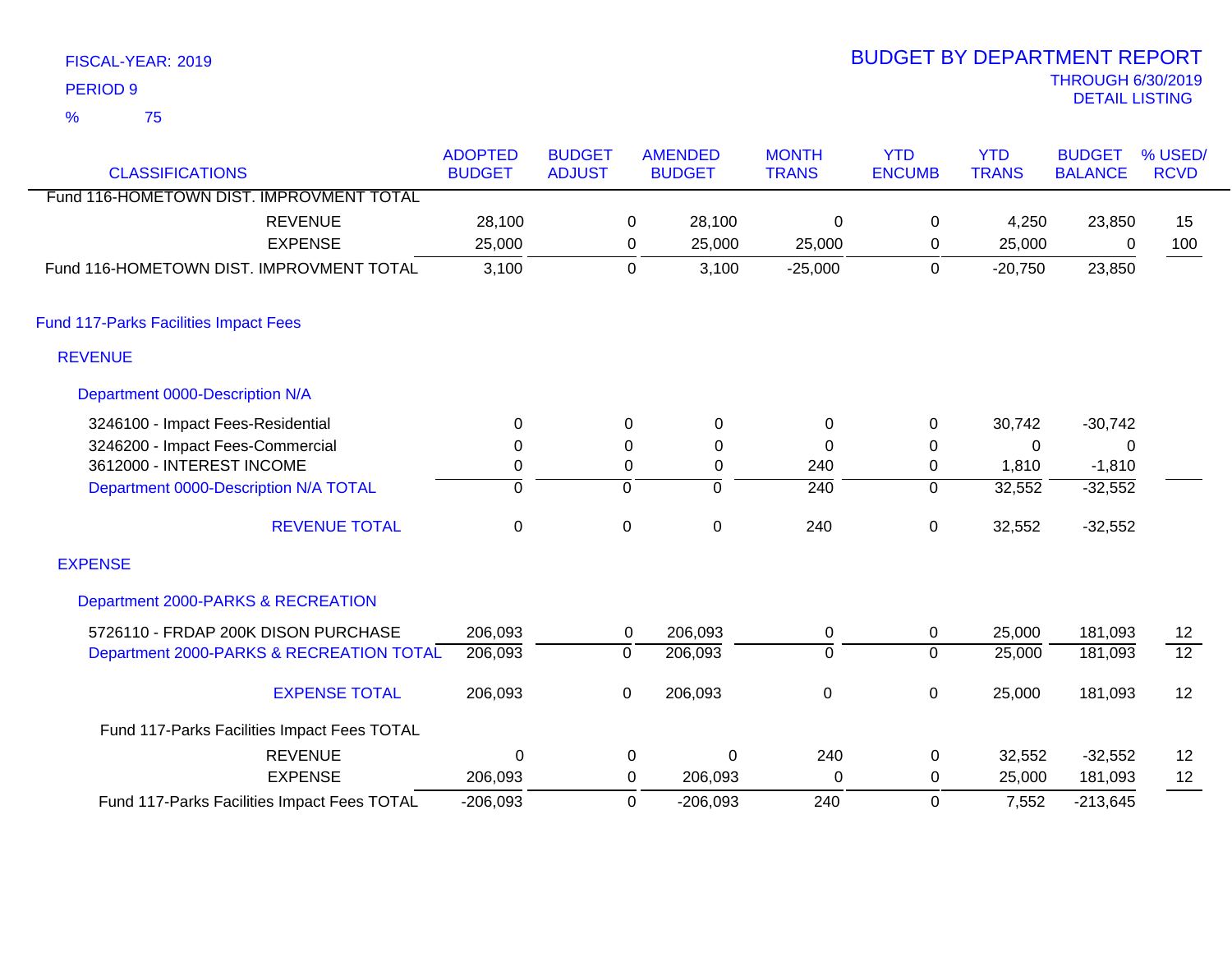FISCAL-YEAR: 2019
PERIOD 9
% 75

# BUDGET BY DEPARTMENT REPORT
THROUGH 6/30/2019
DETAIL LISTING

| CLASSIFICATIONS | ADOPTED BUDGET | BUDGET ADJUST | AMENDED BUDGET | MONTH TRANS | YTD ENCUMB | YTD TRANS | BUDGET BALANCE | % USED/ RCVD |
|---|---|---|---|---|---|---|---|---|
| Fund 116-HOMETOWN DIST. IMPROVMENT TOTAL | | | | | | | | |
| REVENUE | 28,100 | 0 | 28,100 | 0 | 0 | 4,250 | 23,850 | 15 |
| EXPENSE | 25,000 | 0 | 25,000 | 25,000 | 0 | 25,000 | 0 | 100 |
| Fund 116-HOMETOWN DIST. IMPROVMENT TOTAL | 3,100 | 0 | 3,100 | -25,000 | 0 | -20,750 | 23,850 | |
| **Fund 117-Parks Facilities Impact Fees** | | | | | | | | |
| **REVENUE** | | | | | | | | |
| **Department 0000-Description N/A** | | | | | | | | |
| 3246100 - Impact Fees-Residential | 0 | 0 | 0 | 0 | 0 | 30,742 | -30,742 | |
| 3246200 - Impact Fees-Commercial | 0 | 0 | 0 | 0 | 0 | 0 | 0 | |
| 3612000 - INTEREST INCOME | 0 | 0 | 0 | 240 | 0 | 1,810 | -1,810 | |
| Department 0000-Description N/A TOTAL | 0 | 0 | 0 | 240 | 0 | 32,552 | -32,552 | |
| REVENUE TOTAL | 0 | 0 | 0 | 240 | 0 | 32,552 | -32,552 | |
| **EXPENSE** | | | | | | | | |
| **Department 2000-PARKS & RECREATION** | | | | | | | | |
| 5726110 - FRDAP 200K DISON PURCHASE | 206,093 | 0 | 206,093 | 0 | 0 | 25,000 | 181,093 | 12 |
| Department 2000-PARKS & RECREATION TOTAL | 206,093 | 0 | 206,093 | 0 | 0 | 25,000 | 181,093 | 12 |
| EXPENSE TOTAL | 206,093 | 0 | 206,093 | 0 | 0 | 25,000 | 181,093 | 12 |
| Fund 117-Parks Facilities Impact Fees TOTAL | | | | | | | | |
| REVENUE | 0 | 0 | 0 | 240 | 0 | 32,552 | -32,552 | 12 |
| EXPENSE | 206,093 | 0 | 206,093 | 0 | 0 | 25,000 | 181,093 | 12 |
| Fund 117-Parks Facilities Impact Fees TOTAL | -206,093 | 0 | -206,093 | 240 | 0 | 7,552 | -213,645 | |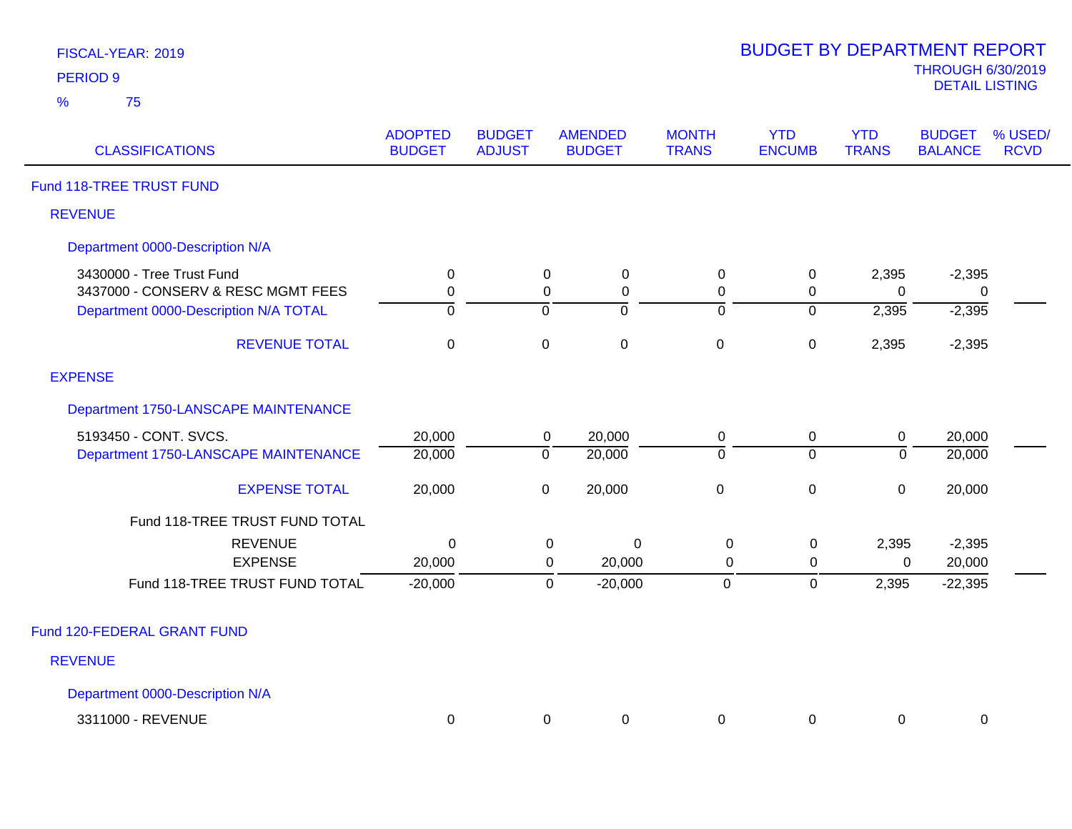FISCAL-YEAR: 2019

PERIOD 9

% 75

# BUDGET BY DEPARTMENT REPORT

THROUGH 6/30/2019

DETAIL LISTING

| CLASSIFICATIONS | ADOPTED BUDGET | BUDGET ADJUST | AMENDED BUDGET | MONTH TRANS | YTD ENCUMB | YTD TRANS | BUDGET BALANCE | % USED/ RCVD |
|---|---|---|---|---|---|---|---|---|
| **Fund 118-TREE TRUST FUND** | | | | | | | | |
| **REVENUE** | | | | | | | | |
| **Department 0000-Description N/A** | | | | | | | | |
| 3430000 - Tree Trust Fund | 0 | 0 | 0 | 0 | 0 | 2,395 | -2,395 | |
| 3437000 - CONSERV & RESC MGMT FEES | 0 | 0 | 0 | 0 | 0 | 0 | 0 | |
| Department 0000-Description N/A TOTAL | 0 | 0 | 0 | 0 | 0 | 2,395 | -2,395 | |
| REVENUE TOTAL | 0 | 0 | 0 | 0 | 0 | 2,395 | -2,395 | |
| **EXPENSE** | | | | | | | | |
| **Department 1750-LANSCAPE MAINTENANCE** | | | | | | | | |
| 5193450 - CONT. SVCS. | 20,000 | 0 | 20,000 | 0 | 0 | 0 | 20,000 | |
| Department 1750-LANSCAPE MAINTENANCE | 20,000 | 0 | 20,000 | 0 | 0 | 0 | 20,000 | |
| EXPENSE TOTAL | 20,000 | 0 | 20,000 | 0 | 0 | 0 | 20,000 | |
| Fund 118-TREE TRUST FUND TOTAL | | | | | | | | |
| REVENUE | 0 | 0 | 0 | 0 | 0 | 2,395 | -2,395 | |
| EXPENSE | 20,000 | 0 | 20,000 | 0 | 0 | 0 | 20,000 | |
| Fund 118-TREE TRUST FUND TOTAL | -20,000 | 0 | -20,000 | 0 | 0 | 2,395 | -22,395 | |
| **Fund 120-FEDERAL GRANT FUND** | | | | | | | | |
| **REVENUE** | | | | | | | | |
| **Department 0000-Description N/A** | | | | | | | | |
| 3311000 - REVENUE | 0 | 0 | 0 | 0 | 0 | 0 | 0 | |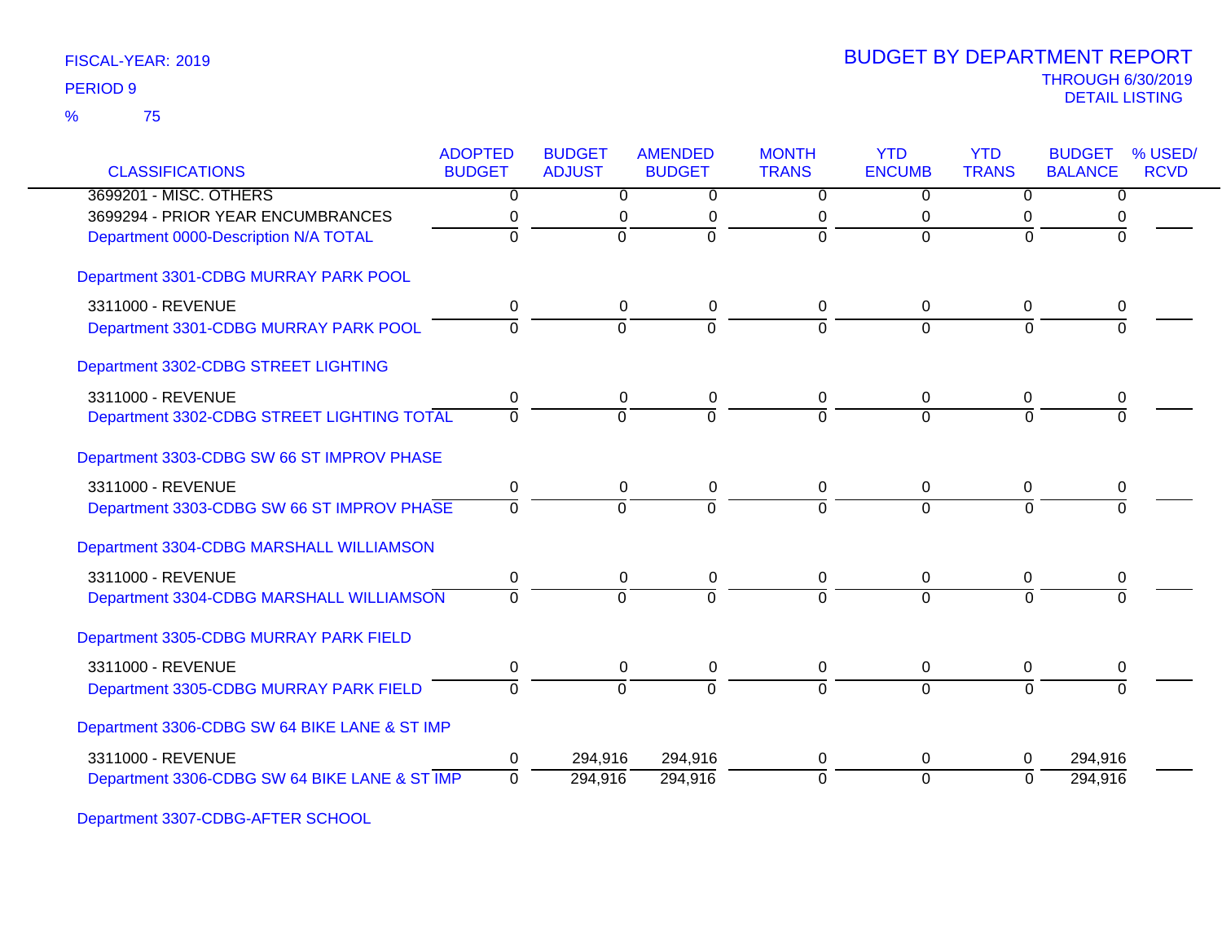FISCAL-YEAR: 2019

PERIOD 9

% 75

# BUDGET BY DEPARTMENT REPORT

THROUGH 6/30/2019

DETAIL LISTING

| CLASSIFICATIONS | ADOPTED BUDGET | BUDGET ADJUST | AMENDED BUDGET | MONTH TRANS | YTD ENCUMB | YTD TRANS | BUDGET BALANCE | % USED/ RCVD |
|---|---|---|---|---|---|---|---|---|
| 3699201 - MISC. OTHERS | 0 | 0 | 0 | 0 | 0 | 0 | 0 | |
| 3699294 - PRIOR YEAR ENCUMBRANCES | 0 | 0 | 0 | 0 | 0 | 0 | 0 | |
| Department 0000-Description N/A TOTAL | 0 | 0 | 0 | 0 | 0 | 0 | 0 | |
| **Department 3301-CDBG MURRAY PARK POOL** | | | | | | | | |
| 3311000 - REVENUE | 0 | 0 | 0 | 0 | 0 | 0 | 0 | |
| Department 3301-CDBG MURRAY PARK POOL | 0 | 0 | 0 | 0 | 0 | 0 | 0 | |
| **Department 3302-CDBG STREET LIGHTING** | | | | | | | | |
| 3311000 - REVENUE | 0 | 0 | 0 | 0 | 0 | 0 | 0 | |
| Department 3302-CDBG STREET LIGHTING TOTAL | 0 | 0 | 0 | 0 | 0 | 0 | 0 | |
| **Department 3303-CDBG SW 66 ST IMPROV PHASE** | | | | | | | | |
| 3311000 - REVENUE | 0 | 0 | 0 | 0 | 0 | 0 | 0 | |
| Department 3303-CDBG SW 66 ST IMPROV PHASE | 0 | 0 | 0 | 0 | 0 | 0 | 0 | |
| **Department 3304-CDBG MARSHALL WILLIAMSON** | | | | | | | | |
| 3311000 - REVENUE | 0 | 0 | 0 | 0 | 0 | 0 | 0 | |
| Department 3304-CDBG MARSHALL WILLIAMSON | 0 | 0 | 0 | 0 | 0 | 0 | 0 | |
| **Department 3305-CDBG MURRAY PARK FIELD** | | | | | | | | |
| 3311000 - REVENUE | 0 | 0 | 0 | 0 | 0 | 0 | 0 | |
| Department 3305-CDBG MURRAY PARK FIELD | 0 | 0 | 0 | 0 | 0 | 0 | 0 | |
| **Department 3306-CDBG SW 64 BIKE LANE & ST IMP** | | | | | | | | |
| 3311000 - REVENUE | 0 | 294,916 | 294,916 | 0 | 0 | 0 | 294,916 | |
| Department 3306-CDBG SW 64 BIKE LANE & ST IMP | 0 | 294,916 | 294,916 | 0 | 0 | 0 | 294,916 | |
| **Department 3307-CDBG-AFTER SCHOOL** | | | | | | | | |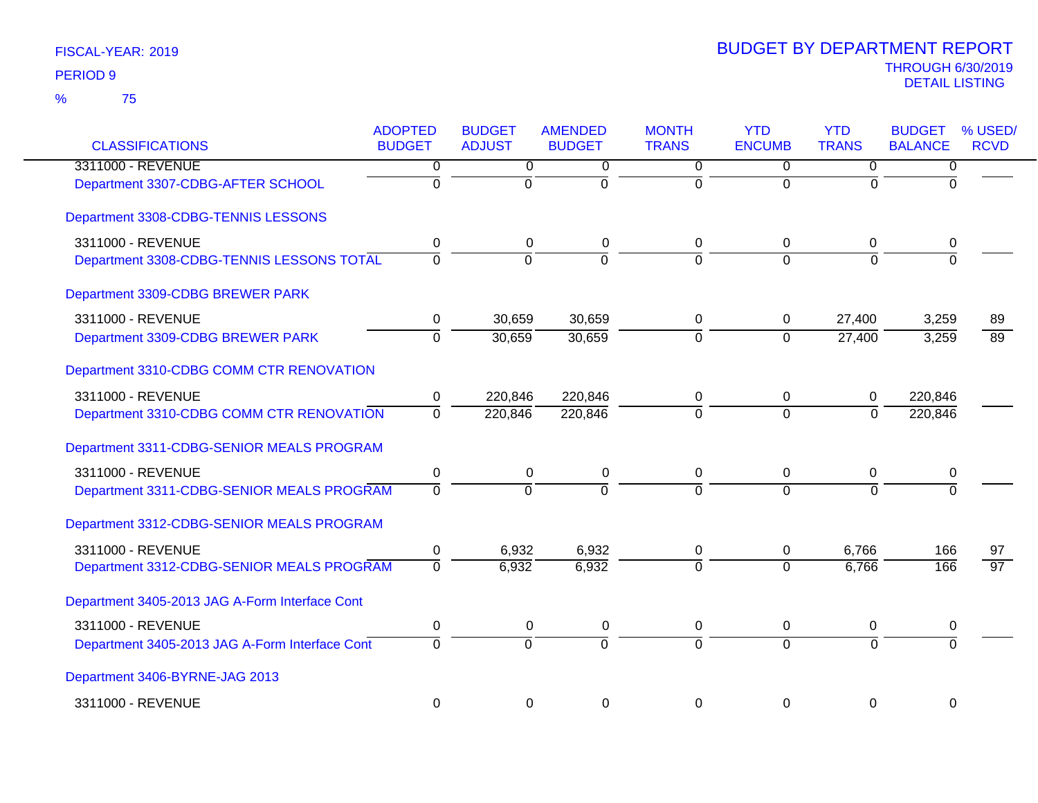FISCAL-YEAR: 2019

PERIOD 9

% 75

# BUDGET BY DEPARTMENT REPORT

THROUGH 6/30/2019

DETAIL LISTING

| CLASSIFICATIONS | ADOPTED BUDGET | BUDGET ADJUST | AMENDED BUDGET | MONTH TRANS | YTD ENCUMB | YTD TRANS | BUDGET BALANCE | % USED/ RCVD |
|---|---|---|---|---|---|---|---|---|
| 3311000 - REVENUE | 0 | 0 | 0 | 0 | 0 | 0 | 0 | |
| Department 3307-CDBG-AFTER SCHOOL | 0 | 0 | 0 | 0 | 0 | 0 | 0 | |
| Department 3308-CDBG-TENNIS LESSONS | | | | | | | | |
| 3311000 - REVENUE | 0 | 0 | 0 | 0 | 0 | 0 | 0 | |
| Department 3308-CDBG-TENNIS LESSONS TOTAL | 0 | 0 | 0 | 0 | 0 | 0 | 0 | |
| Department 3309-CDBG BREWER PARK | | | | | | | | |
| 3311000 - REVENUE | 0 | 30,659 | 30,659 | 0 | 0 | 27,400 | 3,259 | 89 |
| Department 3309-CDBG BREWER PARK | 0 | 30,659 | 30,659 | 0 | 0 | 27,400 | 3,259 | 89 |
| Department 3310-CDBG COMM CTR RENOVATION | | | | | | | | |
| 3311000 - REVENUE | 0 | 220,846 | 220,846 | 0 | 0 | 0 | 220,846 | |
| Department 3310-CDBG COMM CTR RENOVATION | 0 | 220,846 | 220,846 | 0 | 0 | 0 | 220,846 | |
| Department 3311-CDBG-SENIOR MEALS PROGRAM | | | | | | | | |
| 3311000 - REVENUE | 0 | 0 | 0 | 0 | 0 | 0 | 0 | |
| Department 3311-CDBG-SENIOR MEALS PROGRAM | 0 | 0 | 0 | 0 | 0 | 0 | 0 | |
| Department 3312-CDBG-SENIOR MEALS PROGRAM | | | | | | | | |
| 3311000 - REVENUE | 0 | 6,932 | 6,932 | 0 | 0 | 6,766 | 166 | 97 |
| Department 3312-CDBG-SENIOR MEALS PROGRAM | 0 | 6,932 | 6,932 | 0 | 0 | 6,766 | 166 | 97 |
| Department 3405-2013 JAG A-Form Interface Cont | | | | | | | | |
| 3311000 - REVENUE | 0 | 0 | 0 | 0 | 0 | 0 | 0 | |
| Department 3405-2013 JAG A-Form Interface Cont | 0 | 0 | 0 | 0 | 0 | 0 | 0 | |
| Department 3406-BYRNE-JAG 2013 | | | | | | | | |
| 3311000 - REVENUE | 0 | 0 | 0 | 0 | 0 | 0 | 0 | |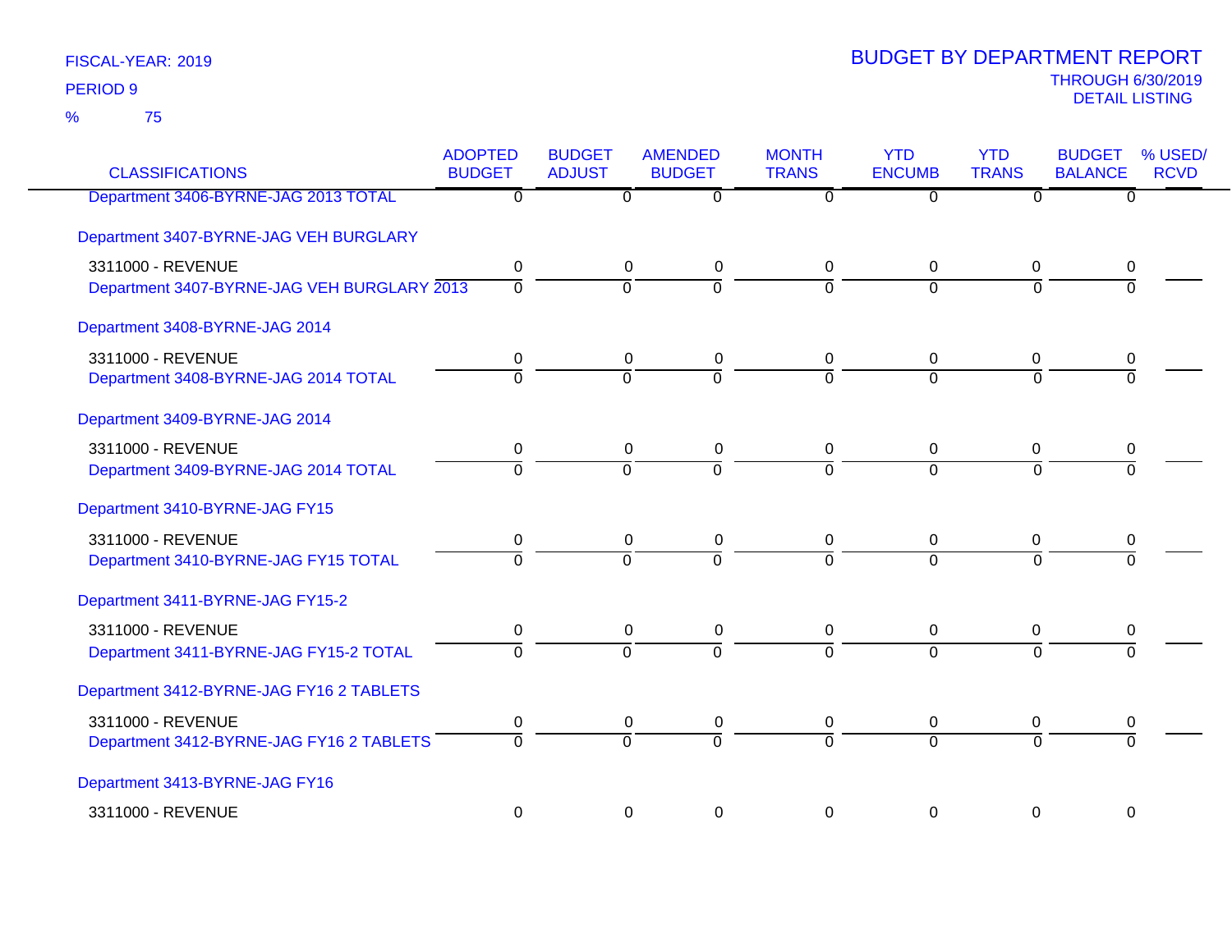FISCAL-YEAR: 2019

PERIOD 9

% 75

# BUDGET BY DEPARTMENT REPORT

THROUGH 6/30/2019

DETAIL LISTING

| CLASSIFICATIONS | ADOPTED BUDGET | BUDGET ADJUST | AMENDED BUDGET | MONTH TRANS | YTD ENCUMB | YTD TRANS | BUDGET BALANCE | % USED/ RCVD |
|---|---|---|---|---|---|---|---|---|
| Department 3406-BYRNE-JAG 2013 TOTAL | 0 | 0 | 0 | 0 | 0 | 0 | 0 | |
| Department 3407-BYRNE-JAG VEH BURGLARY | | | | | | | | |
| 3311000 - REVENUE | 0 | 0 | 0 | 0 | 0 | 0 | 0 | |
| Department 3407-BYRNE-JAG VEH BURGLARY 2013 | 0 | 0 | 0 | 0 | 0 | 0 | 0 | |
| Department 3408-BYRNE-JAG 2014 | | | | | | | | |
| 3311000 - REVENUE | 0 | 0 | 0 | 0 | 0 | 0 | 0 | |
| Department 3408-BYRNE-JAG 2014 TOTAL | 0 | 0 | 0 | 0 | 0 | 0 | 0 | |
| Department 3409-BYRNE-JAG 2014 | | | | | | | | |
| 3311000 - REVENUE | 0 | 0 | 0 | 0 | 0 | 0 | 0 | |
| Department 3409-BYRNE-JAG 2014 TOTAL | 0 | 0 | 0 | 0 | 0 | 0 | 0 | |
| Department 3410-BYRNE-JAG FY15 | | | | | | | | |
| 3311000 - REVENUE | 0 | 0 | 0 | 0 | 0 | 0 | 0 | |
| Department 3410-BYRNE-JAG FY15 TOTAL | 0 | 0 | 0 | 0 | 0 | 0 | 0 | |
| Department 3411-BYRNE-JAG FY15-2 | | | | | | | | |
| 3311000 - REVENUE | 0 | 0 | 0 | 0 | 0 | 0 | 0 | |
| Department 3411-BYRNE-JAG FY15-2 TOTAL | 0 | 0 | 0 | 0 | 0 | 0 | 0 | |
| Department 3412-BYRNE-JAG FY16 2 TABLETS | | | | | | | | |
| 3311000 - REVENUE | 0 | 0 | 0 | 0 | 0 | 0 | 0 | |
| Department 3412-BYRNE-JAG FY16 2 TABLETS | 0 | 0 | 0 | 0 | 0 | 0 | 0 | |
| Department 3413-BYRNE-JAG FY16 | | | | | | | | |
| 3311000 - REVENUE | 0 | 0 | 0 | 0 | 0 | 0 | 0 | |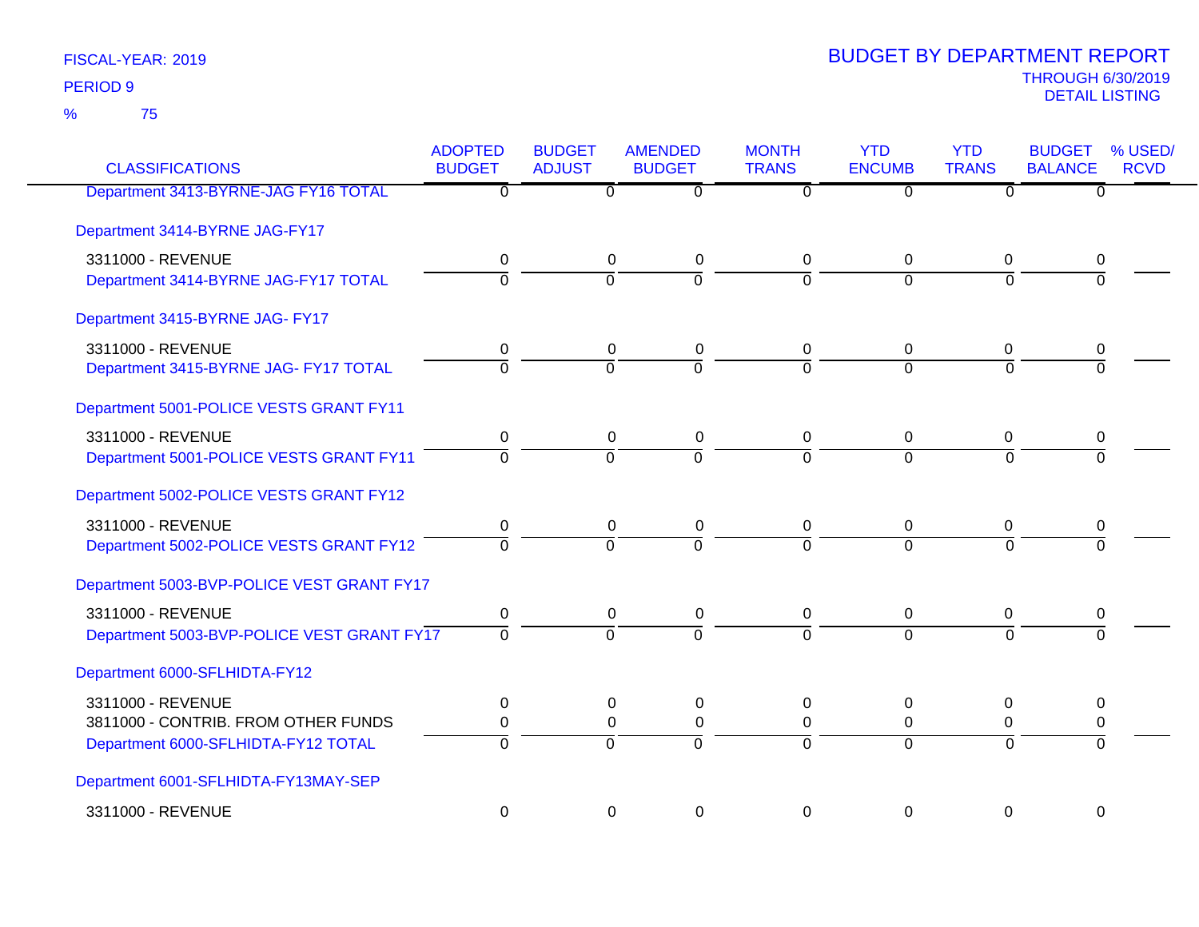FISCAL-YEAR: 2019

PERIOD 9

% 75

# BUDGET BY DEPARTMENT REPORT

THROUGH 6/30/2019

DETAIL LISTING

| CLASSIFICATIONS | ADOPTED BUDGET | BUDGET ADJUST | AMENDED BUDGET | MONTH TRANS | YTD ENCUMB | YTD TRANS | BUDGET BALANCE | % USED/ RCVD |
|---|---|---|---|---|---|---|---|---|
| Department 3413-BYRNE-JAG FY16 TOTAL | 0 | 0 | 0 | 0 | 0 | 0 | 0 | |
| **Department 3414-BYRNE JAG-FY17** | | | | | | | | |
| 3311000 - REVENUE | 0 | 0 | 0 | 0 | 0 | 0 | 0 | |
| Department 3414-BYRNE JAG-FY17 TOTAL | 0 | 0 | 0 | 0 | 0 | 0 | 0 | |
| **Department 3415-BYRNE JAG- FY17** | | | | | | | | |
| 3311000 - REVENUE | 0 | 0 | 0 | 0 | 0 | 0 | 0 | |
| Department 3415-BYRNE JAG- FY17 TOTAL | 0 | 0 | 0 | 0 | 0 | 0 | 0 | |
| **Department 5001-POLICE VESTS GRANT FY11** | | | | | | | | |
| 3311000 - REVENUE | 0 | 0 | 0 | 0 | 0 | 0 | 0 | |
| Department 5001-POLICE VESTS GRANT FY11 | 0 | 0 | 0 | 0 | 0 | 0 | 0 | |
| **Department 5002-POLICE VESTS GRANT FY12** | | | | | | | | |
| 3311000 - REVENUE | 0 | 0 | 0 | 0 | 0 | 0 | 0 | |
| Department 5002-POLICE VESTS GRANT FY12 | 0 | 0 | 0 | 0 | 0 | 0 | 0 | |
| **Department 5003-BVP-POLICE VEST GRANT FY17** | | | | | | | | |
| 3311000 - REVENUE | 0 | 0 | 0 | 0 | 0 | 0 | 0 | |
| Department 5003-BVP-POLICE VEST GRANT FY17 | 0 | 0 | 0 | 0 | 0 | 0 | 0 | |
| **Department 6000-SFLHIDTA-FY12** | | | | | | | | |
| 3311000 - REVENUE | 0 | 0 | 0 | 0 | 0 | 0 | 0 | |
| 3811000 - CONTRIB. FROM OTHER FUNDS | 0 | 0 | 0 | 0 | 0 | 0 | 0 | |
| Department 6000-SFLHIDTA-FY12 TOTAL | 0 | 0 | 0 | 0 | 0 | 0 | 0 | |
| **Department 6001-SFLHIDTA-FY13MAY-SEP** | | | | | | | | |
| 3311000 - REVENUE | 0 | 0 | 0 | 0 | 0 | 0 | 0 | |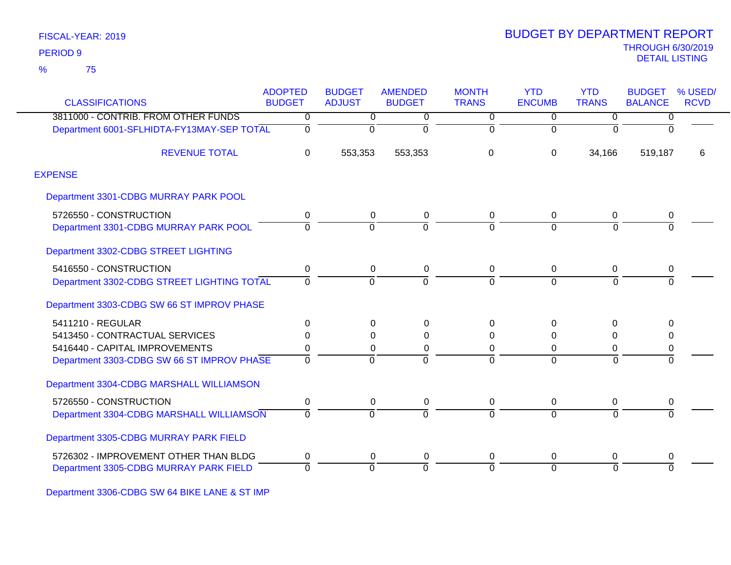FISCAL-YEAR: 2019

PERIOD 9

% 75

# BUDGET BY DEPARTMENT REPORT

THROUGH 6/30/2019

DETAIL LISTING

| CLASSIFICATIONS | ADOPTED BUDGET | BUDGET ADJUST | AMENDED BUDGET | MONTH TRANS | YTD ENCUMB | YTD TRANS | BUDGET BALANCE | % USED/ RCVD |
|---|---|---|---|---|---|---|---|---|
| 3811000 - CONTRIB. FROM OTHER FUNDS | 0 | 0 | 0 | 0 | 0 | 0 | 0 | |
| Department 6001-SFLHIDTA-FY13MAY-SEP TOTAL | 0 | 0 | 0 | 0 | 0 | 0 | 0 | |
| REVENUE TOTAL | 0 | 553,353 | 553,353 | 0 | 0 | 34,166 | 519,187 | 6 |
| EXPENSE | | | | | | | | |
| Department 3301-CDBG MURRAY PARK POOL | | | | | | | | |
| 5726550 - CONSTRUCTION | 0 | 0 | 0 | 0 | 0 | 0 | 0 | |
| Department 3301-CDBG MURRAY PARK POOL | 0 | 0 | 0 | 0 | 0 | 0 | 0 | |
| Department 3302-CDBG STREET LIGHTING | | | | | | | | |
| 5416550 - CONSTRUCTION | 0 | 0 | 0 | 0 | 0 | 0 | 0 | |
| Department 3302-CDBG STREET LIGHTING TOTAL | 0 | 0 | 0 | 0 | 0 | 0 | 0 | |
| Department 3303-CDBG SW 66 ST IMPROV PHASE | | | | | | | | |
| 5411210 - REGULAR | 0 | 0 | 0 | 0 | 0 | 0 | 0 | |
| 5413450 - CONTRACTUAL SERVICES | 0 | 0 | 0 | 0 | 0 | 0 | 0 | |
| 5416440 - CAPITAL IMPROVEMENTS | 0 | 0 | 0 | 0 | 0 | 0 | 0 | |
| Department 3303-CDBG SW 66 ST IMPROV PHASE | 0 | 0 | 0 | 0 | 0 | 0 | 0 | |
| Department 3304-CDBG MARSHALL WILLIAMSON | | | | | | | | |
| 5726550 - CONSTRUCTION | 0 | 0 | 0 | 0 | 0 | 0 | 0 | |
| Department 3304-CDBG MARSHALL WILLIAMSON | 0 | 0 | 0 | 0 | 0 | 0 | 0 | |
| Department 3305-CDBG MURRAY PARK FIELD | | | | | | | | |
| 5726302 - IMPROVEMENT OTHER THAN BLDG | 0 | 0 | 0 | 0 | 0 | 0 | 0 | |
| Department 3305-CDBG MURRAY PARK FIELD | 0 | 0 | 0 | 0 | 0 | 0 | 0 | |
| Department 3306-CDBG SW 64 BIKE LANE & ST IMP | | | | | | | | |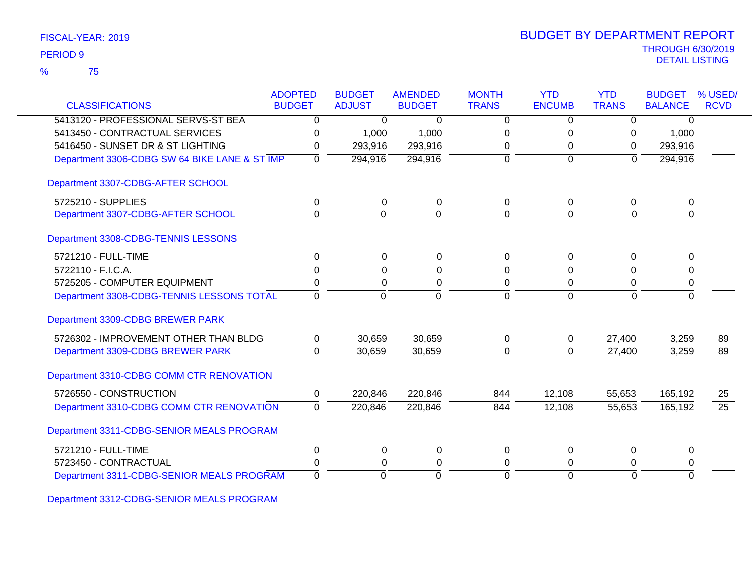FISCAL-YEAR: 2019

PERIOD 9

% 75

# BUDGET BY DEPARTMENT REPORT

THROUGH 6/30/2019

DETAIL LISTING

| CLASSIFICATIONS | ADOPTED BUDGET | BUDGET ADJUST | AMENDED BUDGET | MONTH TRANS | YTD ENCUMB | YTD TRANS | BUDGET BALANCE | % USED/ RCVD |
|---|---|---|---|---|---|---|---|---|
| 5413120 - PROFESSIONAL SERVS-ST BEA | 0 | 0 | 0 | 0 | 0 | 0 | 0 | |
| 5413450 - CONTRACTUAL SERVICES | 0 | 1,000 | 1,000 | 0 | 0 | 0 | 1,000 | |
| 5416450 - SUNSET DR & ST LIGHTING | 0 | 293,916 | 293,916 | 0 | 0 | 0 | 293,916 | |
| Department 3306-CDBG SW 64 BIKE LANE & ST IMP | 0 | 294,916 | 294,916 | 0 | 0 | 0 | 294,916 | |
| **Department 3307-CDBG-AFTER SCHOOL** | | | | | | | | |
| 5725210 - SUPPLIES | 0 | 0 | 0 | 0 | 0 | 0 | 0 | |
| Department 3307-CDBG-AFTER SCHOOL | 0 | 0 | 0 | 0 | 0 | 0 | 0 | |
| **Department 3308-CDBG-TENNIS LESSONS** | | | | | | | | |
| 5721210 - FULL-TIME | 0 | 0 | 0 | 0 | 0 | 0 | 0 | |
| 5722110 - F.I.C.A. | 0 | 0 | 0 | 0 | 0 | 0 | 0 | |
| 5725205 - COMPUTER EQUIPMENT | 0 | 0 | 0 | 0 | 0 | 0 | 0 | |
| Department 3308-CDBG-TENNIS LESSONS TOTAL | 0 | 0 | 0 | 0 | 0 | 0 | 0 | |
| **Department 3309-CDBG BREWER PARK** | | | | | | | | |
| 5726302 - IMPROVEMENT OTHER THAN BLDG | 0 | 30,659 | 30,659 | 0 | 0 | 27,400 | 3,259 | 89 |
| Department 3309-CDBG BREWER PARK | 0 | 30,659 | 30,659 | 0 | 0 | 27,400 | 3,259 | 89 |
| **Department 3310-CDBG COMM CTR RENOVATION** | | | | | | | | |
| 5726550 - CONSTRUCTION | 0 | 220,846 | 220,846 | 844 | 12,108 | 55,653 | 165,192 | 25 |
| Department 3310-CDBG COMM CTR RENOVATION | 0 | 220,846 | 220,846 | 844 | 12,108 | 55,653 | 165,192 | 25 |
| **Department 3311-CDBG-SENIOR MEALS PROGRAM** | | | | | | | | |
| 5721210 - FULL-TIME | 0 | 0 | 0 | 0 | 0 | 0 | 0 | |
| 5723450 - CONTRACTUAL | 0 | 0 | 0 | 0 | 0 | 0 | 0 | |
| Department 3311-CDBG-SENIOR MEALS PROGRAM | 0 | 0 | 0 | 0 | 0 | 0 | 0 | |
| **Department 3312-CDBG-SENIOR MEALS PROGRAM** | | | | | | | | |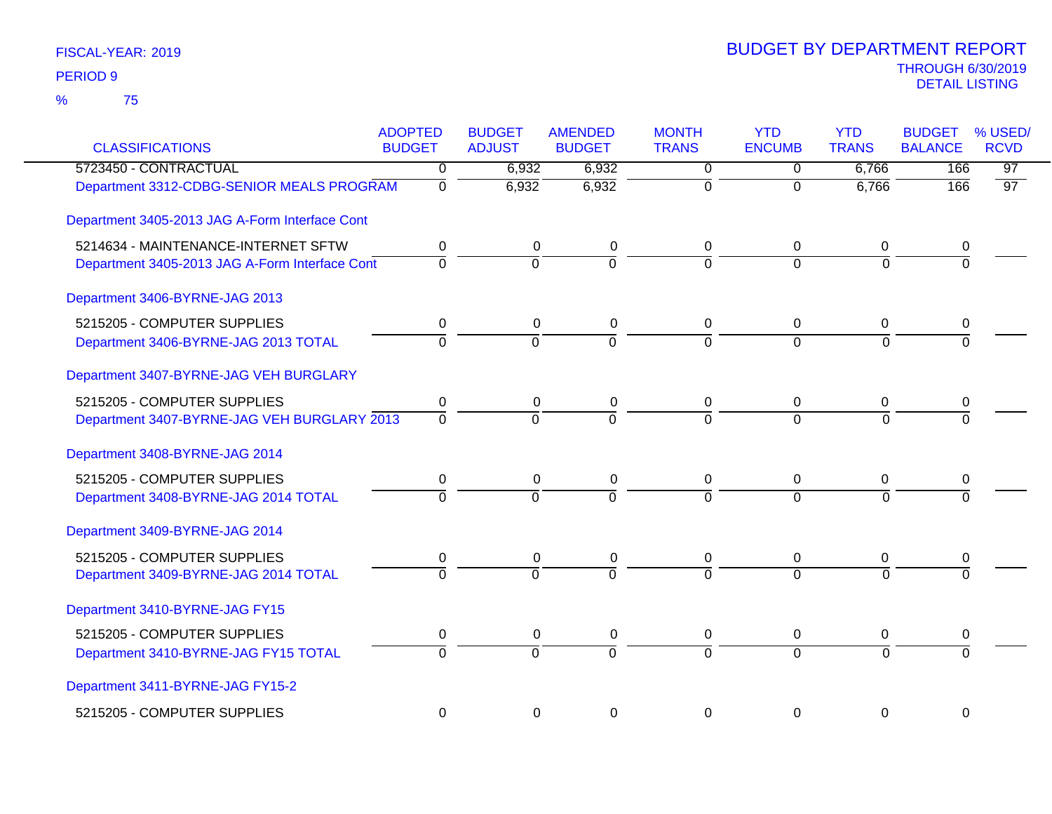FISCAL-YEAR: 2019

PERIOD 9

% 75

# BUDGET BY DEPARTMENT REPORT

THROUGH 6/30/2019

DETAIL LISTING

| CLASSIFICATIONS | ADOPTED BUDGET | BUDGET ADJUST | AMENDED BUDGET | MONTH TRANS | YTD ENCUMB | YTD TRANS | BUDGET BALANCE | % USED/ RCVD |
|---|---|---|---|---|---|---|---|---|
| 5723450 - CONTRACTUAL | 0 | 6,932 | 6,932 | 0 | 0 | 6,766 | 166 | 97 |
| Department 3312-CDBG-SENIOR MEALS PROGRAM | 0 | 6,932 | 6,932 | 0 | 0 | 6,766 | 166 | 97 |
| Department 3405-2013 JAG A-Form Interface Cont | | | | | | | | |
| 5214634 - MAINTENANCE-INTERNET SFTW | 0 | 0 | 0 | 0 | 0 | 0 | 0 | |
| Department 3405-2013 JAG A-Form Interface Cont | 0 | 0 | 0 | 0 | 0 | 0 | 0 | |
| Department 3406-BYRNE-JAG 2013 | | | | | | | | |
| 5215205 - COMPUTER SUPPLIES | 0 | 0 | 0 | 0 | 0 | 0 | 0 | |
| Department 3406-BYRNE-JAG 2013 TOTAL | 0 | 0 | 0 | 0 | 0 | 0 | 0 | |
| Department 3407-BYRNE-JAG VEH BURGLARY | | | | | | | | |
| 5215205 - COMPUTER SUPPLIES | 0 | 0 | 0 | 0 | 0 | 0 | 0 | |
| Department 3407-BYRNE-JAG VEH BURGLARY 2013 | 0 | 0 | 0 | 0 | 0 | 0 | 0 | |
| Department 3408-BYRNE-JAG 2014 | | | | | | | | |
| 5215205 - COMPUTER SUPPLIES | 0 | 0 | 0 | 0 | 0 | 0 | 0 | |
| Department 3408-BYRNE-JAG 2014 TOTAL | 0 | 0 | 0 | 0 | 0 | 0 | 0 | |
| Department 3409-BYRNE-JAG 2014 | | | | | | | | |
| 5215205 - COMPUTER SUPPLIES | 0 | 0 | 0 | 0 | 0 | 0 | 0 | |
| Department 3409-BYRNE-JAG 2014 TOTAL | 0 | 0 | 0 | 0 | 0 | 0 | 0 | |
| Department 3410-BYRNE-JAG FY15 | | | | | | | | |
| 5215205 - COMPUTER SUPPLIES | 0 | 0 | 0 | 0 | 0 | 0 | 0 | |
| Department 3410-BYRNE-JAG FY15 TOTAL | 0 | 0 | 0 | 0 | 0 | 0 | 0 | |
| Department 3411-BYRNE-JAG FY15-2 | | | | | | | | |
| 5215205 - COMPUTER SUPPLIES | 0 | 0 | 0 | 0 | 0 | 0 | 0 | |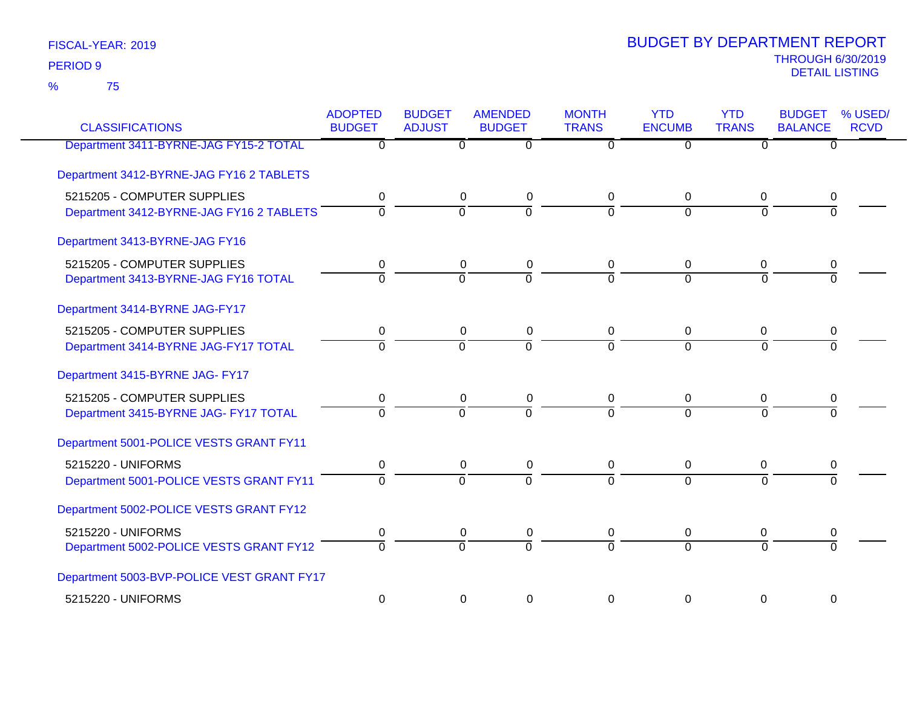FISCAL-YEAR: 2019

PERIOD 9

% 75

# BUDGET BY DEPARTMENT REPORT

THROUGH 6/30/2019

DETAIL LISTING

| CLASSIFICATIONS | ADOPTED BUDGET | BUDGET ADJUST | AMENDED BUDGET | MONTH TRANS | YTD ENCUMB | YTD TRANS | BUDGET BALANCE | % USED/ RCVD |
|---|---|---|---|---|---|---|---|---|
| Department 3411-BYRNE-JAG FY15-2 TOTAL | 0 | 0 | 0 | 0 | 0 | 0 | 0 | |
| Department 3412-BYRNE-JAG FY16 2 TABLETS | | | | | | | | |
| 5215205 - COMPUTER SUPPLIES | 0 | 0 | 0 | 0 | 0 | 0 | 0 | |
| Department 3412-BYRNE-JAG FY16 2 TABLETS | 0 | 0 | 0 | 0 | 0 | 0 | 0 | |
| Department 3413-BYRNE-JAG FY16 | | | | | | | | |
| 5215205 - COMPUTER SUPPLIES | 0 | 0 | 0 | 0 | 0 | 0 | 0 | |
| Department 3413-BYRNE-JAG FY16 TOTAL | 0 | 0 | 0 | 0 | 0 | 0 | 0 | |
| Department 3414-BYRNE JAG-FY17 | | | | | | | | |
| 5215205 - COMPUTER SUPPLIES | 0 | 0 | 0 | 0 | 0 | 0 | 0 | |
| Department 3414-BYRNE JAG-FY17 TOTAL | 0 | 0 | 0 | 0 | 0 | 0 | 0 | |
| Department 3415-BYRNE JAG- FY17 | | | | | | | | |
| 5215205 - COMPUTER SUPPLIES | 0 | 0 | 0 | 0 | 0 | 0 | 0 | |
| Department 3415-BYRNE JAG- FY17 TOTAL | 0 | 0 | 0 | 0 | 0 | 0 | 0 | |
| Department 5001-POLICE VESTS GRANT FY11 | | | | | | | | |
| 5215220 - UNIFORMS | 0 | 0 | 0 | 0 | 0 | 0 | 0 | |
| Department 5001-POLICE VESTS GRANT FY11 | 0 | 0 | 0 | 0 | 0 | 0 | 0 | |
| Department 5002-POLICE VESTS GRANT FY12 | | | | | | | | |
| 5215220 - UNIFORMS | 0 | 0 | 0 | 0 | 0 | 0 | 0 | |
| Department 5002-POLICE VESTS GRANT FY12 | 0 | 0 | 0 | 0 | 0 | 0 | 0 | |
| Department 5003-BVP-POLICE VEST GRANT FY17 | | | | | | | | |
| 5215220 - UNIFORMS | 0 | 0 | 0 | 0 | 0 | 0 | 0 | |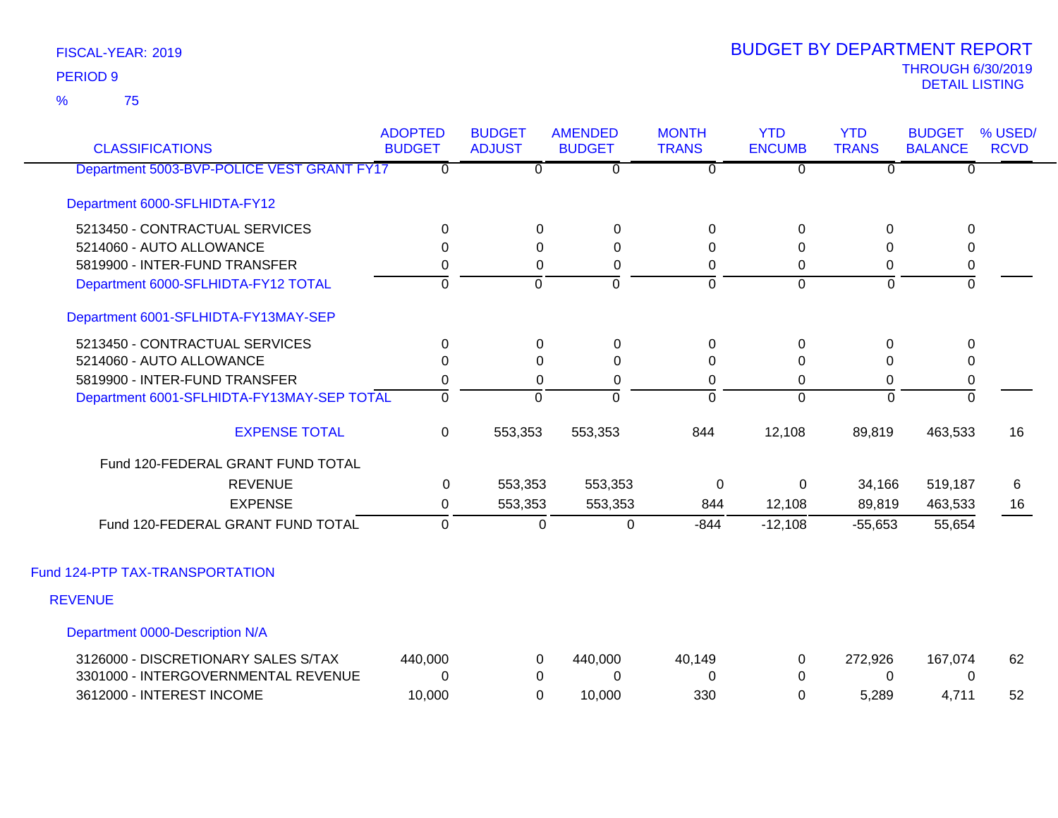FISCAL-YEAR: 2019

PERIOD 9

% 75

# BUDGET BY DEPARTMENT REPORT

THROUGH 6/30/2019

DETAIL LISTING

| CLASSIFICATIONS | ADOPTED BUDGET | BUDGET ADJUST | AMENDED BUDGET | MONTH TRANS | YTD ENCUMB | YTD TRANS | BUDGET BALANCE | % USED/ RCVD |
|---|---|---|---|---|---|---|---|---|
| Department 5003-BVP-POLICE VEST GRANT FY17 | 0 | 0 | 0 | 0 | 0 | 0 | 0 | |
| **Department 6000-SFLHIDTA-FY12** | | | | | | | | |
| 5213450 - CONTRACTUAL SERVICES | 0 | 0 | 0 | 0 | 0 | 0 | 0 | |
| 5214060 - AUTO ALLOWANCE | 0 | 0 | 0 | 0 | 0 | 0 | 0 | |
| 5819900 - INTER-FUND TRANSFER | 0 | 0 | 0 | 0 | 0 | 0 | 0 | |
| Department 6000-SFLHIDTA-FY12 TOTAL | 0 | 0 | 0 | 0 | 0 | 0 | 0 | |
| **Department 6001-SFLHIDTA-FY13MAY-SEP** | | | | | | | | |
| 5213450 - CONTRACTUAL SERVICES | 0 | 0 | 0 | 0 | 0 | 0 | 0 | |
| 5214060 - AUTO ALLOWANCE | 0 | 0 | 0 | 0 | 0 | 0 | 0 | |
| 5819900 - INTER-FUND TRANSFER | 0 | 0 | 0 | 0 | 0 | 0 | 0 | |
| Department 6001-SFLHIDTA-FY13MAY-SEP TOTAL | 0 | 0 | 0 | 0 | 0 | 0 | 0 | |
| EXPENSE TOTAL | 0 | 553,353 | 553,353 | 844 | 12,108 | 89,819 | 463,533 | 16 |
| **Fund 120-FEDERAL GRANT FUND TOTAL** | | | | | | | | |
| REVENUE | 0 | 553,353 | 553,353 | 0 | 0 | 34,166 | 519,187 | 6 |
| EXPENSE | 0 | 553,353 | 553,353 | 844 | 12,108 | 89,819 | 463,533 | 16 |
| Fund 120-FEDERAL GRANT FUND TOTAL | 0 | 0 | 0 | -844 | -12,108 | -55,653 | 55,654 | |

## Fund 124-PTP TAX-TRANSPORTATION

### REVENUE

| CLASSIFICATIONS | ADOPTED BUDGET | BUDGET ADJUST | AMENDED BUDGET | MONTH TRANS | YTD ENCUMB | YTD TRANS | BUDGET BALANCE | % USED/ RCVD |
|---|---|---|---|---|---|---|---|---|
| **Department 0000-Description N/A** | | | | | | | | |
| 3126000 - DISCRETIONARY SALES S/TAX | 440,000 | 0 | 440,000 | 40,149 | 0 | 272,926 | 167,074 | 62 |
| 3301000 - INTERGOVERNMENTAL REVENUE | 0 | 0 | 0 | 0 | 0 | 0 | 0 | |
| 3612000 - INTEREST INCOME | 10,000 | 0 | 10,000 | 330 | 0 | 5,289 | 4,711 | 52 |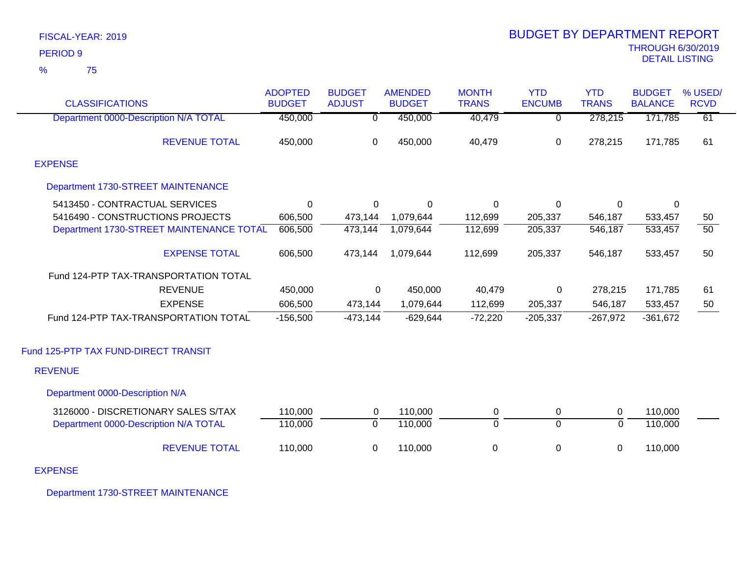FISCAL-YEAR: 2019

PERIOD 9

% 75

# BUDGET BY DEPARTMENT REPORT

THROUGH 6/30/2019

DETAIL LISTING

| CLASSIFICATIONS | ADOPTED BUDGET | BUDGET ADJUST | AMENDED BUDGET | MONTH TRANS | YTD ENCUMB | YTD TRANS | BUDGET BALANCE | % USED/ RCVD |
|---|---|---|---|---|---|---|---|---|
| Department 0000-Description N/A TOTAL | 450,000 | 0 | 450,000 | 40,479 | 0 | 278,215 | 171,785 | 61 |
| REVENUE TOTAL | 450,000 | 0 | 450,000 | 40,479 | 0 | 278,215 | 171,785 | 61 |
| EXPENSE | | | | | | | | |
| Department 1730-STREET MAINTENANCE | | | | | | | | |
| 5413450 - CONTRACTUAL SERVICES | 0 | 0 | 0 | 0 | 0 | 0 | 0 | |
| 5416490 - CONSTRUCTIONS PROJECTS | 606,500 | 473,144 | 1,079,644 | 112,699 | 205,337 | 546,187 | 533,457 | 50 |
| Department 1730-STREET MAINTENANCE TOTAL | 606,500 | 473,144 | 1,079,644 | 112,699 | 205,337 | 546,187 | 533,457 | 50 |
| EXPENSE TOTAL | 606,500 | 473,144 | 1,079,644 | 112,699 | 205,337 | 546,187 | 533,457 | 50 |
| Fund 124-PTP TAX-TRANSPORTATION TOTAL | | | | | | | | |
| REVENUE | 450,000 | 0 | 450,000 | 40,479 | 0 | 278,215 | 171,785 | 61 |
| EXPENSE | 606,500 | 473,144 | 1,079,644 | 112,699 | 205,337 | 546,187 | 533,457 | 50 |
| Fund 124-PTP TAX-TRANSPORTATION TOTAL | -156,500 | -473,144 | -629,644 | -72,220 | -205,337 | -267,972 | -361,672 | |
| Fund 125-PTP TAX FUND-DIRECT TRANSIT | | | | | | | | |
| REVENUE | | | | | | | | |
| Department 0000-Description N/A | | | | | | | | |
| 3126000 - DISCRETIONARY SALES S/TAX | 110,000 | 0 | 110,000 | 0 | 0 | 0 | 110,000 | |
| Department 0000-Description N/A TOTAL | 110,000 | 0 | 110,000 | 0 | 0 | 0 | 110,000 | |
| REVENUE TOTAL | 110,000 | 0 | 110,000 | 0 | 0 | 0 | 110,000 | |
| EXPENSE | | | | | | | | |
| Department 1730-STREET MAINTENANCE | | | | | | | | |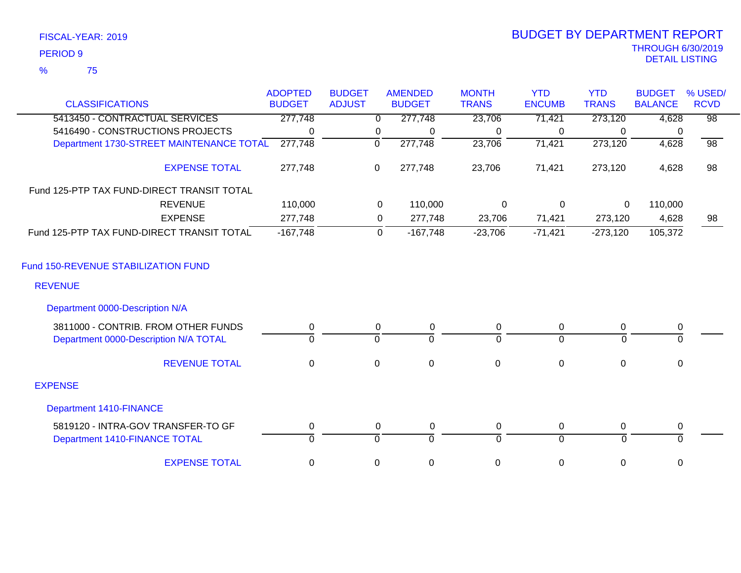FISCAL-YEAR: 2019

PERIOD 9

% 75

# BUDGET BY DEPARTMENT REPORT

THROUGH 6/30/2019

DETAIL LISTING

| CLASSIFICATIONS | ADOPTED BUDGET | BUDGET ADJUST | AMENDED BUDGET | MONTH TRANS | YTD ENCUMB | YTD TRANS | BUDGET BALANCE | % USED/ RCVD |
|---|---|---|---|---|---|---|---|---|
| 5413450 - CONTRACTUAL SERVICES | 277,748 | 0 | 277,748 | 23,706 | 71,421 | 273,120 | 4,628 | 98 |
| 5416490 - CONSTRUCTIONS PROJECTS | 0 | 0 | 0 | 0 | 0 | 0 | 0 | |
| Department 1730-STREET MAINTENANCE TOTAL | 277,748 | 0 | 277,748 | 23,706 | 71,421 | 273,120 | 4,628 | 98 |
| EXPENSE TOTAL | 277,748 | 0 | 277,748 | 23,706 | 71,421 | 273,120 | 4,628 | 98 |
| Fund 125-PTP TAX FUND-DIRECT TRANSIT TOTAL | | | | | | | | |
| REVENUE | 110,000 | 0 | 110,000 | 0 | 0 | 0 | 110,000 | |
| EXPENSE | 277,748 | 0 | 277,748 | 23,706 | 71,421 | 273,120 | 4,628 | 98 |
| Fund 125-PTP TAX FUND-DIRECT TRANSIT TOTAL | -167,748 | 0 | -167,748 | -23,706 | -71,421 | -273,120 | 105,372 | |
| Fund 150-REVENUE STABILIZATION FUND | | | | | | | | |
| REVENUE | | | | | | | | |
| Department 0000-Description N/A | | | | | | | | |
| 3811000 - CONTRIB. FROM OTHER FUNDS | 0 | 0 | 0 | 0 | 0 | 0 | 0 | |
| Department 0000-Description N/A TOTAL | 0 | 0 | 0 | 0 | 0 | 0 | 0 | |
| REVENUE TOTAL | 0 | 0 | 0 | 0 | 0 | 0 | 0 | |
| EXPENSE | | | | | | | | |
| Department 1410-FINANCE | | | | | | | | |
| 5819120 - INTRA-GOV TRANSFER-TO GF | 0 | 0 | 0 | 0 | 0 | 0 | 0 | |
| Department 1410-FINANCE TOTAL | 0 | 0 | 0 | 0 | 0 | 0 | 0 | |
| EXPENSE TOTAL | 0 | 0 | 0 | 0 | 0 | 0 | 0 | |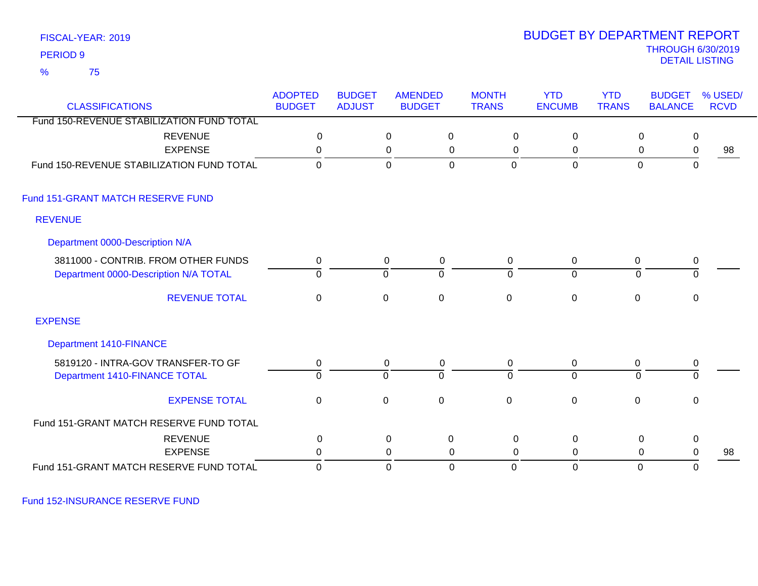FISCAL-YEAR: 2019

PERIOD 9

% 75

# BUDGET BY DEPARTMENT REPORT

THROUGH 6/30/2019

DETAIL LISTING

| CLASSIFICATIONS | ADOPTED BUDGET | BUDGET ADJUST | AMENDED BUDGET | MONTH TRANS | YTD ENCUMB | YTD TRANS | BUDGET BALANCE | % USED/ RCVD |
|---|---|---|---|---|---|---|---|---|
| Fund 150-REVENUE STABILIZATION FUND TOTAL | | | | | | | | |
| REVENUE | 0 | 0 | 0 | 0 | 0 | 0 | 0 | |
| EXPENSE | 0 | 0 | 0 | 0 | 0 | 0 | 0 | 98 |
| Fund 150-REVENUE STABILIZATION FUND TOTAL | 0 | 0 | 0 | 0 | 0 | 0 | 0 | |
| **Fund 151-GRANT MATCH RESERVE FUND** | | | | | | | | |
| **REVENUE** | | | | | | | | |
| **Department 0000-Description N/A** | | | | | | | | |
| 3811000 - CONTRIB. FROM OTHER FUNDS | 0 | 0 | 0 | 0 | 0 | 0 | 0 | |
| Department 0000-Description N/A TOTAL | 0 | 0 | 0 | 0 | 0 | 0 | 0 | |
| REVENUE TOTAL | 0 | 0 | 0 | 0 | 0 | 0 | 0 | |
| **EXPENSE** | | | | | | | | |
| **Department 1410-FINANCE** | | | | | | | | |
| 5819120 - INTRA-GOV TRANSFER-TO GF | 0 | 0 | 0 | 0 | 0 | 0 | 0 | |
| Department 1410-FINANCE TOTAL | 0 | 0 | 0 | 0 | 0 | 0 | 0 | |
| EXPENSE TOTAL | 0 | 0 | 0 | 0 | 0 | 0 | 0 | |
| Fund 151-GRANT MATCH RESERVE FUND TOTAL | | | | | | | | |
| REVENUE | 0 | 0 | 0 | 0 | 0 | 0 | 0 | |
| EXPENSE | 0 | 0 | 0 | 0 | 0 | 0 | 0 | 98 |
| Fund 151-GRANT MATCH RESERVE FUND TOTAL | 0 | 0 | 0 | 0 | 0 | 0 | 0 | |

Fund 152-INSURANCE RESERVE FUND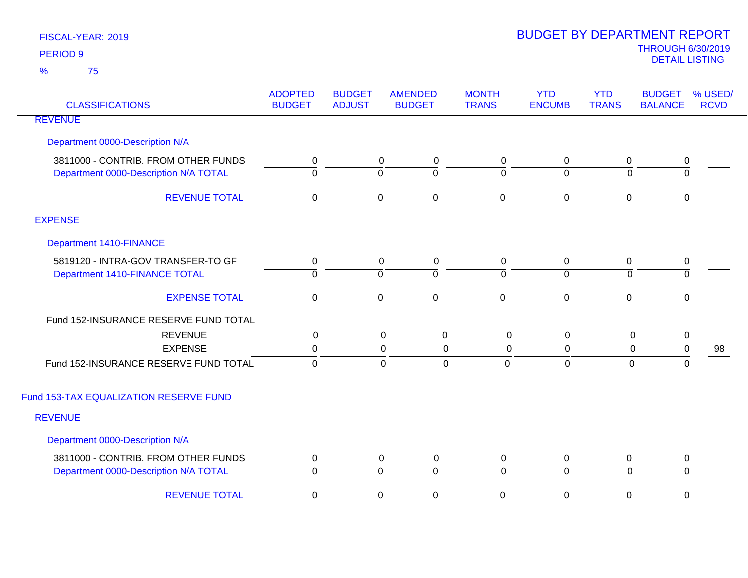FISCAL-YEAR: 2019

PERIOD 9

% 75

# BUDGET BY DEPARTMENT REPORT

THROUGH 6/30/2019

DETAIL LISTING

| CLASSIFICATIONS | ADOPTED BUDGET | BUDGET ADJUST | AMENDED BUDGET | MONTH TRANS | YTD ENCUMB | YTD TRANS | BUDGET BALANCE | % USED/ RCVD |
|---|---|---|---|---|---|---|---|---|
| REVENUE | | | | | | | | |
| Department 0000-Description N/A | | | | | | | | |
| 3811000 - CONTRIB. FROM OTHER FUNDS | 0 | 0 | 0 | 0 | 0 | 0 | 0 | |
| Department 0000-Description N/A TOTAL | 0 | 0 | 0 | 0 | 0 | 0 | 0 | |
| REVENUE TOTAL | 0 | 0 | 0 | 0 | 0 | 0 | 0 | |
| EXPENSE | | | | | | | | |
| Department 1410-FINANCE | | | | | | | | |
| 5819120 - INTRA-GOV TRANSFER-TO GF | 0 | 0 | 0 | 0 | 0 | 0 | 0 | |
| Department 1410-FINANCE TOTAL | 0 | 0 | 0 | 0 | 0 | 0 | 0 | |
| EXPENSE TOTAL | 0 | 0 | 0 | 0 | 0 | 0 | 0 | |
| Fund 152-INSURANCE RESERVE FUND TOTAL | | | | | | | | |
| REVENUE | 0 | 0 | 0 | 0 | 0 | 0 | 0 | |
| EXPENSE | 0 | 0 | 0 | 0 | 0 | 0 | 0 | 98 |
| Fund 152-INSURANCE RESERVE FUND TOTAL | 0 | 0 | 0 | 0 | 0 | 0 | 0 | |

## Fund 153-TAX EQUALIZATION RESERVE FUND

| CLASSIFICATIONS | ADOPTED BUDGET | BUDGET ADJUST | AMENDED BUDGET | MONTH TRANS | YTD ENCUMB | YTD TRANS | BUDGET BALANCE | % USED/ RCVD |
|---|---|---|---|---|---|---|---|---|
| REVENUE | | | | | | | | |
| Department 0000-Description N/A | | | | | | | | |
| 3811000 - CONTRIB. FROM OTHER FUNDS | 0 | 0 | 0 | 0 | 0 | 0 | 0 | |
| Department 0000-Description N/A TOTAL | 0 | 0 | 0 | 0 | 0 | 0 | 0 | |
| REVENUE TOTAL | 0 | 0 | 0 | 0 | 0 | 0 | 0 | |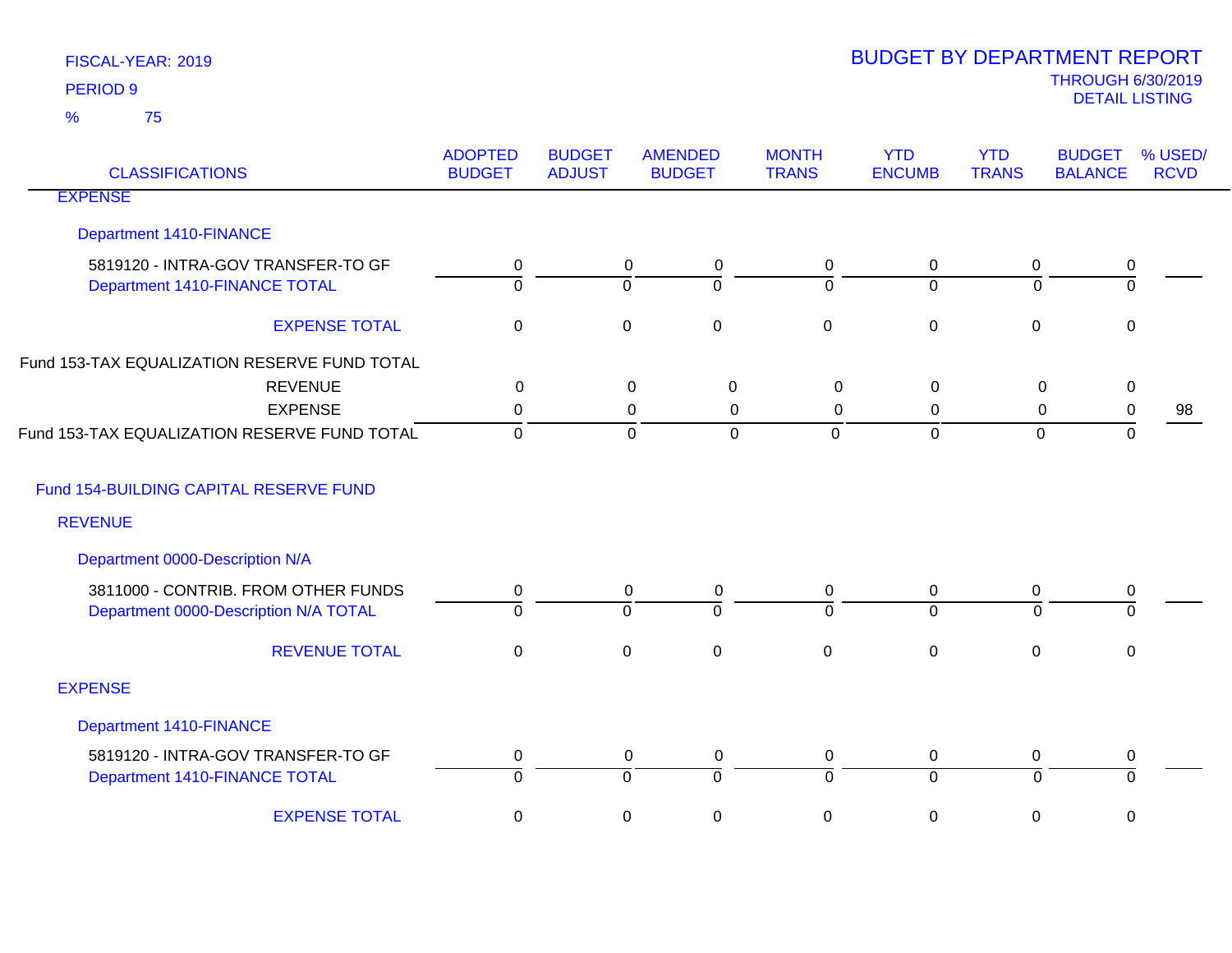FISCAL-YEAR: 2019

PERIOD 9

% 75

# BUDGET BY DEPARTMENT REPORT

THROUGH 6/30/2019

DETAIL LISTING

| CLASSIFICATIONS | ADOPTED BUDGET | BUDGET ADJUST | AMENDED BUDGET | MONTH TRANS | YTD ENCUMB | YTD TRANS | BUDGET BALANCE | % USED/ RCVD |
|---|---|---|---|---|---|---|---|---|
| EXPENSE | | | | | | | | |
| Department 1410-FINANCE | | | | | | | | |
| 5819120 - INTRA-GOV TRANSFER-TO GF | 0 | 0 | 0 | 0 | 0 | 0 | 0 | |
| Department 1410-FINANCE TOTAL | 0 | 0 | 0 | 0 | 0 | 0 | 0 | |
| EXPENSE TOTAL | 0 | 0 | 0 | 0 | 0 | 0 | 0 | |
| Fund 153-TAX EQUALIZATION RESERVE FUND TOTAL | | | | | | | | |
| REVENUE | 0 | 0 | 0 | 0 | 0 | 0 | 0 | |
| EXPENSE | 0 | 0 | 0 | 0 | 0 | 0 | 0 | 98 |
| Fund 153-TAX EQUALIZATION RESERVE FUND TOTAL | 0 | 0 | 0 | 0 | 0 | 0 | 0 | |
| Fund 154-BUILDING CAPITAL RESERVE FUND | | | | | | | | |
| REVENUE | | | | | | | | |
| Department 0000-Description N/A | | | | | | | | |
| 3811000 - CONTRIB. FROM OTHER FUNDS | 0 | 0 | 0 | 0 | 0 | 0 | 0 | |
| Department 0000-Description N/A TOTAL | 0 | 0 | 0 | 0 | 0 | 0 | 0 | |
| REVENUE TOTAL | 0 | 0 | 0 | 0 | 0 | 0 | 0 | |
| EXPENSE | | | | | | | | |
| Department 1410-FINANCE | | | | | | | | |
| 5819120 - INTRA-GOV TRANSFER-TO GF | 0 | 0 | 0 | 0 | 0 | 0 | 0 | |
| Department 1410-FINANCE TOTAL | 0 | 0 | 0 | 0 | 0 | 0 | 0 | |
| EXPENSE TOTAL | 0 | 0 | 0 | 0 | 0 | 0 | 0 | |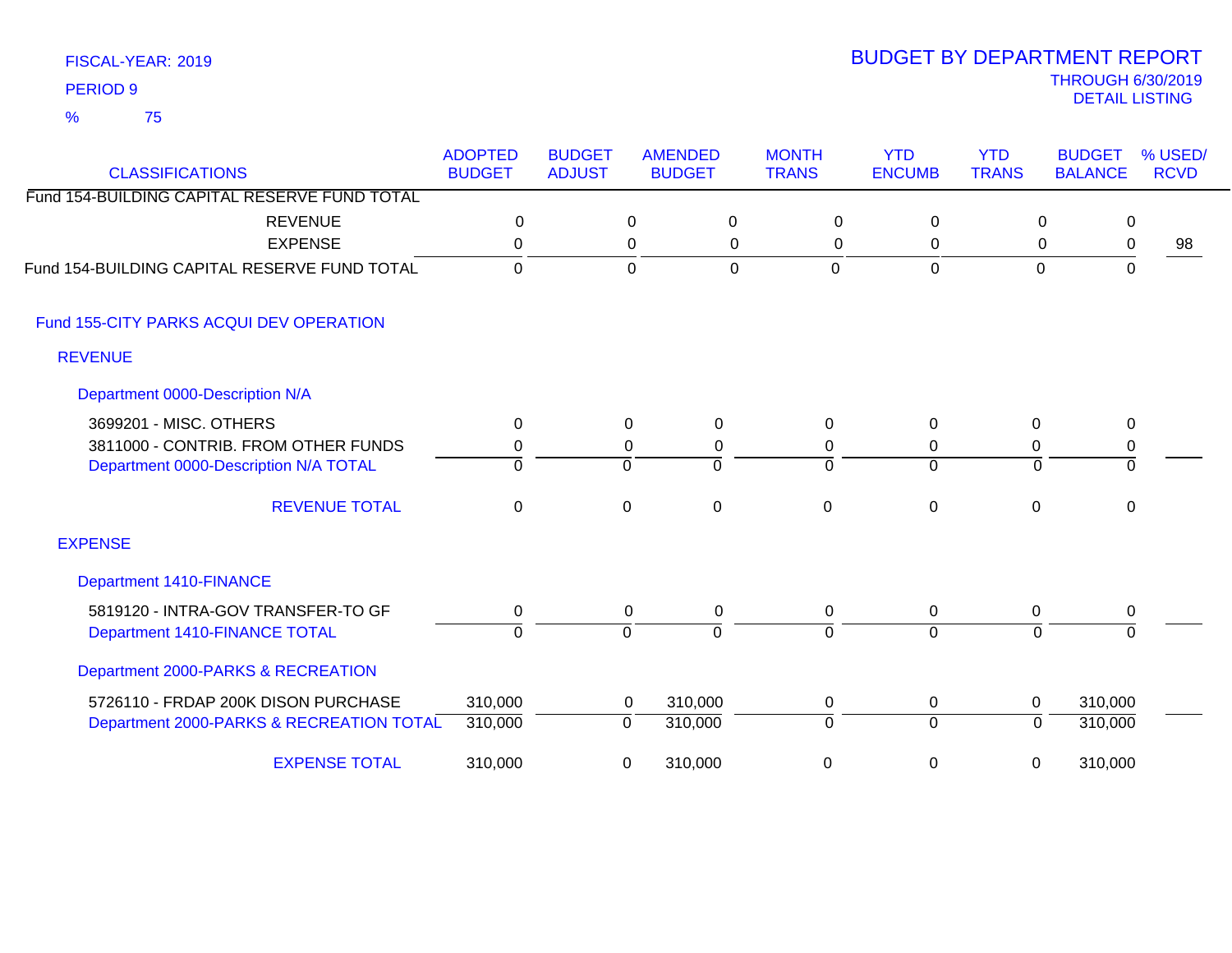FISCAL-YEAR: 2019

PERIOD 9

% 75

# BUDGET BY DEPARTMENT REPORT

THROUGH 6/30/2019
DETAIL LISTING

| CLASSIFICATIONS | ADOPTED BUDGET | BUDGET ADJUST | AMENDED BUDGET | MONTH TRANS | YTD ENCUMB | YTD TRANS | BUDGET BALANCE | % USED/ RCVD |
|---|---|---|---|---|---|---|---|---|
| Fund 154-BUILDING CAPITAL RESERVE FUND TOTAL | | | | | | | | |
| REVENUE | 0 | 0 | 0 | 0 | 0 | 0 | 0 | |
| EXPENSE | 0 | 0 | 0 | 0 | 0 | 0 | 0 | 98 |
| Fund 154-BUILDING CAPITAL RESERVE FUND TOTAL | 0 | 0 | 0 | 0 | 0 | 0 | 0 | |
| **Fund 155-CITY PARKS ACQUI DEV OPERATION** | | | | | | | | |
| **REVENUE** | | | | | | | | |
| **Department 0000-Description N/A** | | | | | | | | |
| 3699201 - MISC. OTHERS | 0 | 0 | 0 | 0 | 0 | 0 | 0 | |
| 3811000 - CONTRIB. FROM OTHER FUNDS | 0 | 0 | 0 | 0 | 0 | 0 | 0 | |
| Department 0000-Description N/A TOTAL | 0 | 0 | 0 | 0 | 0 | 0 | 0 | |
| REVENUE TOTAL | 0 | 0 | 0 | 0 | 0 | 0 | 0 | |
| **EXPENSE** | | | | | | | | |
| **Department 1410-FINANCE** | | | | | | | | |
| 5819120 - INTRA-GOV TRANSFER-TO GF | 0 | 0 | 0 | 0 | 0 | 0 | 0 | |
| Department 1410-FINANCE TOTAL | 0 | 0 | 0 | 0 | 0 | 0 | 0 | |
| **Department 2000-PARKS & RECREATION** | | | | | | | | |
| 5726110 - FRDAP 200K DISON PURCHASE | 310,000 | 0 | 310,000 | 0 | 0 | 0 | 310,000 | |
| Department 2000-PARKS & RECREATION TOTAL | 310,000 | 0 | 310,000 | 0 | 0 | 0 | 310,000 | |
| EXPENSE TOTAL | 310,000 | 0 | 310,000 | 0 | 0 | 0 | 310,000 | |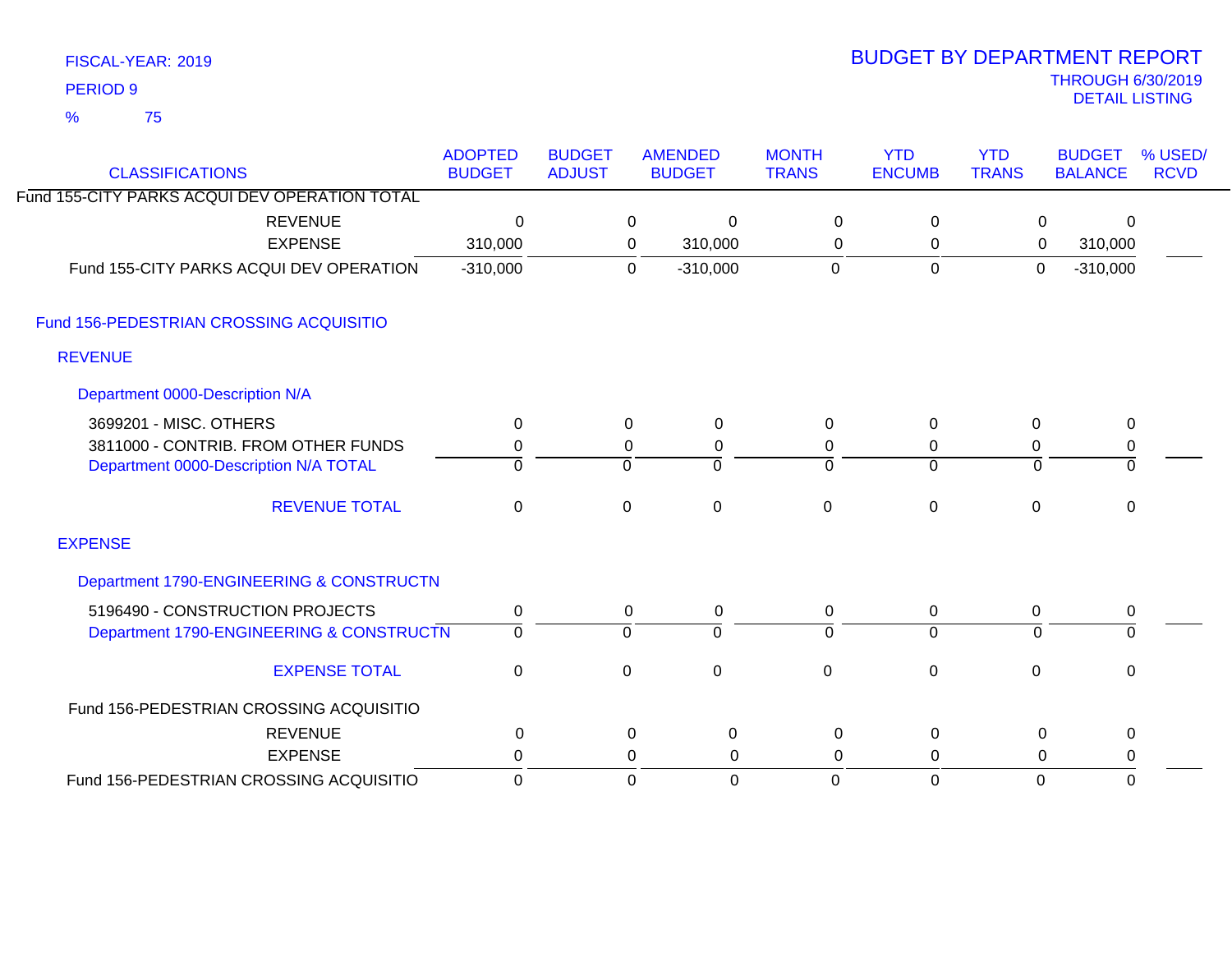FISCAL-YEAR: 2019

PERIOD 9

% 75

# BUDGET BY DEPARTMENT REPORT

THROUGH 6/30/2019

DETAIL LISTING

| CLASSIFICATIONS | ADOPTED BUDGET | BUDGET ADJUST | AMENDED BUDGET | MONTH TRANS | YTD ENCUMB | YTD TRANS | BUDGET BALANCE | % USED/ RCVD |
|---|---|---|---|---|---|---|---|---|
| Fund 155-CITY PARKS ACQUI DEV OPERATION TOTAL | | | | | | | | |
| REVENUE | 0 | 0 | 0 | 0 | 0 | 0 | 0 | |
| EXPENSE | 310,000 | 0 | 310,000 | 0 | 0 | 0 | 310,000 | |
| Fund 155-CITY PARKS ACQUI DEV OPERATION | -310,000 | 0 | -310,000 | 0 | 0 | 0 | -310,000 | |
| **Fund 156-PEDESTRIAN CROSSING ACQUISITIO** | | | | | | | | |
| **REVENUE** | | | | | | | | |
| **Department 0000-Description N/A** | | | | | | | | |
| 3699201 - MISC. OTHERS | 0 | 0 | 0 | 0 | 0 | 0 | 0 | |
| 3811000 - CONTRIB. FROM OTHER FUNDS | 0 | 0 | 0 | 0 | 0 | 0 | 0 | |
| Department 0000-Description N/A TOTAL | 0 | 0 | 0 | 0 | 0 | 0 | 0 | |
| REVENUE TOTAL | 0 | 0 | 0 | 0 | 0 | 0 | 0 | |
| **EXPENSE** | | | | | | | | |
| **Department 1790-ENGINEERING & CONSTRUCTN** | | | | | | | | |
| 5196490 - CONSTRUCTION PROJECTS | 0 | 0 | 0 | 0 | 0 | 0 | 0 | |
| Department 1790-ENGINEERING & CONSTRUCTN | 0 | 0 | 0 | 0 | 0 | 0 | 0 | |
| EXPENSE TOTAL | 0 | 0 | 0 | 0 | 0 | 0 | 0 | |
| Fund 156-PEDESTRIAN CROSSING ACQUISITIO | | | | | | | | |
| REVENUE | 0 | 0 | 0 | 0 | 0 | 0 | 0 | |
| EXPENSE | 0 | 0 | 0 | 0 | 0 | 0 | 0 | |
| Fund 156-PEDESTRIAN CROSSING ACQUISITIO | 0 | 0 | 0 | 0 | 0 | 0 | 0 | |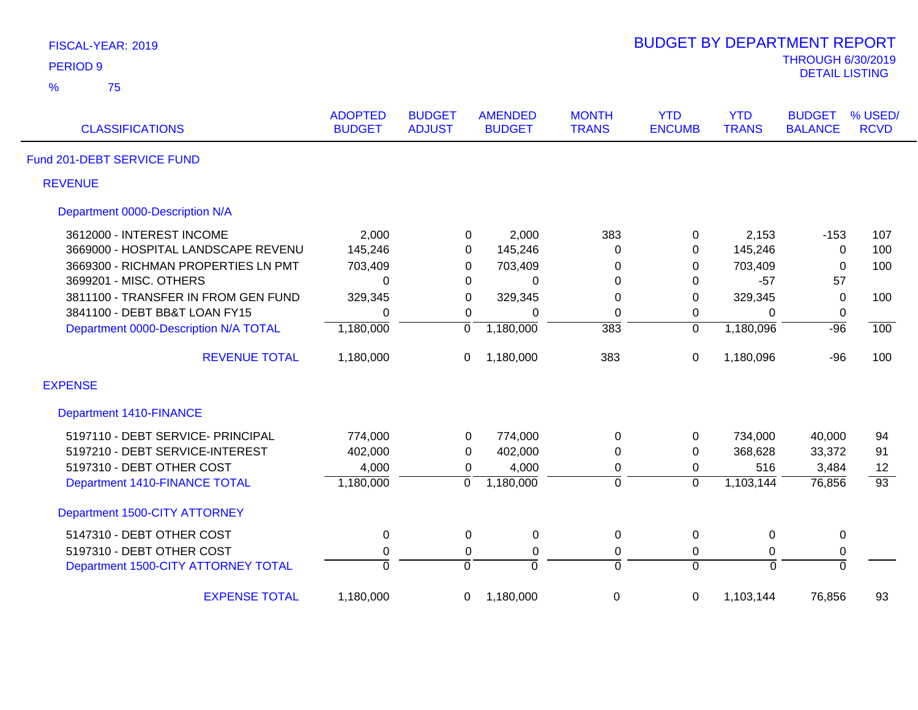FISCAL-YEAR: 2019

PERIOD 9

% 75

# BUDGET BY DEPARTMENT REPORT

THROUGH 6/30/2019
DETAIL LISTING

| CLASSIFICATIONS | ADOPTED BUDGET | BUDGET ADJUST | AMENDED BUDGET | MONTH TRANS | YTD ENCUMB | YTD TRANS | BUDGET BALANCE | % USED/ RCVD |
|---|---|---|---|---|---|---|---|---|
| **Fund 201-DEBT SERVICE FUND** | | | | | | | | |
| **REVENUE** | | | | | | | | |
| **Department 0000-Description N/A** | | | | | | | | |
| 3612000 - INTEREST INCOME | 2,000 | 0 | 2,000 | 383 | 0 | 2,153 | -153 | 107 |
| 3669000 - HOSPITAL LANDSCAPE REVENU | 145,246 | 0 | 145,246 | 0 | 0 | 145,246 | 0 | 100 |
| 3669300 - RICHMAN PROPERTIES LN PMT | 703,409 | 0 | 703,409 | 0 | 0 | 703,409 | 0 | 100 |
| 3699201 - MISC. OTHERS | 0 | 0 | 0 | 0 | 0 | -57 | 57 | |
| 3811100 - TRANSFER IN FROM GEN FUND | 329,345 | 0 | 329,345 | 0 | 0 | 329,345 | 0 | 100 |
| 3841100 - DEBT BB&T LOAN FY15 | 0 | 0 | 0 | 0 | 0 | 0 | 0 | |
| Department 0000-Description N/A TOTAL | 1,180,000 | 0 | 1,180,000 | 383 | 0 | 1,180,096 | -96 | 100 |
| REVENUE TOTAL | 1,180,000 | 0 | 1,180,000 | 383 | 0 | 1,180,096 | -96 | 100 |
| **EXPENSE** | | | | | | | | |
| **Department 1410-FINANCE** | | | | | | | | |
| 5197110 - DEBT SERVICE- PRINCIPAL | 774,000 | 0 | 774,000 | 0 | 0 | 734,000 | 40,000 | 94 |
| 5197210 - DEBT SERVICE-INTEREST | 402,000 | 0 | 402,000 | 0 | 0 | 368,628 | 33,372 | 91 |
| 5197310 - DEBT OTHER COST | 4,000 | 0 | 4,000 | 0 | 0 | 516 | 3,484 | 12 |
| Department 1410-FINANCE TOTAL | 1,180,000 | 0 | 1,180,000 | 0 | 0 | 1,103,144 | 76,856 | 93 |
| **Department 1500-CITY ATTORNEY** | | | | | | | | |
| 5147310 - DEBT OTHER COST | 0 | 0 | 0 | 0 | 0 | 0 | 0 | |
| 5197310 - DEBT OTHER COST | 0 | 0 | 0 | 0 | 0 | 0 | 0 | |
| Department 1500-CITY ATTORNEY TOTAL | 0 | 0 | 0 | 0 | 0 | 0 | 0 | |
| EXPENSE TOTAL | 1,180,000 | 0 | 1,180,000 | 0 | 0 | 1,103,144 | 76,856 | 93 |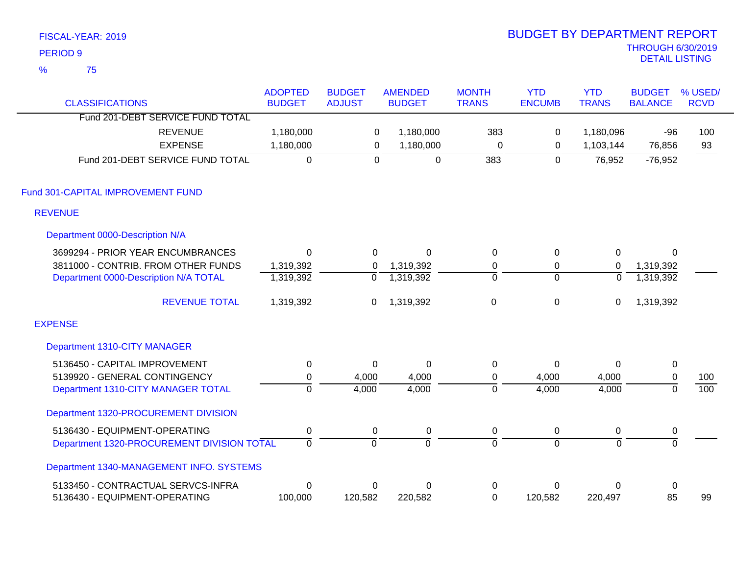FISCAL-YEAR: 2019

PERIOD 9

% 75

# BUDGET BY DEPARTMENT REPORT

THROUGH 6/30/2019

DETAIL LISTING

| CLASSIFICATIONS | ADOPTED BUDGET | BUDGET ADJUST | AMENDED BUDGET | MONTH TRANS | YTD ENCUMB | YTD TRANS | BUDGET BALANCE | % USED/ RCVD |
|---|---|---|---|---|---|---|---|---|
| Fund 201-DEBT SERVICE FUND TOTAL | | | | | | | | |
| REVENUE | 1,180,000 | 0 | 1,180,000 | 383 | 0 | 1,180,096 | -96 | 100 |
| EXPENSE | 1,180,000 | 0 | 1,180,000 | 0 | 0 | 1,103,144 | 76,856 | 93 |
| Fund 201-DEBT SERVICE FUND TOTAL | 0 | 0 | 0 | 383 | 0 | 76,952 | -76,952 | |
| **Fund 301-CAPITAL IMPROVEMENT FUND** | | | | | | | | |
| **REVENUE** | | | | | | | | |
| **Department 0000-Description N/A** | | | | | | | | |
| 3699294 - PRIOR YEAR ENCUMBRANCES | 0 | 0 | 0 | 0 | 0 | 0 | 0 | |
| 3811000 - CONTRIB. FROM OTHER FUNDS | 1,319,392 | 0 | 1,319,392 | 0 | 0 | 0 | 1,319,392 | |
| Department 0000-Description N/A TOTAL | 1,319,392 | 0 | 1,319,392 | 0 | 0 | 0 | 1,319,392 | |
| REVENUE TOTAL | 1,319,392 | 0 | 1,319,392 | 0 | 0 | 0 | 1,319,392 | |
| **EXPENSE** | | | | | | | | |
| **Department 1310-CITY MANAGER** | | | | | | | | |
| 5136450 - CAPITAL IMPROVEMENT | 0 | 0 | 0 | 0 | 0 | 0 | 0 | |
| 5139920 - GENERAL CONTINGENCY | 0 | 4,000 | 4,000 | 0 | 4,000 | 4,000 | 0 | 100 |
| Department 1310-CITY MANAGER TOTAL | 0 | 4,000 | 4,000 | 0 | 4,000 | 4,000 | 0 | 100 |
| **Department 1320-PROCUREMENT DIVISION** | | | | | | | | |
| 5136430 - EQUIPMENT-OPERATING | 0 | 0 | 0 | 0 | 0 | 0 | 0 | |
| Department 1320-PROCUREMENT DIVISION TOTAL | 0 | 0 | 0 | 0 | 0 | 0 | 0 | |
| **Department 1340-MANAGEMENT INFO. SYSTEMS** | | | | | | | | |
| 5133450 - CONTRACTUAL SERVCS-INFRA | 0 | 0 | 0 | 0 | 0 | 0 | 0 | |
| 5136430 - EQUIPMENT-OPERATING | 100,000 | 120,582 | 220,582 | 0 | 120,582 | 220,497 | 85 | 99 |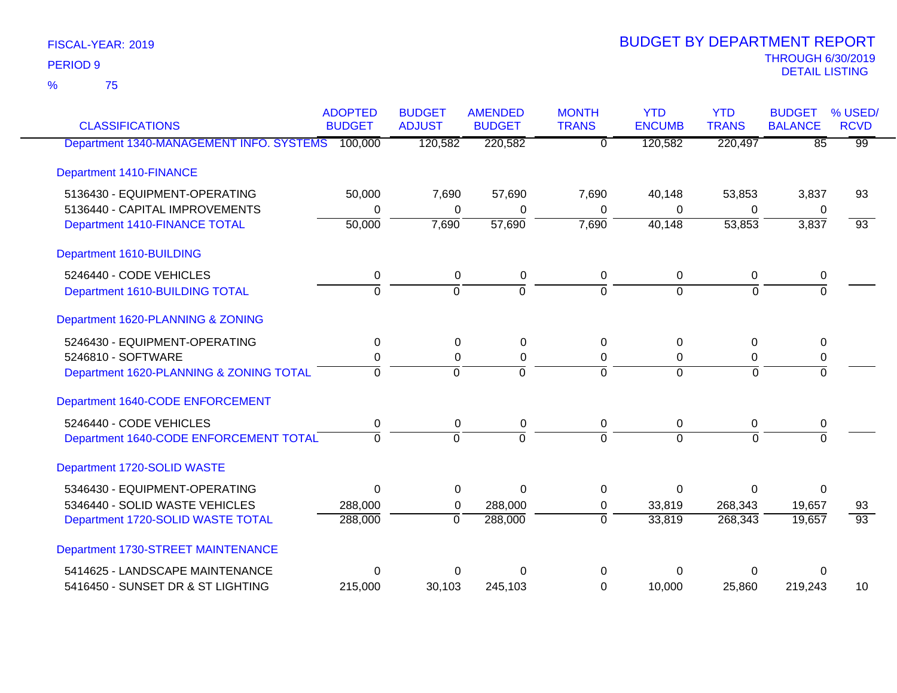FISCAL-YEAR: 2019
PERIOD 9
% 75

# BUDGET BY DEPARTMENT REPORT

THROUGH 6/30/2019
DETAIL LISTING

| CLASSIFICATIONS | ADOPTED BUDGET | BUDGET ADJUST | AMENDED BUDGET | MONTH TRANS | YTD ENCUMB | YTD TRANS | BUDGET BALANCE | % USED/ RCVD |
|---|---|---|---|---|---|---|---|---|
| Department 1340-MANAGEMENT INFO. SYSTEMS | 100,000 | 120,582 | 220,582 | 0 | 120,582 | 220,497 | 85 | 99 |
| **Department 1410-FINANCE** | | | | | | | | |
| 5136430 - EQUIPMENT-OPERATING | 50,000 | 7,690 | 57,690 | 7,690 | 40,148 | 53,853 | 3,837 | 93 |
| 5136440 - CAPITAL IMPROVEMENTS | 0 | 0 | 0 | 0 | 0 | 0 | 0 | |
| Department 1410-FINANCE TOTAL | 50,000 | 7,690 | 57,690 | 7,690 | 40,148 | 53,853 | 3,837 | 93 |
| **Department 1610-BUILDING** | | | | | | | | |
| 5246440 - CODE VEHICLES | 0 | 0 | 0 | 0 | 0 | 0 | 0 | |
| Department 1610-BUILDING TOTAL | 0 | 0 | 0 | 0 | 0 | 0 | 0 | |
| **Department 1620-PLANNING & ZONING** | | | | | | | | |
| 5246430 - EQUIPMENT-OPERATING | 0 | 0 | 0 | 0 | 0 | 0 | 0 | |
| 5246810 - SOFTWARE | 0 | 0 | 0 | 0 | 0 | 0 | 0 | |
| Department 1620-PLANNING & ZONING TOTAL | 0 | 0 | 0 | 0 | 0 | 0 | 0 | |
| **Department 1640-CODE ENFORCEMENT** | | | | | | | | |
| 5246440 - CODE VEHICLES | 0 | 0 | 0 | 0 | 0 | 0 | 0 | |
| Department 1640-CODE ENFORCEMENT TOTAL | 0 | 0 | 0 | 0 | 0 | 0 | 0 | |
| **Department 1720-SOLID WASTE** | | | | | | | | |
| 5346430 - EQUIPMENT-OPERATING | 0 | 0 | 0 | 0 | 0 | 0 | 0 | |
| 5346440 - SOLID WASTE VEHICLES | 288,000 | 0 | 288,000 | 0 | 33,819 | 268,343 | 19,657 | 93 |
| Department 1720-SOLID WASTE TOTAL | 288,000 | 0 | 288,000 | 0 | 33,819 | 268,343 | 19,657 | 93 |
| **Department 1730-STREET MAINTENANCE** | | | | | | | | |
| 5414625 - LANDSCAPE MAINTENANCE | 0 | 0 | 0 | 0 | 0 | 0 | 0 | |
| 5416450 - SUNSET DR & ST LIGHTING | 215,000 | 30,103 | 245,103 | 0 | 10,000 | 25,860 | 219,243 | 10 |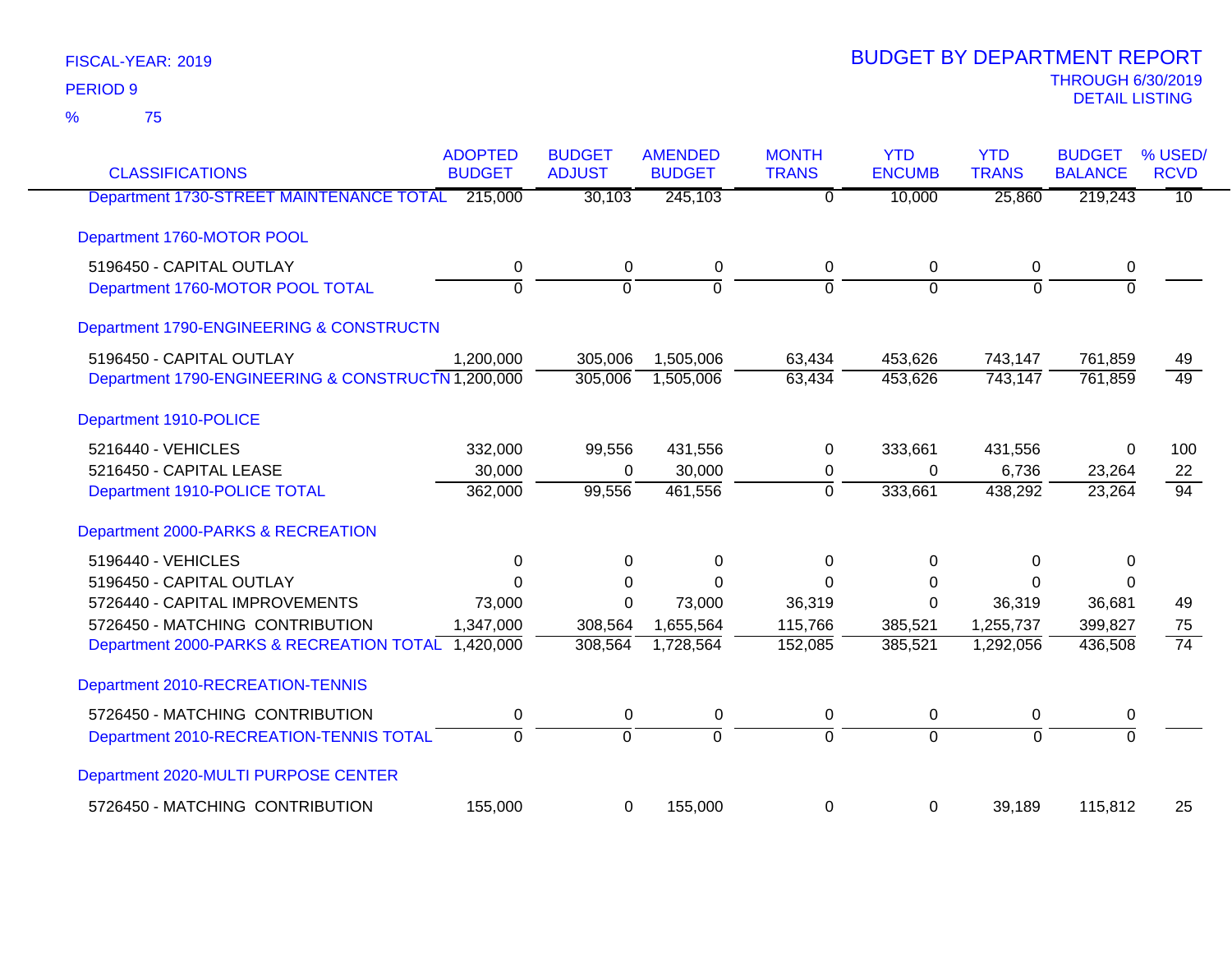FISCAL-YEAR: 2019
PERIOD 9
% 75

# BUDGET BY DEPARTMENT REPORT
THROUGH 6/30/2019
DETAIL LISTING

| CLASSIFICATIONS | ADOPTED BUDGET | BUDGET ADJUST | AMENDED BUDGET | MONTH TRANS | YTD ENCUMB | YTD TRANS | BUDGET BALANCE | % USED/ RCVD |
|---|---|---|---|---|---|---|---|---|
| Department 1730-STREET MAINTENANCE TOTAL | 215,000 | 30,103 | 245,103 | 0 | 10,000 | 25,860 | 219,243 | 10 |
| **Department 1760-MOTOR POOL** | | | | | | | | |
| 5196450 - CAPITAL OUTLAY | 0 | 0 | 0 | 0 | 0 | 0 | 0 | |
| Department 1760-MOTOR POOL TOTAL | 0 | 0 | 0 | 0 | 0 | 0 | 0 | |
| **Department 1790-ENGINEERING & CONSTRUCTN** | | | | | | | | |
| 5196450 - CAPITAL OUTLAY | 1,200,000 | 305,006 | 1,505,006 | 63,434 | 453,626 | 743,147 | 761,859 | 49 |
| Department 1790-ENGINEERING & CONSTRUCTN | 1,200,000 | 305,006 | 1,505,006 | 63,434 | 453,626 | 743,147 | 761,859 | 49 |
| **Department 1910-POLICE** | | | | | | | | |
| 5216440 - VEHICLES | 332,000 | 99,556 | 431,556 | 0 | 333,661 | 431,556 | 0 | 100 |
| 5216450 - CAPITAL LEASE | 30,000 | 0 | 30,000 | 0 | 0 | 6,736 | 23,264 | 22 |
| Department 1910-POLICE TOTAL | 362,000 | 99,556 | 461,556 | 0 | 333,661 | 438,292 | 23,264 | 94 |
| **Department 2000-PARKS & RECREATION** | | | | | | | | |
| 5196440 - VEHICLES | 0 | 0 | 0 | 0 | 0 | 0 | 0 | |
| 5196450 - CAPITAL OUTLAY | 0 | 0 | 0 | 0 | 0 | 0 | 0 | |
| 5726440 - CAPITAL IMPROVEMENTS | 73,000 | 0 | 73,000 | 36,319 | 0 | 36,319 | 36,681 | 49 |
| 5726450 - MATCHING CONTRIBUTION | 1,347,000 | 308,564 | 1,655,564 | 115,766 | 385,521 | 1,255,737 | 399,827 | 75 |
| Department 2000-PARKS & RECREATION TOTAL | 1,420,000 | 308,564 | 1,728,564 | 152,085 | 385,521 | 1,292,056 | 436,508 | 74 |
| **Department 2010-RECREATION-TENNIS** | | | | | | | | |
| 5726450 - MATCHING CONTRIBUTION | 0 | 0 | 0 | 0 | 0 | 0 | 0 | |
| Department 2010-RECREATION-TENNIS TOTAL | 0 | 0 | 0 | 0 | 0 | 0 | 0 | |
| **Department 2020-MULTI PURPOSE CENTER** | | | | | | | | |
| 5726450 - MATCHING CONTRIBUTION | 155,000 | 0 | 155,000 | 0 | 0 | 39,189 | 115,812 | 25 |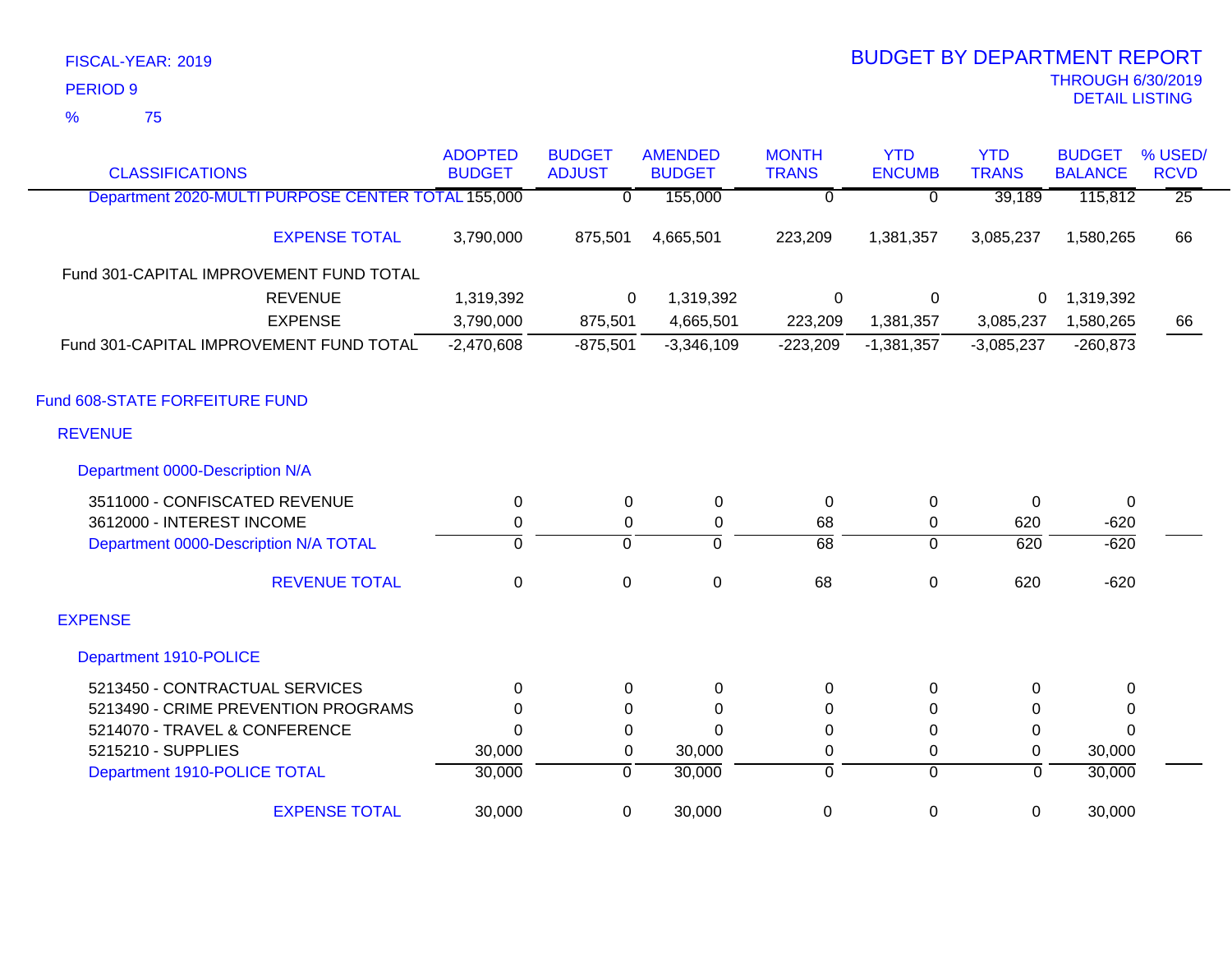FISCAL-YEAR: 2019

PERIOD 9

% 75

# BUDGET BY DEPARTMENT REPORT

THROUGH 6/30/2019

DETAIL LISTING

| CLASSIFICATIONS | ADOPTED BUDGET | BUDGET ADJUST | AMENDED BUDGET | MONTH TRANS | YTD ENCUMB | YTD TRANS | BUDGET BALANCE | % USED/ RCVD |
|---|---|---|---|---|---|---|---|---|
| Department 2020-MULTI PURPOSE CENTER TOTAL | 155,000 | 0 | 155,000 | 0 | 0 | 39,189 | 115,812 | 25 |
| EXPENSE TOTAL | 3,790,000 | 875,501 | 4,665,501 | 223,209 | 1,381,357 | 3,085,237 | 1,580,265 | 66 |
| Fund 301-CAPITAL IMPROVEMENT FUND TOTAL | | | | | | | | |
| REVENUE | 1,319,392 | 0 | 1,319,392 | 0 | 0 | 0 | 1,319,392 | |
| EXPENSE | 3,790,000 | 875,501 | 4,665,501 | 223,209 | 1,381,357 | 3,085,237 | 1,580,265 | 66 |
| Fund 301-CAPITAL IMPROVEMENT FUND TOTAL | -2,470,608 | -875,501 | -3,346,109 | -223,209 | -1,381,357 | -3,085,237 | -260,873 | |
| **Fund 608-STATE FORFEITURE FUND** | | | | | | | | |
| **REVENUE** | | | | | | | | |
| **Department 0000-Description N/A** | | | | | | | | |
| 3511000 - CONFISCATED REVENUE | 0 | 0 | 0 | 0 | 0 | 0 | 0 | |
| 3612000 - INTEREST INCOME | 0 | 0 | 0 | 68 | 0 | 620 | -620 | |
| Department 0000-Description N/A TOTAL | 0 | 0 | 0 | 68 | 0 | 620 | -620 | |
| REVENUE TOTAL | 0 | 0 | 0 | 68 | 0 | 620 | -620 | |
| **EXPENSE** | | | | | | | | |
| **Department 1910-POLICE** | | | | | | | | |
| 5213450 - CONTRACTUAL SERVICES | 0 | 0 | 0 | 0 | 0 | 0 | 0 | |
| 5213490 - CRIME PREVENTION PROGRAMS | 0 | 0 | 0 | 0 | 0 | 0 | 0 | |
| 5214070 - TRAVEL & CONFERENCE | 0 | 0 | 0 | 0 | 0 | 0 | 0 | |
| 5215210 - SUPPLIES | 30,000 | 0 | 30,000 | 0 | 0 | 0 | 30,000 | |
| Department 1910-POLICE TOTAL | 30,000 | 0 | 30,000 | 0 | 0 | 0 | 30,000 | |
| EXPENSE TOTAL | 30,000 | 0 | 30,000 | 0 | 0 | 0 | 30,000 | |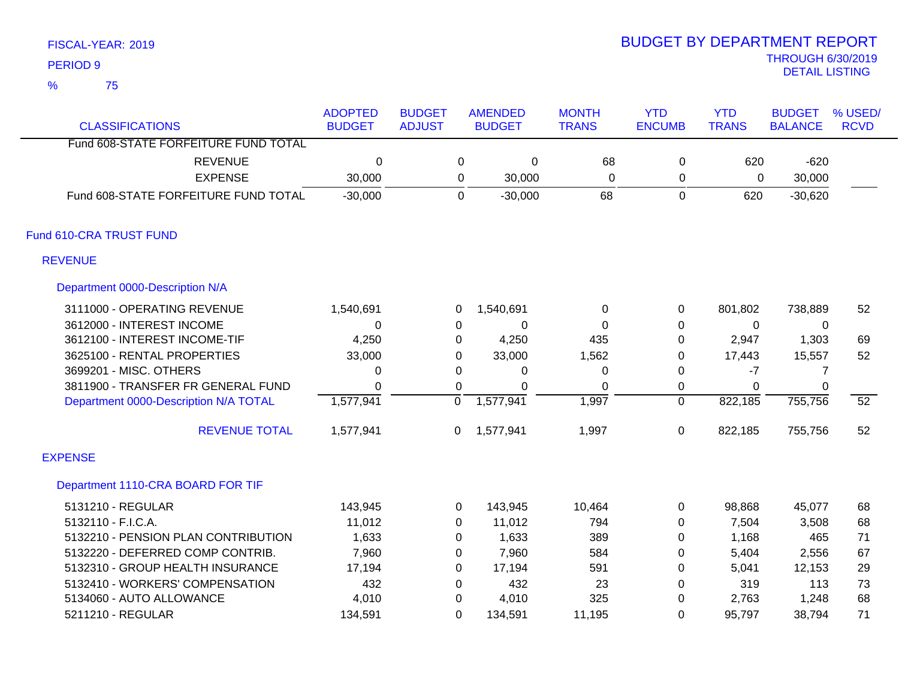FISCAL-YEAR: 2019

PERIOD 9

% 75

# BUDGET BY DEPARTMENT REPORT

THROUGH 6/30/2019

DETAIL LISTING

| CLASSIFICATIONS | ADOPTED BUDGET | BUDGET ADJUST | AMENDED BUDGET | MONTH TRANS | YTD ENCUMB | YTD TRANS | BUDGET BALANCE | % USED/ RCVD |
|---|---|---|---|---|---|---|---|---|
| Fund 608-STATE FORFEITURE FUND TOTAL | | | | | | | | |
| REVENUE | 0 | 0 | 0 | 68 | 0 | 620 | -620 | |
| EXPENSE | 30,000 | 0 | 30,000 | 0 | 0 | 0 | 30,000 | |
| Fund 608-STATE FORFEITURE FUND TOTAL | -30,000 | 0 | -30,000 | 68 | 0 | 620 | -30,620 | |
| **Fund 610-CRA TRUST FUND** | | | | | | | | |
| **REVENUE** | | | | | | | | |
| **Department 0000-Description N/A** | | | | | | | | |
| 3111000 - OPERATING REVENUE | 1,540,691 | 0 | 1,540,691 | 0 | 0 | 801,802 | 738,889 | 52 |
| 3612000 - INTEREST INCOME | 0 | 0 | 0 | 0 | 0 | 0 | 0 | |
| 3612100 - INTEREST INCOME-TIF | 4,250 | 0 | 4,250 | 435 | 0 | 2,947 | 1,303 | 69 |
| 3625100 - RENTAL PROPERTIES | 33,000 | 0 | 33,000 | 1,562 | 0 | 17,443 | 15,557 | 52 |
| 3699201 - MISC. OTHERS | 0 | 0 | 0 | 0 | 0 | -7 | 7 | |
| 3811900 - TRANSFER FR GENERAL FUND | 0 | 0 | 0 | 0 | 0 | 0 | 0 | |
| Department 0000-Description N/A TOTAL | 1,577,941 | 0 | 1,577,941 | 1,997 | 0 | 822,185 | 755,756 | 52 |
| REVENUE TOTAL | 1,577,941 | 0 | 1,577,941 | 1,997 | 0 | 822,185 | 755,756 | 52 |
| **EXPENSE** | | | | | | | | |
| **Department 1110-CRA BOARD FOR TIF** | | | | | | | | |
| 5131210 - REGULAR | 143,945 | 0 | 143,945 | 10,464 | 0 | 98,868 | 45,077 | 68 |
| 5132110 - F.I.C.A. | 11,012 | 0 | 11,012 | 794 | 0 | 7,504 | 3,508 | 68 |
| 5132210 - PENSION PLAN CONTRIBUTION | 1,633 | 0 | 1,633 | 389 | 0 | 1,168 | 465 | 71 |
| 5132220 - DEFERRED COMP CONTRIB. | 7,960 | 0 | 7,960 | 584 | 0 | 5,404 | 2,556 | 67 |
| 5132310 - GROUP HEALTH INSURANCE | 17,194 | 0 | 17,194 | 591 | 0 | 5,041 | 12,153 | 29 |
| 5132410 - WORKERS' COMPENSATION | 432 | 0 | 432 | 23 | 0 | 319 | 113 | 73 |
| 5134060 - AUTO ALLOWANCE | 4,010 | 0 | 4,010 | 325 | 0 | 2,763 | 1,248 | 68 |
| 5211210 - REGULAR | 134,591 | 0 | 134,591 | 11,195 | 0 | 95,797 | 38,794 | 71 |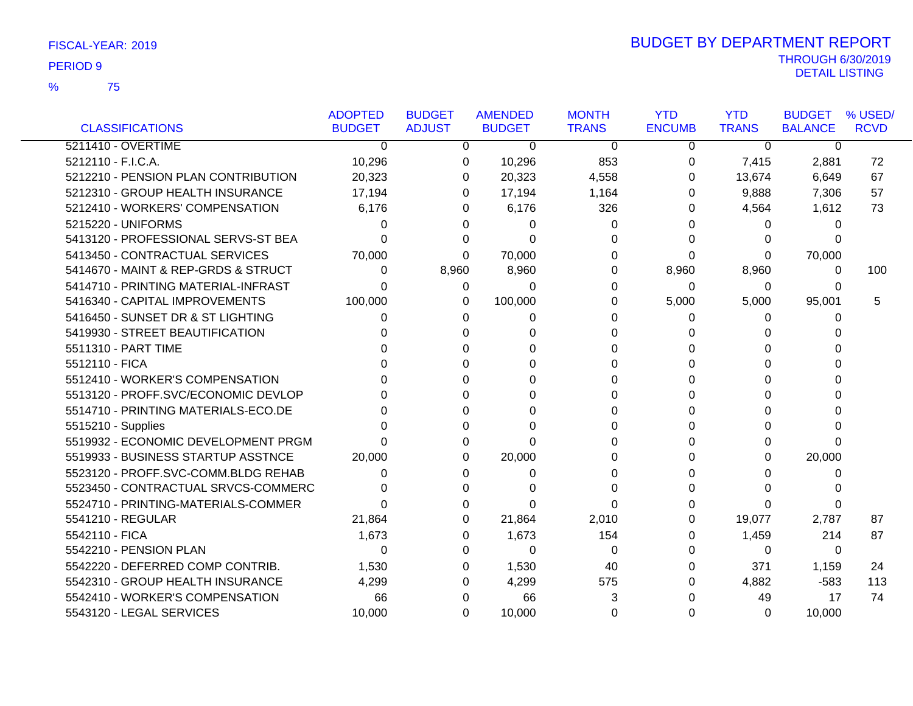FISCAL-YEAR: 2019

PERIOD 9

% 75

# BUDGET BY DEPARTMENT REPORT

THROUGH 6/30/2019

DETAIL LISTING

| CLASSIFICATIONS | ADOPTED BUDGET | BUDGET ADJUST | AMENDED BUDGET | MONTH TRANS | YTD ENCUMB | YTD TRANS | BUDGET BALANCE | % USED/ RCVD |
|---|---|---|---|---|---|---|---|---|
| 5211410 - OVERTIME | 0 | 0 | 0 | 0 | 0 | 0 | 0 | |
| 5212110 - F.I.C.A. | 10,296 | 0 | 10,296 | 853 | 0 | 7,415 | 2,881 | 72 |
| 5212210 - PENSION PLAN CONTRIBUTION | 20,323 | 0 | 20,323 | 4,558 | 0 | 13,674 | 6,649 | 67 |
| 5212310 - GROUP HEALTH INSURANCE | 17,194 | 0 | 17,194 | 1,164 | 0 | 9,888 | 7,306 | 57 |
| 5212410 - WORKERS' COMPENSATION | 6,176 | 0 | 6,176 | 326 | 0 | 4,564 | 1,612 | 73 |
| 5215220 - UNIFORMS | 0 | 0 | 0 | 0 | 0 | 0 | 0 | |
| 5413120 - PROFESSIONAL SERVS-ST BEA | 0 | 0 | 0 | 0 | 0 | 0 | 0 | |
| 5413450 - CONTRACTUAL SERVICES | 70,000 | 0 | 70,000 | 0 | 0 | 0 | 70,000 | |
| 5414670 - MAINT & REP-GRDS & STRUCT | 0 | 8,960 | 8,960 | 0 | 8,960 | 8,960 | 0 | 100 |
| 5414710 - PRINTING MATERIAL-INFRAST | 0 | 0 | 0 | 0 | 0 | 0 | 0 | |
| 5416340 - CAPITAL IMPROVEMENTS | 100,000 | 0 | 100,000 | 0 | 5,000 | 5,000 | 95,001 | 5 |
| 5416450 - SUNSET DR & ST LIGHTING | 0 | 0 | 0 | 0 | 0 | 0 | 0 | |
| 5419930 - STREET BEAUTIFICATION | 0 | 0 | 0 | 0 | 0 | 0 | 0 | |
| 5511310 - PART TIME | 0 | 0 | 0 | 0 | 0 | 0 | 0 | |
| 5512110 - FICA | 0 | 0 | 0 | 0 | 0 | 0 | 0 | |
| 5512410 - WORKER'S COMPENSATION | 0 | 0 | 0 | 0 | 0 | 0 | 0 | |
| 5513120 - PROFF.SVC/ECONOMIC DEVLOP | 0 | 0 | 0 | 0 | 0 | 0 | 0 | |
| 5514710 - PRINTING MATERIALS-ECO.DE | 0 | 0 | 0 | 0 | 0 | 0 | 0 | |
| 5515210 - Supplies | 0 | 0 | 0 | 0 | 0 | 0 | 0 | |
| 5519932 - ECONOMIC DEVELOPMENT PRGM | 0 | 0 | 0 | 0 | 0 | 0 | 0 | |
| 5519933 - BUSINESS STARTUP ASSTNCE | 20,000 | 0 | 20,000 | 0 | 0 | 0 | 20,000 | |
| 5523120 - PROFF.SVC-COMM.BLDG REHAB | 0 | 0 | 0 | 0 | 0 | 0 | 0 | |
| 5523450 - CONTRACTUAL SRVCS-COMMERC | 0 | 0 | 0 | 0 | 0 | 0 | 0 | |
| 5524710 - PRINTING-MATERIALS-COMMER | 0 | 0 | 0 | 0 | 0 | 0 | 0 | |
| 5541210 - REGULAR | 21,864 | 0 | 21,864 | 2,010 | 0 | 19,077 | 2,787 | 87 |
| 5542110 - FICA | 1,673 | 0 | 1,673 | 154 | 0 | 1,459 | 214 | 87 |
| 5542210 - PENSION PLAN | 0 | 0 | 0 | 0 | 0 | 0 | 0 | |
| 5542220 - DEFERRED COMP CONTRIB. | 1,530 | 0 | 1,530 | 40 | 0 | 371 | 1,159 | 24 |
| 5542310 - GROUP HEALTH INSURANCE | 4,299 | 0 | 4,299 | 575 | 0 | 4,882 | -583 | 113 |
| 5542410 - WORKER'S COMPENSATION | 66 | 0 | 66 | 3 | 0 | 49 | 17 | 74 |
| 5543120 - LEGAL SERVICES | 10,000 | 0 | 10,000 | 0 | 0 | 0 | 10,000 | |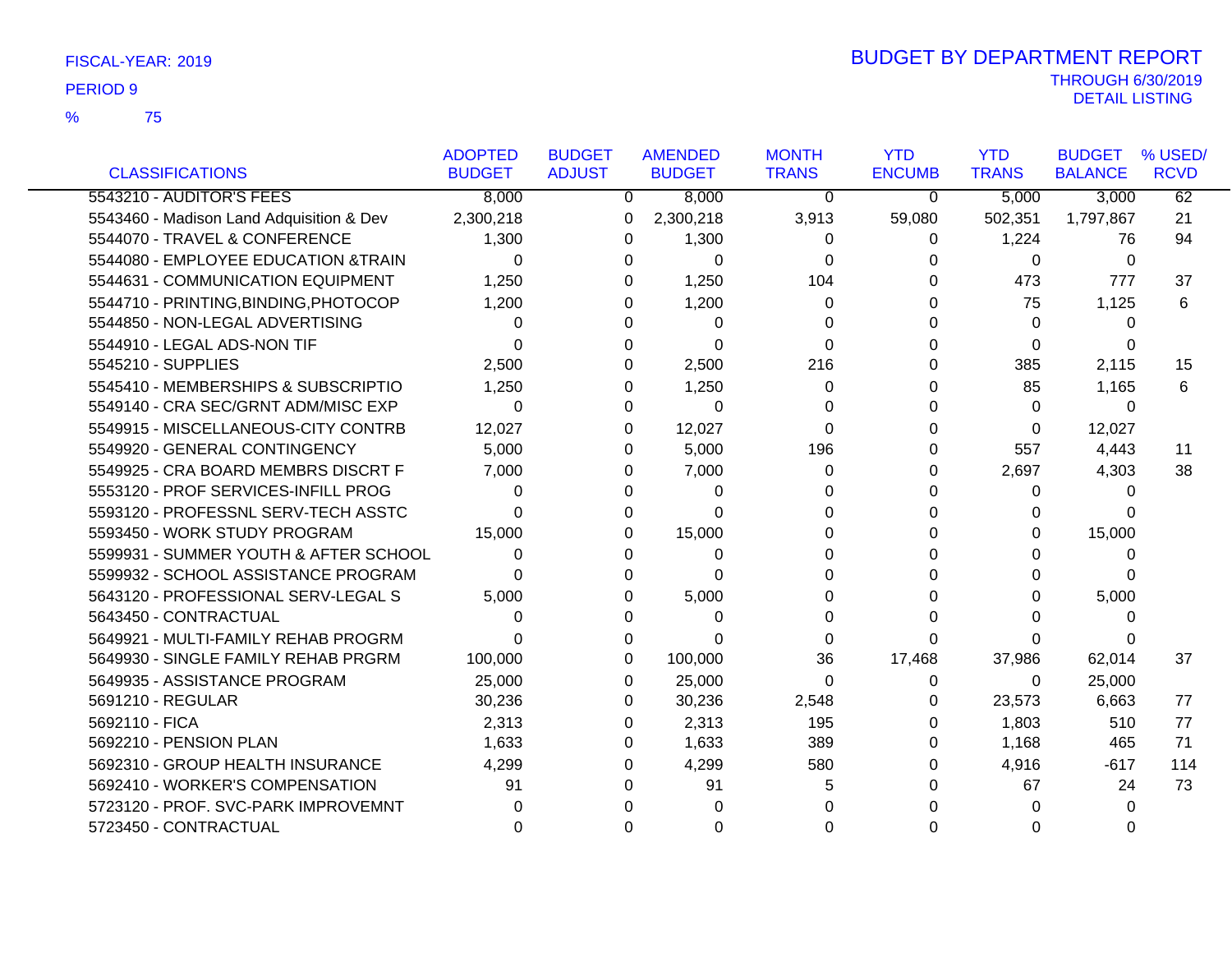FISCAL-YEAR: 2019

PERIOD 9

% 75

# BUDGET BY DEPARTMENT REPORT

THROUGH 6/30/2019

DETAIL LISTING

| CLASSIFICATIONS | ADOPTED BUDGET | BUDGET ADJUST | AMENDED BUDGET | MONTH TRANS | YTD ENCUMB | YTD TRANS | BUDGET BALANCE | % USED/ RCVD |
|---|---|---|---|---|---|---|---|---|
| 5543210 - AUDITOR'S FEES | 8,000 | 0 | 8,000 | 0 | 0 | 5,000 | 3,000 | 62 |
| 5543460 - Madison Land Adquisition & Dev | 2,300,218 | 0 | 2,300,218 | 3,913 | 59,080 | 502,351 | 1,797,867 | 21 |
| 5544070 - TRAVEL & CONFERENCE | 1,300 | 0 | 1,300 | 0 | 0 | 1,224 | 76 | 94 |
| 5544080 - EMPLOYEE EDUCATION &TRAIN | 0 | 0 | 0 | 0 | 0 | 0 | 0 | |
| 5544631 - COMMUNICATION EQUIPMENT | 1,250 | 0 | 1,250 | 104 | 0 | 473 | 777 | 37 |
| 5544710 - PRINTING,BINDING,PHOTOCOP | 1,200 | 0 | 1,200 | 0 | 0 | 75 | 1,125 | 6 |
| 5544850 - NON-LEGAL ADVERTISING | 0 | 0 | 0 | 0 | 0 | 0 | 0 | |
| 5544910 - LEGAL ADS-NON TIF | 0 | 0 | 0 | 0 | 0 | 0 | 0 | |
| 5545210 - SUPPLIES | 2,500 | 0 | 2,500 | 216 | 0 | 385 | 2,115 | 15 |
| 5545410 - MEMBERSHIPS & SUBSCRIPTIO | 1,250 | 0 | 1,250 | 0 | 0 | 85 | 1,165 | 6 |
| 5549140 - CRA SEC/GRNT ADM/MISC EXP | 0 | 0 | 0 | 0 | 0 | 0 | 0 | |
| 5549915 - MISCELLANEOUS-CITY CONTRB | 12,027 | 0 | 12,027 | 0 | 0 | 0 | 12,027 | |
| 5549920 - GENERAL CONTINGENCY | 5,000 | 0 | 5,000 | 196 | 0 | 557 | 4,443 | 11 |
| 5549925 - CRA BOARD MEMBRS DISCRT F | 7,000 | 0 | 7,000 | 0 | 0 | 2,697 | 4,303 | 38 |
| 5553120 - PROF SERVICES-INFILL PROG | 0 | 0 | 0 | 0 | 0 | 0 | 0 | |
| 5593120 - PROFESSNL SERV-TECH ASSTC | 0 | 0 | 0 | 0 | 0 | 0 | 0 | |
| 5593450 - WORK STUDY PROGRAM | 15,000 | 0 | 15,000 | 0 | 0 | 0 | 15,000 | |
| 5599931 - SUMMER YOUTH & AFTER SCHOOL | 0 | 0 | 0 | 0 | 0 | 0 | 0 | |
| 5599932 - SCHOOL ASSISTANCE PROGRAM | 0 | 0 | 0 | 0 | 0 | 0 | 0 | |
| 5643120 - PROFESSIONAL SERV-LEGAL S | 5,000 | 0 | 5,000 | 0 | 0 | 0 | 5,000 | |
| 5643450 - CONTRACTUAL | 0 | 0 | 0 | 0 | 0 | 0 | 0 | |
| 5649921 - MULTI-FAMILY REHAB PROGRM | 0 | 0 | 0 | 0 | 0 | 0 | 0 | |
| 5649930 - SINGLE FAMILY REHAB PRGRM | 100,000 | 0 | 100,000 | 36 | 17,468 | 37,986 | 62,014 | 37 |
| 5649935 - ASSISTANCE PROGRAM | 25,000 | 0 | 25,000 | 0 | 0 | 0 | 25,000 | |
| 5691210 - REGULAR | 30,236 | 0 | 30,236 | 2,548 | 0 | 23,573 | 6,663 | 77 |
| 5692110 - FICA | 2,313 | 0 | 2,313 | 195 | 0 | 1,803 | 510 | 77 |
| 5692210 - PENSION PLAN | 1,633 | 0 | 1,633 | 389 | 0 | 1,168 | 465 | 71 |
| 5692310 - GROUP HEALTH INSURANCE | 4,299 | 0 | 4,299 | 580 | 0 | 4,916 | -617 | 114 |
| 5692410 - WORKER'S COMPENSATION | 91 | 0 | 91 | 5 | 0 | 67 | 24 | 73 |
| 5723120 - PROF. SVC-PARK IMPROVEMNT | 0 | 0 | 0 | 0 | 0 | 0 | 0 | |
| 5723450 - CONTRACTUAL | 0 | 0 | 0 | 0 | 0 | 0 | 0 | |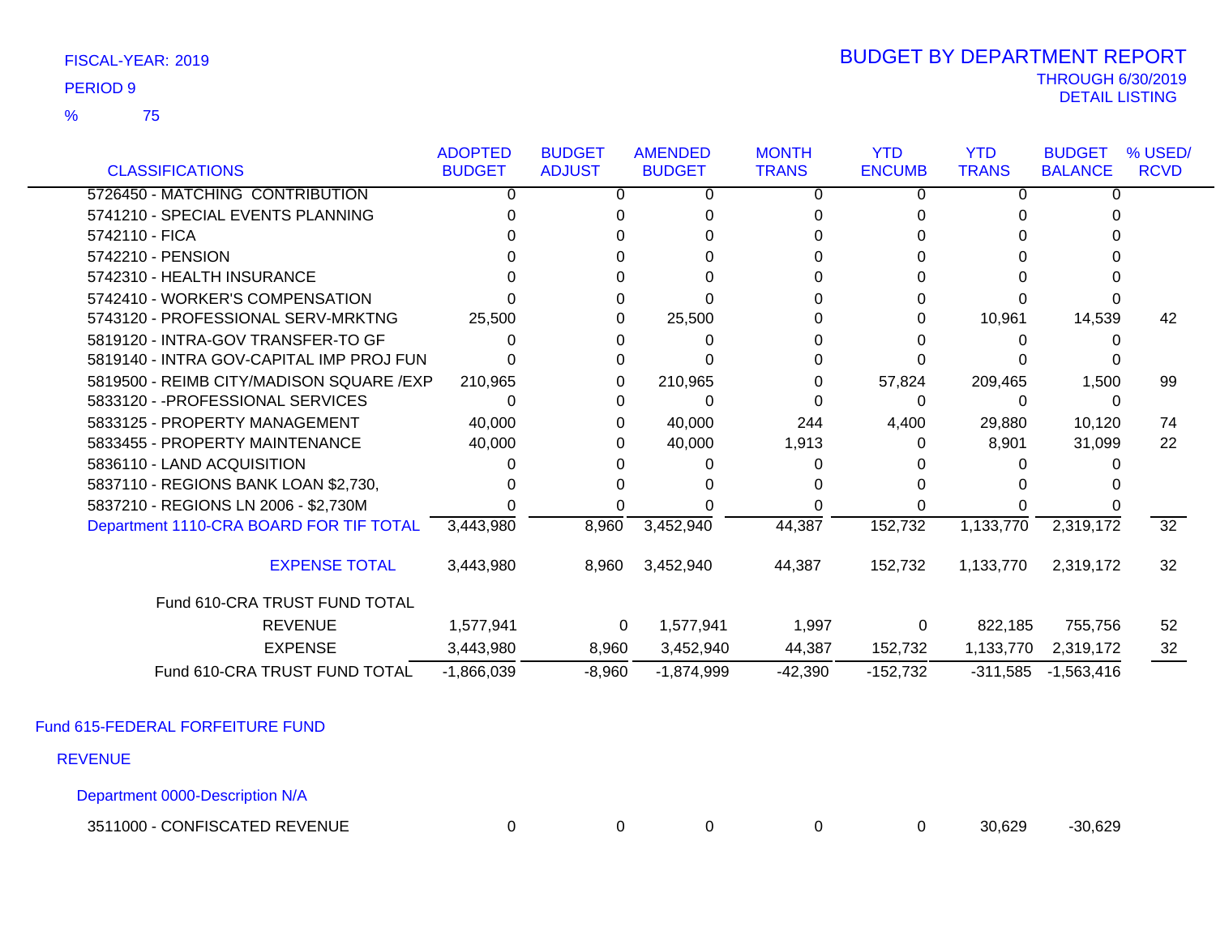FISCAL-YEAR: 2019

PERIOD 9

% 75

# BUDGET BY DEPARTMENT REPORT

THROUGH 6/30/2019
DETAIL LISTING

| CLASSIFICATIONS | ADOPTED BUDGET | BUDGET ADJUST | AMENDED BUDGET | MONTH TRANS | YTD ENCUMB | YTD TRANS | BUDGET BALANCE | % USED/ RCVD |
|---|---|---|---|---|---|---|---|---|
| 5726450 - MATCHING CONTRIBUTION | 0 | 0 | 0 | 0 | 0 | 0 | 0 | |
| 5741210 - SPECIAL EVENTS PLANNING | 0 | 0 | 0 | 0 | 0 | 0 | 0 | |
| 5742110 - FICA | 0 | 0 | 0 | 0 | 0 | 0 | 0 | |
| 5742210 - PENSION | 0 | 0 | 0 | 0 | 0 | 0 | 0 | |
| 5742310 - HEALTH INSURANCE | 0 | 0 | 0 | 0 | 0 | 0 | 0 | |
| 5742410 - WORKER'S COMPENSATION | 0 | 0 | 0 | 0 | 0 | 0 | 0 | |
| 5743120 - PROFESSIONAL SERV-MRKTNG | 25,500 | 0 | 25,500 | 0 | 0 | 10,961 | 14,539 | 42 |
| 5819120 - INTRA-GOV TRANSFER-TO GF | 0 | 0 | 0 | 0 | 0 | 0 | 0 | |
| 5819140 - INTRA GOV-CAPITAL IMP PROJ FUN | 0 | 0 | 0 | 0 | 0 | 0 | 0 | |
| 5819500 - REIMB CITY/MADISON SQUARE /EXP | 210,965 | 0 | 210,965 | 0 | 57,824 | 209,465 | 1,500 | 99 |
| 5833120 - -PROFESSIONAL SERVICES | 0 | 0 | 0 | 0 | 0 | 0 | 0 | |
| 5833125 - PROPERTY MANAGEMENT | 40,000 | 0 | 40,000 | 244 | 4,400 | 29,880 | 10,120 | 74 |
| 5833455 - PROPERTY MAINTENANCE | 40,000 | 0 | 40,000 | 1,913 | 0 | 8,901 | 31,099 | 22 |
| 5836110 - LAND ACQUISITION | 0 | 0 | 0 | 0 | 0 | 0 | 0 | |
| 5837110 - REGIONS BANK LOAN $2,730, | 0 | 0 | 0 | 0 | 0 | 0 | 0 | |
| 5837210 - REGIONS LN 2006 - $2,730M | 0 | 0 | 0 | 0 | 0 | 0 | 0 | |
| Department 1110-CRA BOARD FOR TIF TOTAL | 3,443,980 | 8,960 | 3,452,940 | 44,387 | 152,732 | 1,133,770 | 2,319,172 | 32 |
| EXPENSE TOTAL | 3,443,980 | 8,960 | 3,452,940 | 44,387 | 152,732 | 1,133,770 | 2,319,172 | 32 |
| Fund 610-CRA TRUST FUND TOTAL | | | | | | | | |
| REVENUE | 1,577,941 | 0 | 1,577,941 | 1,997 | 0 | 822,185 | 755,756 | 52 |
| EXPENSE | 3,443,980 | 8,960 | 3,452,940 | 44,387 | 152,732 | 1,133,770 | 2,319,172 | 32 |
| Fund 610-CRA TRUST FUND TOTAL | -1,866,039 | -8,960 | -1,874,999 | -42,390 | -152,732 | -311,585 | -1,563,416 | |

## Fund 615-FEDERAL FORFEITURE FUND

### REVENUE

#### Department 0000-Description N/A

| CLASSIFICATIONS | ADOPTED BUDGET | BUDGET ADJUST | AMENDED BUDGET | MONTH TRANS | YTD ENCUMB | YTD TRANS | BUDGET BALANCE | % USED/ RCVD |
|---|---|---|---|---|---|---|---|---|
| 3511000 - CONFISCATED REVENUE | 0 | 0 | 0 | 0 | 0 | 30,629 | -30,629 | |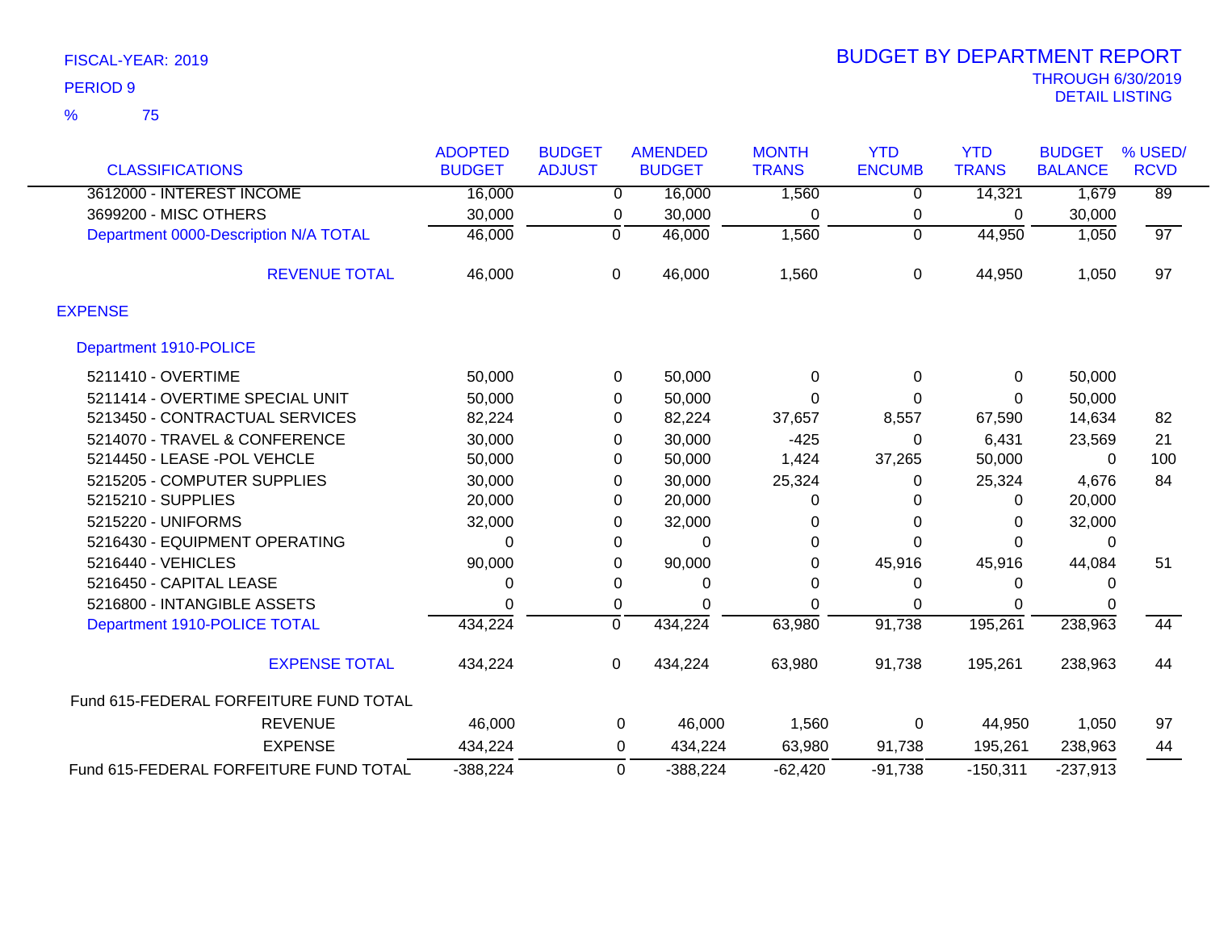FISCAL-YEAR: 2019

PERIOD 9

% 75

# BUDGET BY DEPARTMENT REPORT

THROUGH 6/30/2019

DETAIL LISTING

| CLASSIFICATIONS | ADOPTED BUDGET | BUDGET ADJUST | AMENDED BUDGET | MONTH TRANS | YTD ENCUMB | YTD TRANS | BUDGET BALANCE | % USED/ RCVD |
|---|---|---|---|---|---|---|---|---|
| 3612000 - INTEREST INCOME | 16,000 | 0 | 16,000 | 1,560 | 0 | 14,321 | 1,679 | 89 |
| 3699200 - MISC OTHERS | 30,000 | 0 | 30,000 | 0 | 0 | 0 | 30,000 | |
| Department 0000-Description N/A TOTAL | 46,000 | 0 | 46,000 | 1,560 | 0 | 44,950 | 1,050 | 97 |
| REVENUE TOTAL | 46,000 | 0 | 46,000 | 1,560 | 0 | 44,950 | 1,050 | 97 |
| EXPENSE | | | | | | | | |
| Department 1910-POLICE | | | | | | | | |
| 5211410 - OVERTIME | 50,000 | 0 | 50,000 | 0 | 0 | 0 | 50,000 | |
| 5211414 - OVERTIME SPECIAL UNIT | 50,000 | 0 | 50,000 | 0 | 0 | 0 | 50,000 | |
| 5213450 - CONTRACTUAL SERVICES | 82,224 | 0 | 82,224 | 37,657 | 8,557 | 67,590 | 14,634 | 82 |
| 5214070 - TRAVEL & CONFERENCE | 30,000 | 0 | 30,000 | -425 | 0 | 6,431 | 23,569 | 21 |
| 5214450 - LEASE -POL VEHCLE | 50,000 | 0 | 50,000 | 1,424 | 37,265 | 50,000 | 0 | 100 |
| 5215205 - COMPUTER SUPPLIES | 30,000 | 0 | 30,000 | 25,324 | 0 | 25,324 | 4,676 | 84 |
| 5215210 - SUPPLIES | 20,000 | 0 | 20,000 | 0 | 0 | 0 | 20,000 | |
| 5215220 - UNIFORMS | 32,000 | 0 | 32,000 | 0 | 0 | 0 | 32,000 | |
| 5216430 - EQUIPMENT OPERATING | 0 | 0 | 0 | 0 | 0 | 0 | 0 | |
| 5216440 - VEHICLES | 90,000 | 0 | 90,000 | 0 | 45,916 | 45,916 | 44,084 | 51 |
| 5216450 - CAPITAL LEASE | 0 | 0 | 0 | 0 | 0 | 0 | 0 | |
| 5216800 - INTANGIBLE ASSETS | 0 | 0 | 0 | 0 | 0 | 0 | 0 | |
| Department 1910-POLICE TOTAL | 434,224 | 0 | 434,224 | 63,980 | 91,738 | 195,261 | 238,963 | 44 |
| EXPENSE TOTAL | 434,224 | 0 | 434,224 | 63,980 | 91,738 | 195,261 | 238,963 | 44 |
| Fund 615-FEDERAL FORFEITURE FUND TOTAL | | | | | | | | |
| REVENUE | 46,000 | 0 | 46,000 | 1,560 | 0 | 44,950 | 1,050 | 97 |
| EXPENSE | 434,224 | 0 | 434,224 | 63,980 | 91,738 | 195,261 | 238,963 | 44 |
| Fund 615-FEDERAL FORFEITURE FUND TOTAL | -388,224 | 0 | -388,224 | -62,420 | -91,738 | -150,311 | -237,913 | |